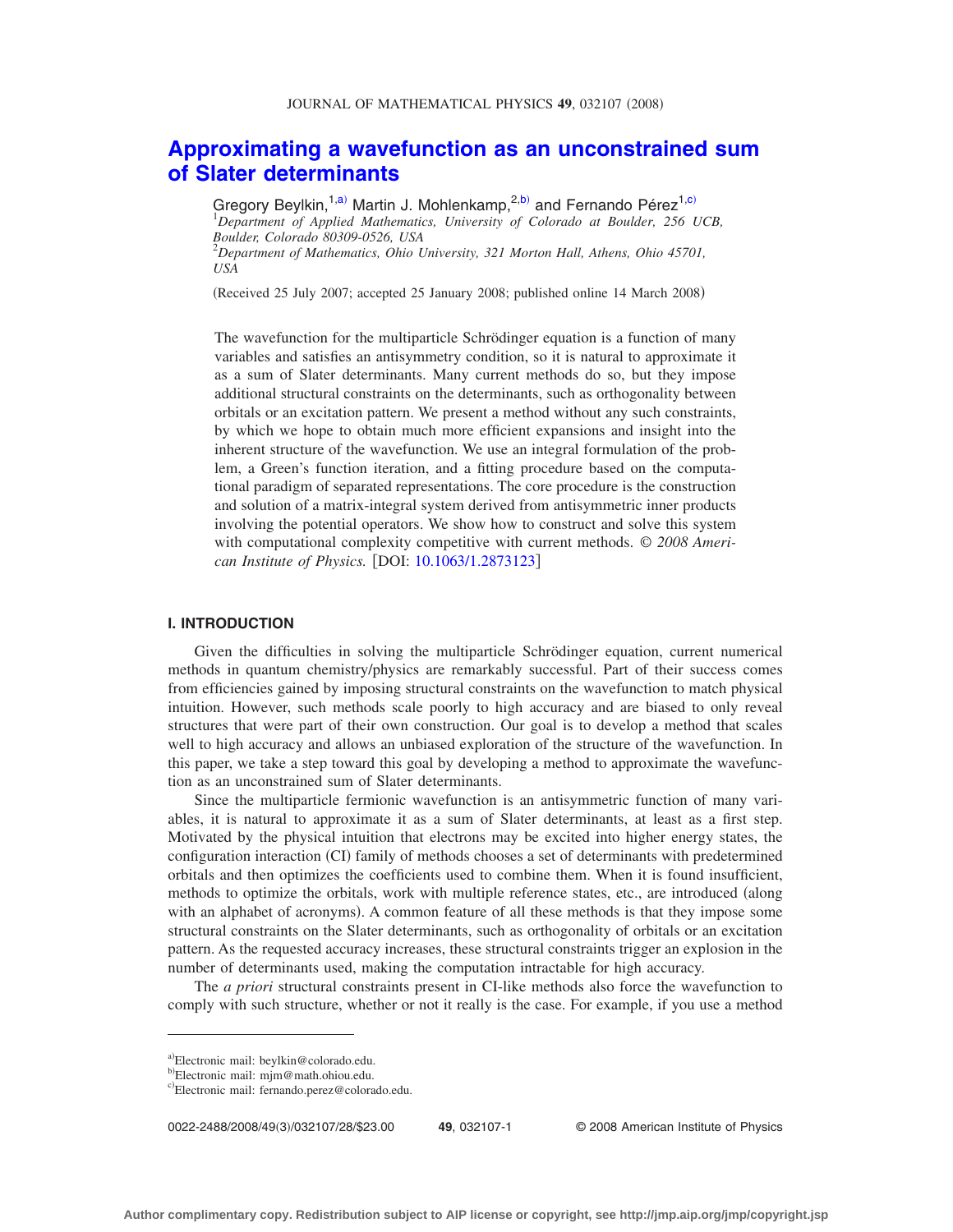# Approximating a wavefunction as an unconstrained sum of Slater determinants

Gregory Beylkin,[1,a] Martin J. Mohlenkamp,[2,b] and Fernando Pérez[1,c]

[1]*Department of Applied Mathematics, University of Colorado at Boulder, 256 UCB, Boulder, Colorado 80309-0526, USA*

[2]*Department of Mathematics, Ohio University, 321 Morton Hall, Athens, Ohio 45701, USA*

(Received 25 July 2007; accepted 25 January 2008; published online 14 March 2008)

The wavefunction for the multiparticle Schrödinger equation is a function of many variables and satisfies an antisymmetry condition, so it is natural to approximate it as a sum of Slater determinants. Many current methods do so, but they impose additional structural constraints on the determinants, such as orthogonality between orbitals or an excitation pattern. We present a method without any such constraints, by which we hope to obtain much more efficient expansions and insight into the inherent structure of the wavefunction. We use an integral formulation of the problem, a Green's function iteration, and a fitting procedure based on the computational paradigm of separated representations. The core procedure is the construction and solution of a matrix-integral system derived from antisymmetric inner products involving the potential operators. We show how to construct and solve this system with computational complexity competitive with current methods. © *2008 American Institute of Physics.* [DOI: 10.1063/1.2873123]

## I. INTRODUCTION

Given the difficulties in solving the multiparticle Schrödinger equation, current numerical methods in quantum chemistry/physics are remarkably successful. Part of their success comes from efficiencies gained by imposing structural constraints on the wavefunction to match physical intuition. However, such methods scale poorly to high accuracy and are biased to only reveal structures that were part of their own construction. Our goal is to develop a method that scales well to high accuracy and allows an unbiased exploration of the structure of the wavefunction. In this paper, we take a step toward this goal by developing a method to approximate the wavefunction as an unconstrained sum of Slater determinants.

Since the multiparticle fermionic wavefunction is an antisymmetric function of many variables, it is natural to approximate it as a sum of Slater determinants, at least as a first step. Motivated by the physical intuition that electrons may be excited into higher energy states, the configuration interaction (CI) family of methods chooses a set of determinants with predetermined orbitals and then optimizes the coefficients used to combine them. When it is found insufficient, methods to optimize the orbitals, work with multiple reference states, etc., are introduced (along with an alphabet of acronyms). A common feature of all these methods is that they impose some structural constraints on the Slater determinants, such as orthogonality of orbitals or an excitation pattern. As the requested accuracy increases, these structural constraints trigger an explosion in the number of determinants used, making the computation intractable for high accuracy.

The *a priori* structural constraints present in CI-like methods also force the wavefunction to comply with such structure, whether or not it really is the case. For example, if you use a method

[a]Electronic mail: beylkin@colorado.edu.
[b]Electronic mail: mjm@math.ohiou.edu.
[c]Electronic mail: fernando.perez@colorado.edu.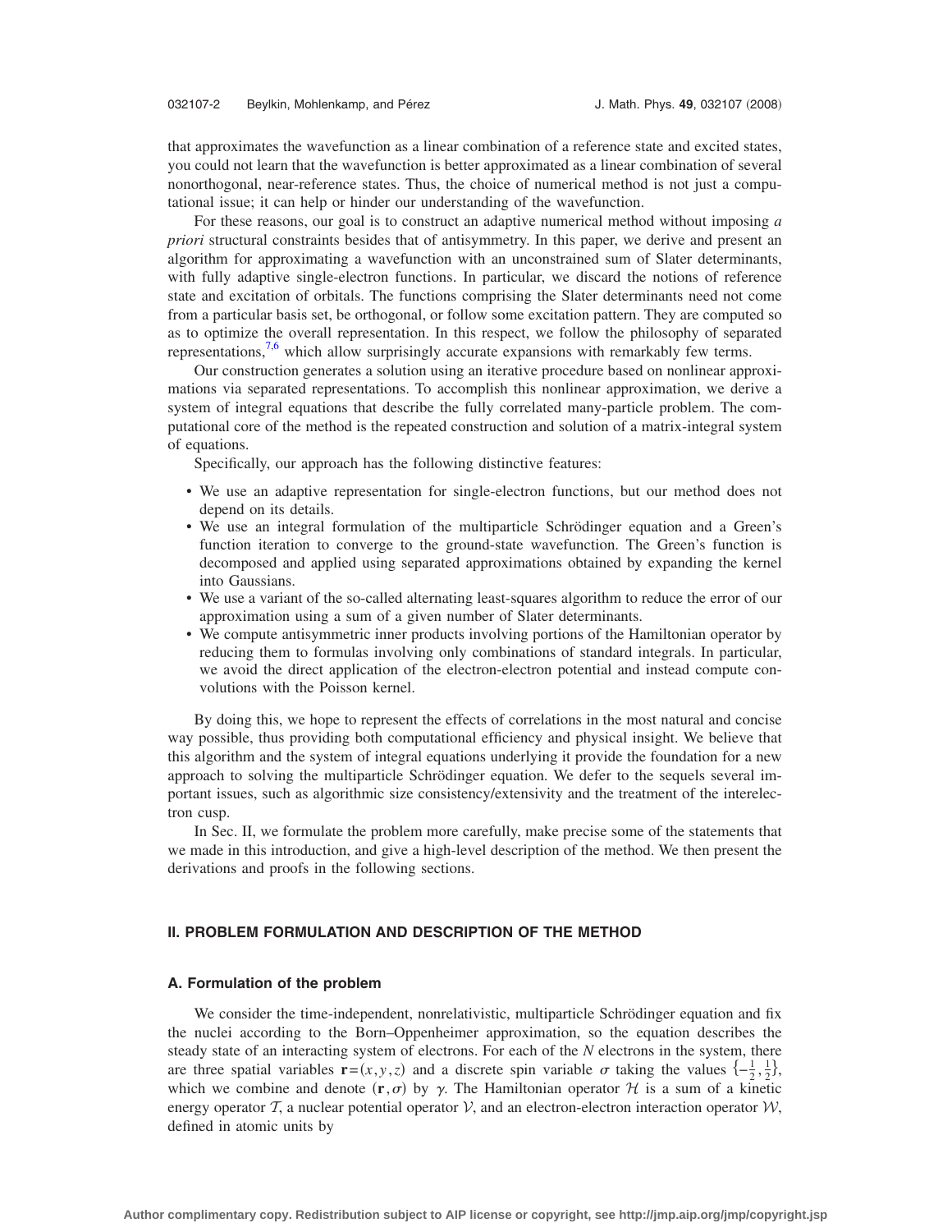that approximates the wavefunction as a linear combination of a reference state and excited states, you could not learn that the wavefunction is better approximated as a linear combination of several nonorthogonal, near-reference states. Thus, the choice of numerical method is not just a computational issue; it can help or hinder our understanding of the wavefunction.

For these reasons, our goal is to construct an adaptive numerical method without imposing *a priori* structural constraints besides that of antisymmetry. In this paper, we derive and present an algorithm for approximating a wavefunction with an unconstrained sum of Slater determinants, with fully adaptive single-electron functions. In particular, we discard the notions of reference state and excitation of orbitals. The functions comprising the Slater determinants need not come from a particular basis set, be orthogonal, or follow some excitation pattern. They are computed so as to optimize the overall representation. In this respect, we follow the philosophy of separated representations,[7,6] which allow surprisingly accurate expansions with remarkably few terms.

Our construction generates a solution using an iterative procedure based on nonlinear approximations via separated representations. To accomplish this nonlinear approximation, we derive a system of integral equations that describe the fully correlated many-particle problem. The computational core of the method is the repeated construction and solution of a matrix-integral system of equations.

Specifically, our approach has the following distinctive features:

- We use an adaptive representation for single-electron functions, but our method does not depend on its details.
- We use an integral formulation of the multiparticle Schrödinger equation and a Green's function iteration to converge to the ground-state wavefunction. The Green's function is decomposed and applied using separated approximations obtained by expanding the kernel into Gaussians.
- We use a variant of the so-called alternating least-squares algorithm to reduce the error of our approximation using a sum of a given number of Slater determinants.
- We compute antisymmetric inner products involving portions of the Hamiltonian operator by reducing them to formulas involving only combinations of standard integrals. In particular, we avoid the direct application of the electron-electron potential and instead compute convolutions with the Poisson kernel.

By doing this, we hope to represent the effects of correlations in the most natural and concise way possible, thus providing both computational efficiency and physical insight. We believe that this algorithm and the system of integral equations underlying it provide the foundation for a new approach to solving the multiparticle Schrödinger equation. We defer to the sequels several important issues, such as algorithmic size consistency/extensivity and the treatment of the interelectron cusp.

In Sec. II, we formulate the problem more carefully, make precise some of the statements that we made in this introduction, and give a high-level description of the method. We then present the derivations and proofs in the following sections.

## II. PROBLEM FORMULATION AND DESCRIPTION OF THE METHOD

### A. Formulation of the problem

We consider the time-independent, nonrelativistic, multiparticle Schrödinger equation and fix the nuclei according to the Born–Oppenheimer approximation, so the equation describes the steady state of an interacting system of electrons. For each of the $N$ electrons in the system, there are three spatial variables $\mathbf{r}=(x,y,z)$ and a discrete spin variable $\sigma$ taking the values $\{-\frac{1}{2},\frac{1}{2}\}$, which we combine and denote $(\mathbf{r},\sigma)$ by $\gamma$. The Hamiltonian operator $\mathcal{H}$ is a sum of a kinetic energy operator $\mathcal{T}$, a nuclear potential operator $\mathcal{V}$, and an electron-electron interaction operator $\mathcal{W}$, defined in atomic units by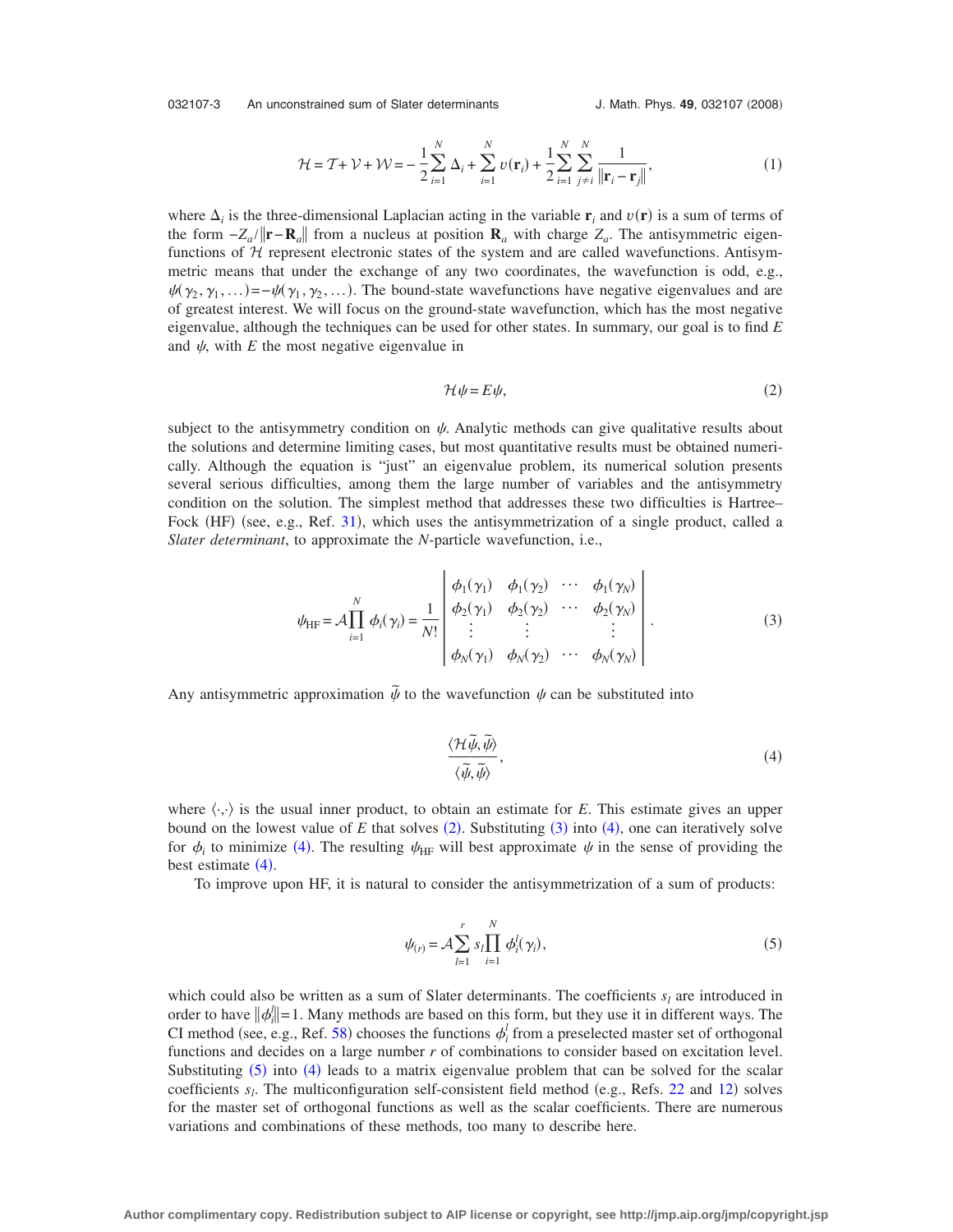$$\mathcal{H} = \mathcal{T} + \mathcal{V} + \mathcal{W} = -\frac{1}{2}\sum_{i=1}^{N} \Delta_i + \sum_{i=1}^{N} v(\mathbf{r}_i) + \frac{1}{2}\sum_{i=1}^{N}\sum_{j\neq i}^{N} \frac{1}{\|\mathbf{r}_i - \mathbf{r}_j\|}, \tag{1}$$

where $\Delta_i$ is the three-dimensional Laplacian acting in the variable $\mathbf{r}_i$ and $v(\mathbf{r})$ is a sum of terms of the form $-Z_a/\|\mathbf{r}-\mathbf{R}_a\|$ from a nucleus at position $\mathbf{R}_a$ with charge $Z_a$. The antisymmetric eigenfunctions of $\mathcal{H}$ represent electronic states of the system and are called wavefunctions. Antisymmetric means that under the exchange of any two coordinates, the wavefunction is odd, e.g., $\psi(\gamma_2, \gamma_1, \ldots) = -\psi(\gamma_1, \gamma_2, \ldots)$. The bound-state wavefunctions have negative eigenvalues and are of greatest interest. We will focus on the ground-state wavefunction, which has the most negative eigenvalue, although the techniques can be used for other states. In summary, our goal is to find $E$ and $\psi$, with $E$ the most negative eigenvalue in

$$\mathcal{H}\psi = E\psi, \tag{2}$$

subject to the antisymmetry condition on $\psi$. Analytic methods can give qualitative results about the solutions and determine limiting cases, but most quantitative results must be obtained numerically. Although the equation is "just" an eigenvalue problem, its numerical solution presents several serious difficulties, among them the large number of variables and the antisymmetry condition on the solution. The simplest method that addresses these two difficulties is Hartree–Fock (HF) (see, e.g., Ref. 31), which uses the antisymmetrization of a single product, called a *Slater determinant*, to approximate the $N$-particle wavefunction, i.e.,

$$\psi_{\mathrm{HF}} = \mathcal{A}\prod_{i=1}^{N} \phi_i(\gamma_i) = \frac{1}{N!}\begin{vmatrix} \phi_1(\gamma_1) & \phi_1(\gamma_2) & \cdots & \phi_1(\gamma_N) \\ \phi_2(\gamma_1) & \phi_2(\gamma_2) & \cdots & \phi_2(\gamma_N) \\ \vdots & \vdots & & \vdots \\ \phi_N(\gamma_1) & \phi_N(\gamma_2) & \cdots & \phi_N(\gamma_N) \end{vmatrix}. \tag{3}$$

Any antisymmetric approximation $\tilde{\psi}$ to the wavefunction $\psi$ can be substituted into

$$\frac{\langle \mathcal{H}\tilde{\psi}, \tilde{\psi}\rangle}{\langle \tilde{\psi}, \tilde{\psi}\rangle}, \tag{4}$$

where $\langle\cdot,\cdot\rangle$ is the usual inner product, to obtain an estimate for $E$. This estimate gives an upper bound on the lowest value of $E$ that solves (2). Substituting (3) into (4), one can iteratively solve for $\phi_i$ to minimize (4). The resulting $\psi_{\mathrm{HF}}$ will best approximate $\psi$ in the sense of providing the best estimate (4).

To improve upon HF, it is natural to consider the antisymmetrization of a sum of products:

$$\psi_{(r)} = \mathcal{A}\sum_{l=1}^{r} s_l \prod_{i=1}^{N} \phi_i^l(\gamma_i), \tag{5}$$

which could also be written as a sum of Slater determinants. The coefficients $s_l$ are introduced in order to have $\|\phi_i^l\| = 1$. Many methods are based on this form, but they use it in different ways. The CI method (see, e.g., Ref. 58) chooses the functions $\phi_i^l$ from a preselected master set of orthogonal functions and decides on a large number $r$ of combinations to consider based on excitation level. Substituting (5) into (4) leads to a matrix eigenvalue problem that can be solved for the scalar coefficients $s_l$. The multiconfiguration self-consistent field method (e.g., Refs. 22 and 12) solves for the master set of orthogonal functions as well as the scalar coefficients. There are numerous variations and combinations of these methods, too many to describe here.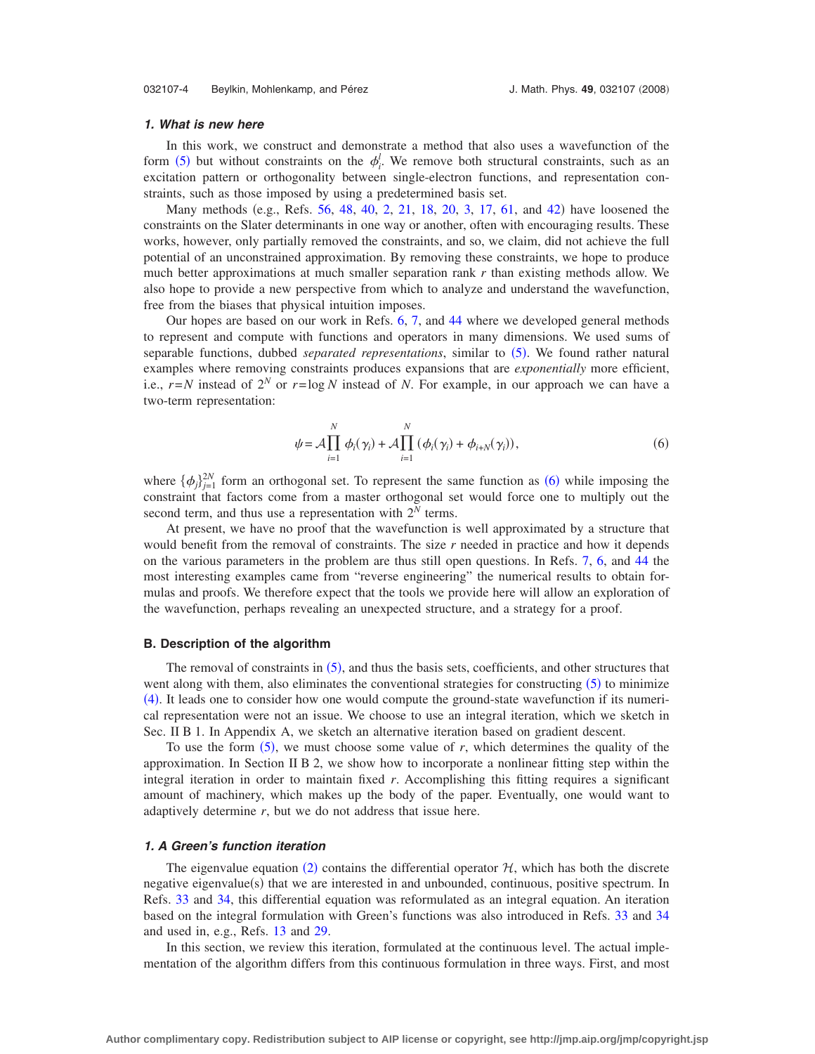### 1. What is new here

In this work, we construct and demonstrate a method that also uses a wavefunction of the form (5) but without constraints on the $\phi_i^l$. We remove both structural constraints, such as an excitation pattern or orthogonality between single-electron functions, and representation constraints, such as those imposed by using a predetermined basis set.

Many methods (e.g., Refs. 56, 48, 40, 2, 21, 18, 20, 3, 17, 61, and 42) have loosened the constraints on the Slater determinants in one way or another, often with encouraging results. These works, however, only partially removed the constraints, and so, we claim, did not achieve the full potential of an unconstrained approximation. By removing these constraints, we hope to produce much better approximations at much smaller separation rank $r$ than existing methods allow. We also hope to provide a new perspective from which to analyze and understand the wavefunction, free from the biases that physical intuition imposes.

Our hopes are based on our work in Refs. 6, 7, and 44 where we developed general methods to represent and compute with functions and operators in many dimensions. We used sums of separable functions, dubbed *separated representations*, similar to (5). We found rather natural examples where removing constraints produces expansions that are *exponentially* more efficient, i.e., $r=N$ instead of $2^N$ or $r=\log N$ instead of $N$. For example, in our approach we can have a two-term representation:

$$\psi = \mathcal{A}\prod_{i=1}^{N} \phi_i(\gamma_i) + \mathcal{A}\prod_{i=1}^{N} (\phi_i(\gamma_i) + \phi_{i+N}(\gamma_i)), \tag{6}$$

where $\{\phi_j\}_{j=1}^{2N}$ form an orthogonal set. To represent the same function as (6) while imposing the constraint that factors come from a master orthogonal set would force one to multiply out the second term, and thus use a representation with $2^N$ terms.

At present, we have no proof that the wavefunction is well approximated by a structure that would benefit from the removal of constraints. The size $r$ needed in practice and how it depends on the various parameters in the problem are thus still open questions. In Refs. 7, 6, and 44 the most interesting examples came from "reverse engineering" the numerical results to obtain formulas and proofs. We therefore expect that the tools we provide here will allow an exploration of the wavefunction, perhaps revealing an unexpected structure, and a strategy for a proof.

## B. Description of the algorithm

The removal of constraints in (5), and thus the basis sets, coefficients, and other structures that went along with them, also eliminates the conventional strategies for constructing (5) to minimize (4). It leads one to consider how one would compute the ground-state wavefunction if its numerical representation were not an issue. We choose to use an integral iteration, which we sketch in Sec. II B 1. In Appendix A, we sketch an alternative iteration based on gradient descent.

To use the form (5), we must choose some value of $r$, which determines the quality of the approximation. In Section II B 2, we show how to incorporate a nonlinear fitting step within the integral iteration in order to maintain fixed $r$. Accomplishing this fitting requires a significant amount of machinery, which makes up the body of the paper. Eventually, one would want to adaptively determine $r$, but we do not address that issue here.

### 1. A Green's function iteration

The eigenvalue equation (2) contains the differential operator $\mathcal{H}$, which has both the discrete negative eigenvalue(s) that we are interested in and unbounded, continuous, positive spectrum. In Refs. 33 and 34, this differential equation was reformulated as an integral equation. An iteration based on the integral formulation with Green's functions was also introduced in Refs. 33 and 34 and used in, e.g., Refs. 13 and 29.

In this section, we review this iteration, formulated at the continuous level. The actual implementation of the algorithm differs from this continuous formulation in three ways. First, and most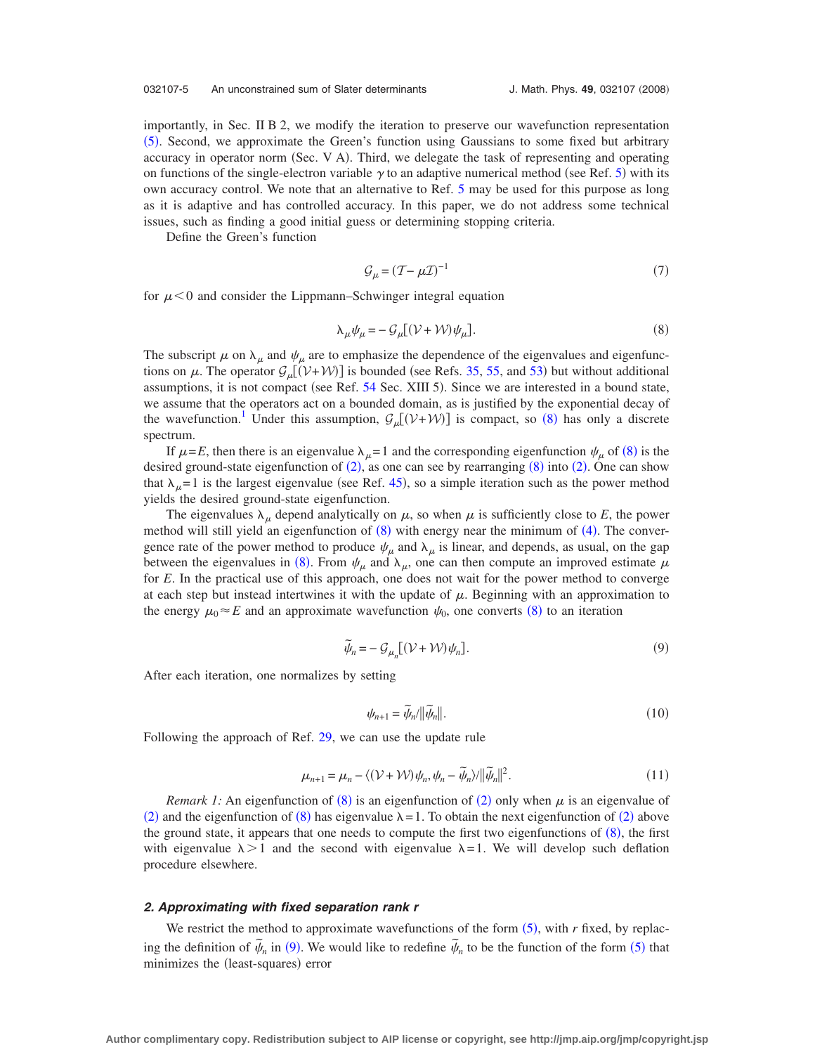importantly, in Sec. II B 2, we modify the iteration to preserve our wavefunction representation (5). Second, we approximate the Green's function using Gaussians to some fixed but arbitrary accuracy in operator norm (Sec. V A). Third, we delegate the task of representing and operating on functions of the single-electron variable $\gamma$ to an adaptive numerical method (see Ref. 5) with its own accuracy control. We note that an alternative to Ref. 5 may be used for this purpose as long as it is adaptive and has controlled accuracy. In this paper, we do not address some technical issues, such as finding a good initial guess or determining stopping criteria.

Define the Green's function

$$\mathcal{G}_\mu = (\mathcal{T} - \mu \mathcal{I})^{-1} \tag{7}$$

for $\mu < 0$ and consider the Lippmann–Schwinger integral equation

$$\lambda_\mu \psi_\mu = - \mathcal{G}_\mu [(\mathcal{V} + \mathcal{W})\psi_\mu]. \tag{8}$$

The subscript $\mu$ on $\lambda_\mu$ and $\psi_\mu$ are to emphasize the dependence of the eigenvalues and eigenfunctions on $\mu$. The operator $\mathcal{G}_\mu[(\mathcal{V}+\mathcal{W})]$ is bounded (see Refs. 35, 55, and 53) but without additional assumptions, it is not compact (see Ref. 54 Sec. XIII 5). Since we are interested in a bound state, we assume that the operators act on a bounded domain, as is justified by the exponential decay of the wavefunction.[1] Under this assumption, $\mathcal{G}_\mu[(\mathcal{V}+\mathcal{W})]$ is compact, so (8) has only a discrete spectrum.

If $\mu = E$, then there is an eigenvalue $\lambda_\mu = 1$ and the corresponding eigenfunction $\psi_\mu$ of (8) is the desired ground-state eigenfunction of (2), as one can see by rearranging (8) into (2). One can show that $\lambda_\mu = 1$ is the largest eigenvalue (see Ref. 45), so a simple iteration such as the power method yields the desired ground-state eigenfunction.

The eigenvalues $\lambda_\mu$ depend analytically on $\mu$, so when $\mu$ is sufficiently close to $E$, the power method will still yield an eigenfunction of (8) with energy near the minimum of (4). The convergence rate of the power method to produce $\psi_\mu$ and $\lambda_\mu$ is linear, and depends, as usual, on the gap between the eigenvalues in (8). From $\psi_\mu$ and $\lambda_\mu$, one can then compute an improved estimate $\mu$ for $E$. In the practical use of this approach, one does not wait for the power method to converge at each step but instead intertwines it with the update of $\mu$. Beginning with an approximation to the energy $\mu_0 \approx E$ and an approximate wavefunction $\psi_0$, one converts (8) to an iteration

$$\tilde{\psi}_n = - \mathcal{G}_{\mu_n} [(\mathcal{V} + \mathcal{W})\psi_n]. \tag{9}$$

After each iteration, one normalizes by setting

$$\psi_{n+1} = \tilde{\psi}_n / \| \tilde{\psi}_n \|. \tag{10}$$

Following the approach of Ref. 29, we can use the update rule

$$\mu_{n+1} = \mu_n - \langle (\mathcal{V} + \mathcal{W})\psi_n, \psi_n - \tilde{\psi}_n \rangle / \| \tilde{\psi}_n \|^2. \tag{11}$$

*Remark 1:* An eigenfunction of (8) is an eigenfunction of (2) only when $\mu$ is an eigenvalue of (2) and the eigenfunction of (8) has eigenvalue $\lambda = 1$. To obtain the next eigenfunction of (2) above the ground state, it appears that one needs to compute the first two eigenfunctions of (8), the first with eigenvalue $\lambda > 1$ and the second with eigenvalue $\lambda = 1$. We will develop such deflation procedure elsewhere.

#### 2. Approximating with fixed separation rank r

We restrict the method to approximate wavefunctions of the form (5), with $r$ fixed, by replacing the definition of $\tilde{\psi}_n$ in (9). We would like to redefine $\tilde{\psi}_n$ to be the function of the form (5) that minimizes the (least-squares) error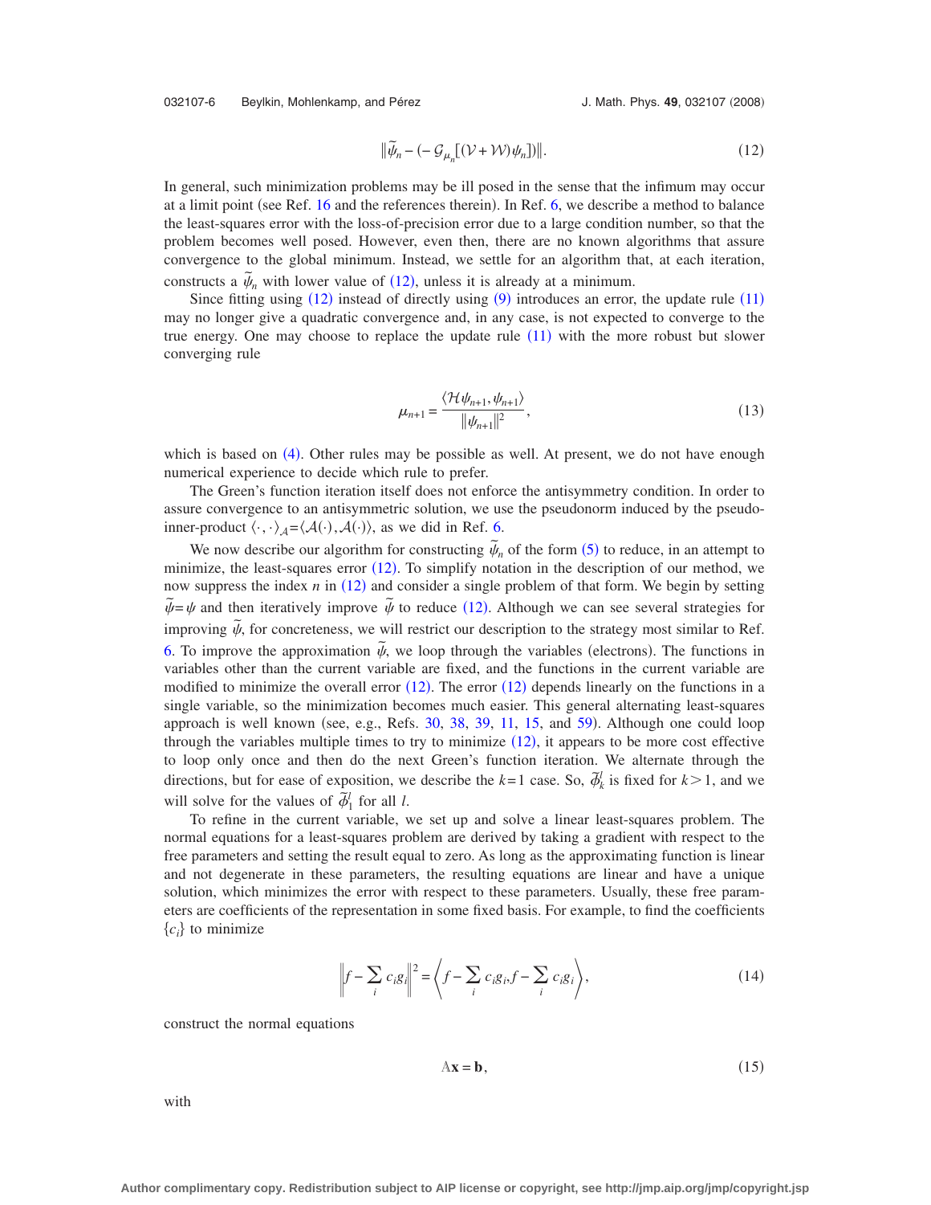$$\|\tilde{\psi}_n - (-\mathcal{G}_{\mu_n}[(\mathcal{V}+\mathcal{W})\psi_n])\|. \tag{12}$$

In general, such minimization problems may be ill posed in the sense that the infimum may occur at a limit point (see Ref. 16 and the references therein). In Ref. 6, we describe a method to balance the least-squares error with the loss-of-precision error due to a large condition number, so that the problem becomes well posed. However, even then, there are no known algorithms that assure convergence to the global minimum. Instead, we settle for an algorithm that, at each iteration, constructs a $\tilde{\psi}_n$ with lower value of (12), unless it is already at a minimum.

Since fitting using (12) instead of directly using (9) introduces an error, the update rule (11) may no longer give a quadratic convergence and, in any case, is not expected to converge to the true energy. One may choose to replace the update rule (11) with the more robust but slower converging rule

$$\mu_{n+1} = \frac{\langle \mathcal{H}\psi_{n+1}, \psi_{n+1}\rangle}{\|\psi_{n+1}\|^2}, \tag{13}$$

which is based on (4). Other rules may be possible as well. At present, we do not have enough numerical experience to decide which rule to prefer.

The Green's function iteration itself does not enforce the antisymmetry condition. In order to assure convergence to an antisymmetric solution, we use the pseudonorm induced by the pseudo-inner-product $\langle\cdot,\cdot\rangle_{\mathcal{A}} = \langle \mathcal{A}(\cdot), \mathcal{A}(\cdot)\rangle$, as we did in Ref. 6.

We now describe our algorithm for constructing $\tilde{\psi}_n$ of the form (5) to reduce, in an attempt to minimize, the least-squares error (12). To simplify notation in the description of our method, we now suppress the index $n$ in (12) and consider a single problem of that form. We begin by setting $\tilde{\psi} = \psi$ and then iteratively improve $\tilde{\psi}$ to reduce (12). Although we can see several strategies for improving $\tilde{\psi}$, for concreteness, we will restrict our description to the strategy most similar to Ref. 6. To improve the approximation $\tilde{\psi}$, we loop through the variables (electrons). The functions in variables other than the current variable are fixed, and the functions in the current variable are modified to minimize the overall error (12). The error (12) depends linearly on the functions in a single variable, so the minimization becomes much easier. This general alternating least-squares approach is well known (see, e.g., Refs. 30, 38, 39, 11, 15, and 59). Although one could loop through the variables multiple times to try to minimize (12), it appears to be more cost effective to loop only once and then do the next Green's function iteration. We alternate through the directions, but for ease of exposition, we describe the $k=1$ case. So, $\tilde{\phi}_k^l$ is fixed for $k>1$, and we will solve for the values of $\tilde{\phi}_1^l$ for all $l$.

To refine in the current variable, we set up and solve a linear least-squares problem. The normal equations for a least-squares problem are derived by taking a gradient with respect to the free parameters and setting the result equal to zero. As long as the approximating function is linear and not degenerate in these parameters, the resulting equations are linear and have a unique solution, which minimizes the error with respect to these parameters. Usually, these free parameters are coefficients of the representation in some fixed basis. For example, to find the coefficients $\{c_i\}$ to minimize

$$\left\| f - \sum_i c_i g_i \right\|^2 = \left\langle f - \sum_i c_i g_i, f - \sum_i c_i g_i \right\rangle, \tag{14}$$

construct the normal equations

$$\mathbb{A}\mathbf{x} = \mathbf{b}, \tag{15}$$

with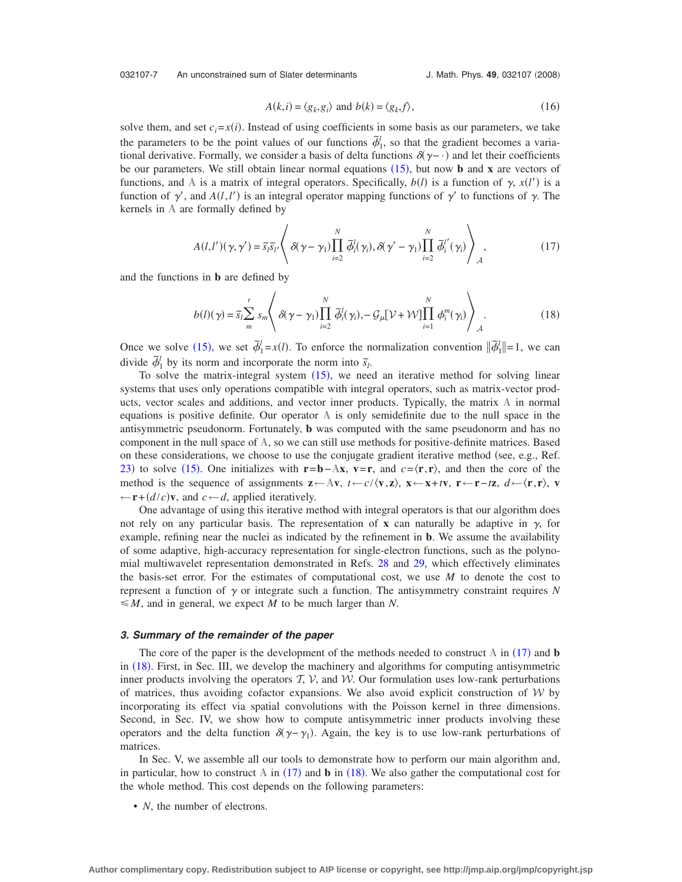$$A(k,i) = \langle g_k, g_i \rangle \text{ and } b(k) = \langle g_k, f \rangle, \tag{16}$$

solve them, and set $c_i = x(i)$. Instead of using coefficients in some basis as our parameters, we take the parameters to be the point values of our functions $\tilde{\phi}_1^l$, so that the gradient becomes a variational derivative. Formally, we consider a basis of delta functions $\delta(\gamma - \cdot)$ and let their coefficients be our parameters. We still obtain linear normal equations (15), but now $\mathbf{b}$ and $\mathbf{x}$ are vectors of functions, and $\mathbb{A}$ is a matrix of integral operators. Specifically, $b(l)$ is a function of $\gamma$, $x(l')$ is a function of $\gamma'$, and $A(l,l')$ is an integral operator mapping functions of $\gamma'$ to functions of $\gamma$. The kernels in $\mathbb{A}$ are formally defined by

$$A(l,l')(\gamma,\gamma') = \tilde{s}_l \tilde{s}_{l'} \left\langle \delta(\gamma - \gamma_1) \prod_{i=2}^{N} \tilde{\phi}_i^l(\gamma_i), \delta(\gamma' - \gamma_1) \prod_{i=2}^{N} \tilde{\phi}_i^{l'}(\gamma_i) \right\rangle_{\mathcal{A}}, \tag{17}$$

and the functions in $\mathbf{b}$ are defined by

$$b(l)(\gamma) = \tilde{s}_l \sum_{m}^{r} s_m \left\langle \delta(\gamma - \gamma_1) \prod_{i=2}^{N} \tilde{\phi}_i^l(\gamma_i), -\mathcal{G}_\mu[\mathcal{V} + \mathcal{W}] \prod_{i=1}^{N} \phi_i^m(\gamma_i) \right\rangle_{\mathcal{A}}. \tag{18}$$

Once we solve (15), we set $\tilde{\phi}_1^l = x(l)$. To enforce the normalization convention $\|\tilde{\phi}_1^l\| = 1$, we can divide $\tilde{\phi}_1^l$ by its norm and incorporate the norm into $\tilde{s}_l$.

To solve the matrix-integral system (15), we need an iterative method for solving linear systems that uses only operations compatible with integral operators, such as matrix-vector products, vector scales and additions, and vector inner products. Typically, the matrix $\mathbb{A}$ in normal equations is positive definite. Our operator $\mathbb{A}$ is only semidefinite due to the null space in the antisymmetric pseudonorm. Fortunately, $\mathbf{b}$ was computed with the same pseudonorm and has no component in the null space of $\mathbb{A}$, so we can still use methods for positive-definite matrices. Based on these considerations, we choose to use the conjugate gradient iterative method (see, e.g., Ref. 23) to solve (15). One initializes with $\mathbf{r} = \mathbf{b} - \mathbb{A}\mathbf{x}$, $\mathbf{v} = \mathbf{r}$, and $c = \langle \mathbf{r}, \mathbf{r} \rangle$, and then the core of the method is the sequence of assignments $\mathbf{z} \leftarrow \mathbb{A}\mathbf{v}$, $t \leftarrow c / \langle \mathbf{v}, \mathbf{z} \rangle$, $\mathbf{x} \leftarrow \mathbf{x} + t\mathbf{v}$, $\mathbf{r} \leftarrow \mathbf{r} - t\mathbf{z}$, $d \leftarrow \langle \mathbf{r}, \mathbf{r} \rangle$, $\mathbf{v} \leftarrow \mathbf{r} + (d/c)\mathbf{v}$, and $c \leftarrow d$, applied iteratively.

One advantage of using this iterative method with integral operators is that our algorithm does not rely on any particular basis. The representation of $\mathbf{x}$ can naturally be adaptive in $\gamma$, for example, refining near the nuclei as indicated by the refinement in $\mathbf{b}$. We assume the availability of some adaptive, high-accuracy representation for single-electron functions, such as the polynomial multiwavelet representation demonstrated in Refs. 28 and 29, which effectively eliminates the basis-set error. For the estimates of computational cost, we use $M$ to denote the cost to represent a function of $\gamma$ or integrate such a function. The antisymmetry constraint requires $N \leq M$, and in general, we expect $M$ to be much larger than $N$.

### *3. Summary of the remainder of the paper*

The core of the paper is the development of the methods needed to construct $\mathbb{A}$ in (17) and $\mathbf{b}$ in (18). First, in Sec. III, we develop the machinery and algorithms for computing antisymmetric inner products involving the operators $\mathcal{T}$, $\mathcal{V}$, and $\mathcal{W}$. Our formulation uses low-rank perturbations of matrices, thus avoiding cofactor expansions. We also avoid explicit construction of $\mathcal{W}$ by incorporating its effect via spatial convolutions with the Poisson kernel in three dimensions. Second, in Sec. IV, we show how to compute antisymmetric inner products involving these operators and the delta function $\delta(\gamma - \gamma_1)$. Again, the key is to use low-rank perturbations of matrices.

In Sec. V, we assemble all our tools to demonstrate how to perform our main algorithm and, in particular, how to construct $\mathbb{A}$ in (17) and $\mathbf{b}$ in (18). We also gather the computational cost for the whole method. This cost depends on the following parameters:

- $N$, the number of electrons.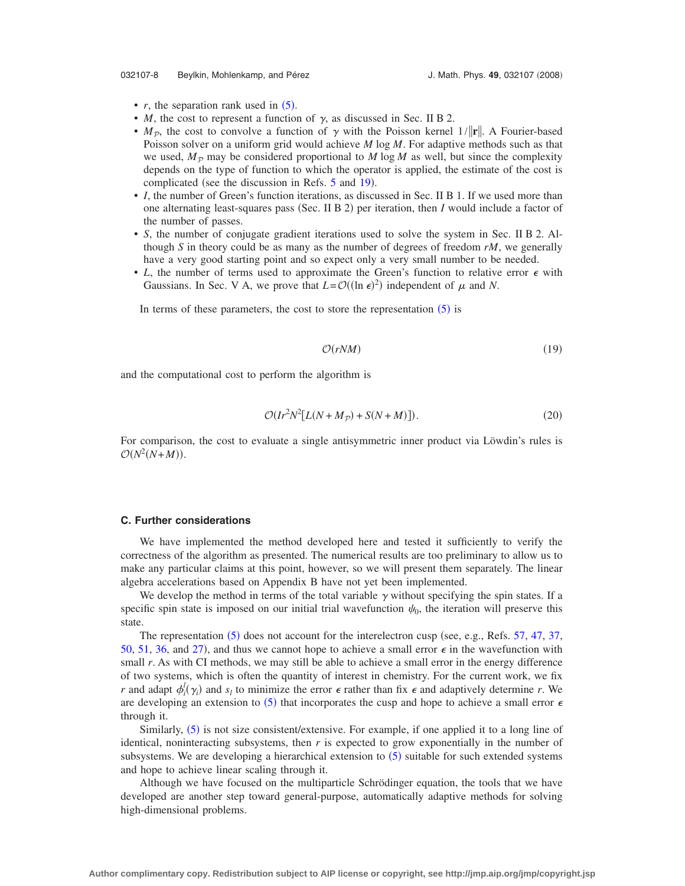- $r$, the separation rank used in (5).
- $M$, the cost to represent a function of $\gamma$, as discussed in Sec. II B 2.
- $M_{\mathcal{P}}$, the cost to convolve a function of $\gamma$ with the Poisson kernel $1/\|\mathbf{r}\|$. A Fourier-based Poisson solver on a uniform grid would achieve $M \log M$. For adaptive methods such as that we used, $M_{\mathcal{P}}$ may be considered proportional to $M \log M$ as well, but since the complexity depends on the type of function to which the operator is applied, the estimate of the cost is complicated (see the discussion in Refs. 5 and 19).
- $I$, the number of Green's function iterations, as discussed in Sec. II B 1. If we used more than one alternating least-squares pass (Sec. II B 2) per iteration, then $I$ would include a factor of the number of passes.
- $S$, the number of conjugate gradient iterations used to solve the system in Sec. II B 2. Although $S$ in theory could be as many as the number of degrees of freedom $rM$, we generally have a very good starting point and so expect only a very small number to be needed.
- $L$, the number of terms used to approximate the Green's function to relative error $\epsilon$ with Gaussians. In Sec. V A, we prove that $L=\mathcal{O}((\ln \epsilon)^2)$ independent of $\mu$ and $N$.

In terms of these parameters, the cost to store the representation (5) is

$$\mathcal{O}(rNM) \tag{19}$$

and the computational cost to perform the algorithm is

$$\mathcal{O}(Ir^2N^2[L(N+M_{\mathcal{P}})+S(N+M)]). \tag{20}$$

For comparison, the cost to evaluate a single antisymmetric inner product via Löwdin's rules is $\mathcal{O}(N^2(N+M))$.

### C. Further considerations

We have implemented the method developed here and tested it sufficiently to verify the correctness of the algorithm as presented. The numerical results are too preliminary to allow us to make any particular claims at this point, however, so we will present them separately. The linear algebra accelerations based on Appendix B have not yet been implemented.

We develop the method in terms of the total variable $\gamma$ without specifying the spin states. If a specific spin state is imposed on our initial trial wavefunction $\psi_0$, the iteration will preserve this state.

The representation (5) does not account for the interelectron cusp (see, e.g., Refs. 57, 47, 37, 50, 51, 36, and 27), and thus we cannot hope to achieve a small error $\epsilon$ in the wavefunction with small $r$. As with CI methods, we may still be able to achieve a small error in the energy difference of two systems, which is often the quantity of interest in chemistry. For the current work, we fix $r$ and adapt $\phi_i^l(\gamma_i)$ and $s_l$ to minimize the error $\epsilon$ rather than fix $\epsilon$ and adaptively determine $r$. We are developing an extension to (5) that incorporates the cusp and hope to achieve a small error $\epsilon$ through it.

Similarly, (5) is not size consistent/extensive. For example, if one applied it to a long line of identical, noninteracting subsystems, then $r$ is expected to grow exponentially in the number of subsystems. We are developing a hierarchical extension to (5) suitable for such extended systems and hope to achieve linear scaling through it.

Although we have focused on the multiparticle Schrödinger equation, the tools that we have developed are another step toward general-purpose, automatically adaptive methods for solving high-dimensional problems.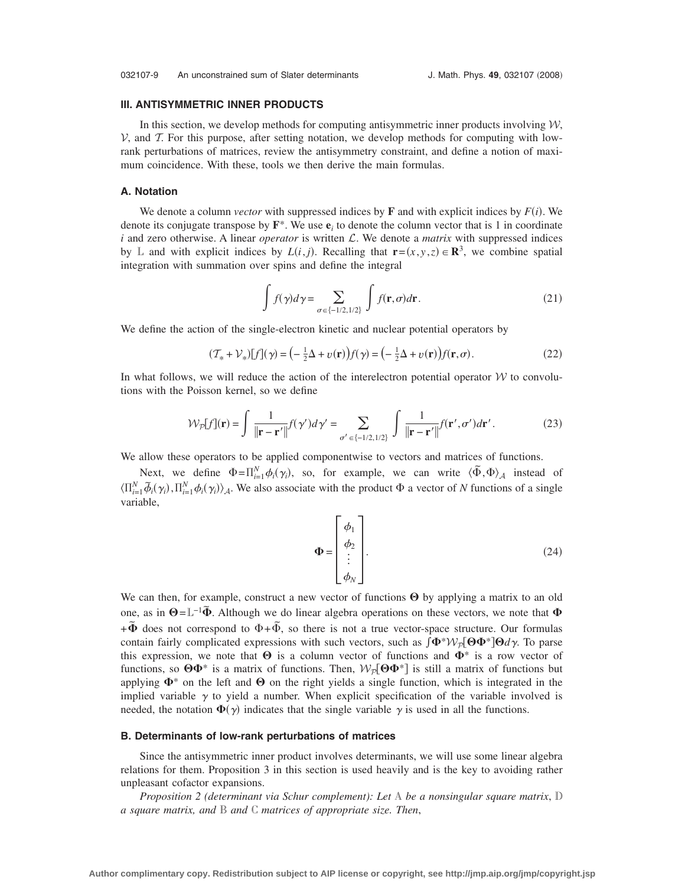## III. ANTISYMMETRIC INNER PRODUCTS

In this section, we develop methods for computing antisymmetric inner products involving $\mathcal{W}$, $\mathcal{V}$, and $\mathcal{T}$. For this purpose, after setting notation, we develop methods for computing with low-rank perturbations of matrices, review the antisymmetry constraint, and define a notion of maximum coincidence. With these, tools we then derive the main formulas.

### A. Notation

We denote a column *vector* with suppressed indices by $\mathbf{F}$ and with explicit indices by $F(i)$. We denote its conjugate transpose by $\mathbf{F}^*$. We use $\mathbf{e}_i$ to denote the column vector that is 1 in coordinate $i$ and zero otherwise. A linear *operator* is written $\mathcal{L}$. We denote a *matrix* with suppressed indices by $\mathbb{L}$ and with explicit indices by $L(i,j)$. Recalling that $\mathbf{r}=(x,y,z)\in\mathbf{R}^3$, we combine spatial integration with summation over spins and define the integral

$$\int f(\gamma)d\gamma = \sum_{\sigma\in\{-1/2,1/2\}} \int f(\mathbf{r},\sigma)d\mathbf{r}. \tag{21}$$

We define the action of the single-electron kinetic and nuclear potential operators by

$$(\mathcal{T}_* + \mathcal{V}_*)[f](\gamma) = \left(-\tfrac{1}{2}\Delta + v(\mathbf{r})\right)f(\gamma) = \left(-\tfrac{1}{2}\Delta + v(\mathbf{r})\right)f(\mathbf{r},\sigma). \tag{22}$$

In what follows, we will reduce the action of the interelectron potential operator $\mathcal{W}$ to convolutions with the Poisson kernel, so we define

$$\mathcal{W}_{\mathcal{P}}[f](\mathbf{r}) = \int \frac{1}{\|\mathbf{r}-\mathbf{r}'\|} f(\gamma')d\gamma' = \sum_{\sigma'\in\{-1/2,1/2\}} \int \frac{1}{\|\mathbf{r}-\mathbf{r}'\|} f(\mathbf{r}',\sigma')d\mathbf{r}'. \tag{23}$$

We allow these operators to be applied componentwise to vectors and matrices of functions.

Next, we define $\Phi=\Pi_{i=1}^N \phi_i(\gamma_i)$, so, for example, we can write $\langle\tilde{\Phi},\Phi\rangle_{\mathcal{A}}$ instead of $\langle\Pi_{i=1}^N\tilde{\phi}_i(\gamma_i),\Pi_{i=1}^N\phi_i(\gamma_i)\rangle_{\mathcal{A}}$. We also associate with the product $\Phi$ a vector of $N$ functions of a single variable,

$$\mathbf{\Phi} = \begin{bmatrix} \phi_1 \\ \phi_2 \\ \vdots \\ \phi_N \end{bmatrix}. \tag{24}$$

We can then, for example, construct a new vector of functions $\mathbf{\Theta}$ by applying a matrix to an old one, as in $\mathbf{\Theta}=\mathbb{L}^{-1}\tilde{\mathbf{\Phi}}$. Although we do linear algebra operations on these vectors, we note that $\mathbf{\Phi}+\tilde{\mathbf{\Phi}}$ does not correspond to $\Phi+\tilde{\Phi}$, so there is not a true vector-space structure. Our formulas contain fairly complicated expressions with such vectors, such as $\int\mathbf{\Phi}^*\mathcal{W}_{\mathcal{P}}[\mathbf{\Theta}\mathbf{\Phi}^*]\mathbf{\Theta}d\gamma$. To parse this expression, we note that $\mathbf{\Theta}$ is a column vector of functions and $\mathbf{\Phi}^*$ is a row vector of functions, so $\mathbf{\Theta}\mathbf{\Phi}^*$ is a matrix of functions. Then, $\mathcal{W}_{\mathcal{P}}[\mathbf{\Theta}\mathbf{\Phi}^*]$ is still a matrix of functions but applying $\mathbf{\Phi}^*$ on the left and $\mathbf{\Theta}$ on the right yields a single function, which is integrated in the implied variable $\gamma$ to yield a number. When explicit specification of the variable involved is needed, the notation $\mathbf{\Phi}(\gamma)$ indicates that the single variable $\gamma$ is used in all the functions.

### B. Determinants of low-rank perturbations of matrices

Since the antisymmetric inner product involves determinants, we will use some linear algebra relations for them. Proposition 3 in this section is used heavily and is the key to avoiding rather unpleasant cofactor expansions.

*Proposition 2 (determinant via Schur complement): Let* $\mathbb{A}$ *be a nonsingular square matrix*, $\mathbb{D}$ *a square matrix, and* $\mathbb{B}$ *and* $\mathbb{C}$ *matrices of appropriate size. Then*,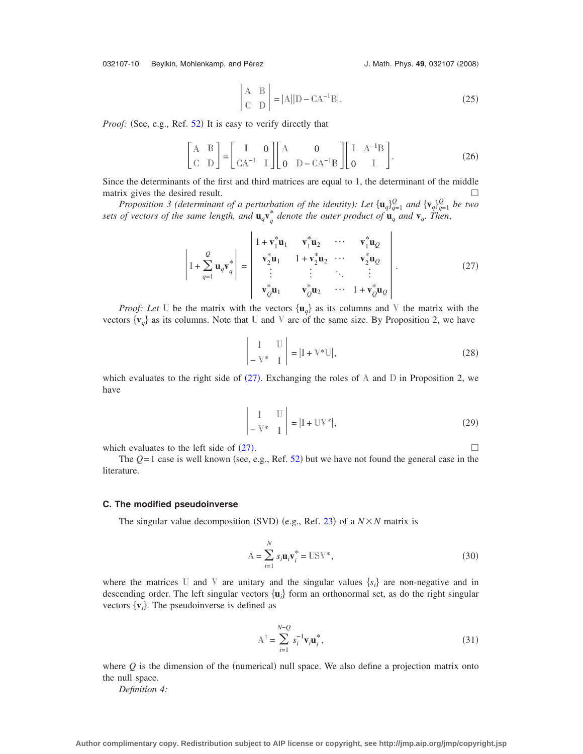$$
\begin{vmatrix} \mathbb{A} & \mathbb{B} \\ \mathbb{C} & \mathbb{D} \end{vmatrix} = |\mathbb{A}||\mathbb{D} - \mathbb{C}\mathbb{A}^{-1}\mathbb{B}|. \tag{25}
$$

*Proof:* (See, e.g., Ref. 52) It is easy to verify directly that

$$
\begin{bmatrix} \mathbb{A} & \mathbb{B} \\ \mathbb{C} & \mathbb{D} \end{bmatrix} = \begin{bmatrix} \mathbb{I} & 0 \\ \mathbb{C}\mathbb{A}^{-1} & \mathbb{I} \end{bmatrix} \begin{bmatrix} \mathbb{A} & 0 \\ 0 & \mathbb{D} - \mathbb{C}\mathbb{A}^{-1}\mathbb{B} \end{bmatrix} \begin{bmatrix} \mathbb{I} & \mathbb{A}^{-1}\mathbb{B} \\ 0 & \mathbb{I} \end{bmatrix}. \tag{26}
$$

Since the determinants of the first and third matrices are equal to 1, the determinant of the middle matrix gives the desired result. □

*Proposition 3 (determinant of a perturbation of the identity): Let $\{\mathbf{u}_q\}_{q=1}^{Q}$ and $\{\mathbf{v}_q\}_{q=1}^{Q}$ be two sets of vectors of the same length, and $\mathbf{u}_q\mathbf{v}_q^*$ denote the outer product of $\mathbf{u}_q$ and $\mathbf{v}_q$. Then,*

$$
\left| \mathbb{I} + \sum_{q=1}^{Q} \mathbf{u}_q \mathbf{v}_q^* \right| = \begin{vmatrix} 1 + \mathbf{v}_1^*\mathbf{u}_1 & \mathbf{v}_1^*\mathbf{u}_2 & \cdots & \mathbf{v}_1^*\mathbf{u}_Q \\ \mathbf{v}_2^*\mathbf{u}_1 & 1 + \mathbf{v}_2^*\mathbf{u}_2 & \cdots & \mathbf{v}_2^*\mathbf{u}_Q \\ \vdots & \vdots & \ddots & \vdots \\ \mathbf{v}_Q^*\mathbf{u}_1 & \mathbf{v}_Q^*\mathbf{u}_2 & \cdots & 1 + \mathbf{v}_Q^*\mathbf{u}_Q \end{vmatrix}. \tag{27}
$$

*Proof: Let* $\mathbb{U}$ be the matrix with the vectors $\{\mathbf{u}_q\}$ as its columns and $\mathbb{V}$ the matrix with the vectors $\{\mathbf{v}_q\}$ as its columns. Note that $\mathbb{U}$ and $\mathbb{V}$ are of the same size. By Proposition 2, we have

$$
\begin{vmatrix} \mathbb{I} & \mathbb{U} \\ -\mathbb{V}^* & \mathbb{I} \end{vmatrix} = |\mathbb{I} + \mathbb{V}^*\mathbb{U}|, \tag{28}
$$

which evaluates to the right side of (27). Exchanging the roles of $\mathbb{A}$ and $\mathbb{D}$ in Proposition 2, we have

$$
\begin{vmatrix} \mathbb{I} & \mathbb{U} \\ -\mathbb{V}^* & \mathbb{I} \end{vmatrix} = |\mathbb{I} + \mathbb{U}\mathbb{V}^*|, \tag{29}
$$

which evaluates to the left side of (27). □

The $Q=1$ case is well known (see, e.g., Ref. 52) but we have not found the general case in the literature.

### C. The modified pseudoinverse

The singular value decomposition (SVD) (e.g., Ref. 23) of a $N \times N$ matrix is

$$
\mathbb{A} = \sum_{i=1}^{N} s_i \mathbf{u}_i \mathbf{v}_i^* = \mathbb{U}\mathbb{S}\mathbb{V}^*, \tag{30}
$$

where the matrices $\mathbb{U}$ and $\mathbb{V}$ are unitary and the singular values $\{s_i\}$ are non-negative and in descending order. The left singular vectors $\{\mathbf{u}_i\}$ form an orthonormal set, as do the right singular vectors $\{\mathbf{v}_i\}$. The pseudoinverse is defined as

$$
\mathbb{A}^{\dagger} = \sum_{i=1}^{N-Q} s_i^{-1} \mathbf{v}_i \mathbf{u}_i^*, \tag{31}
$$

where $Q$ is the dimension of the (numerical) null space. We also define a projection matrix onto the null space.

*Definition 4:*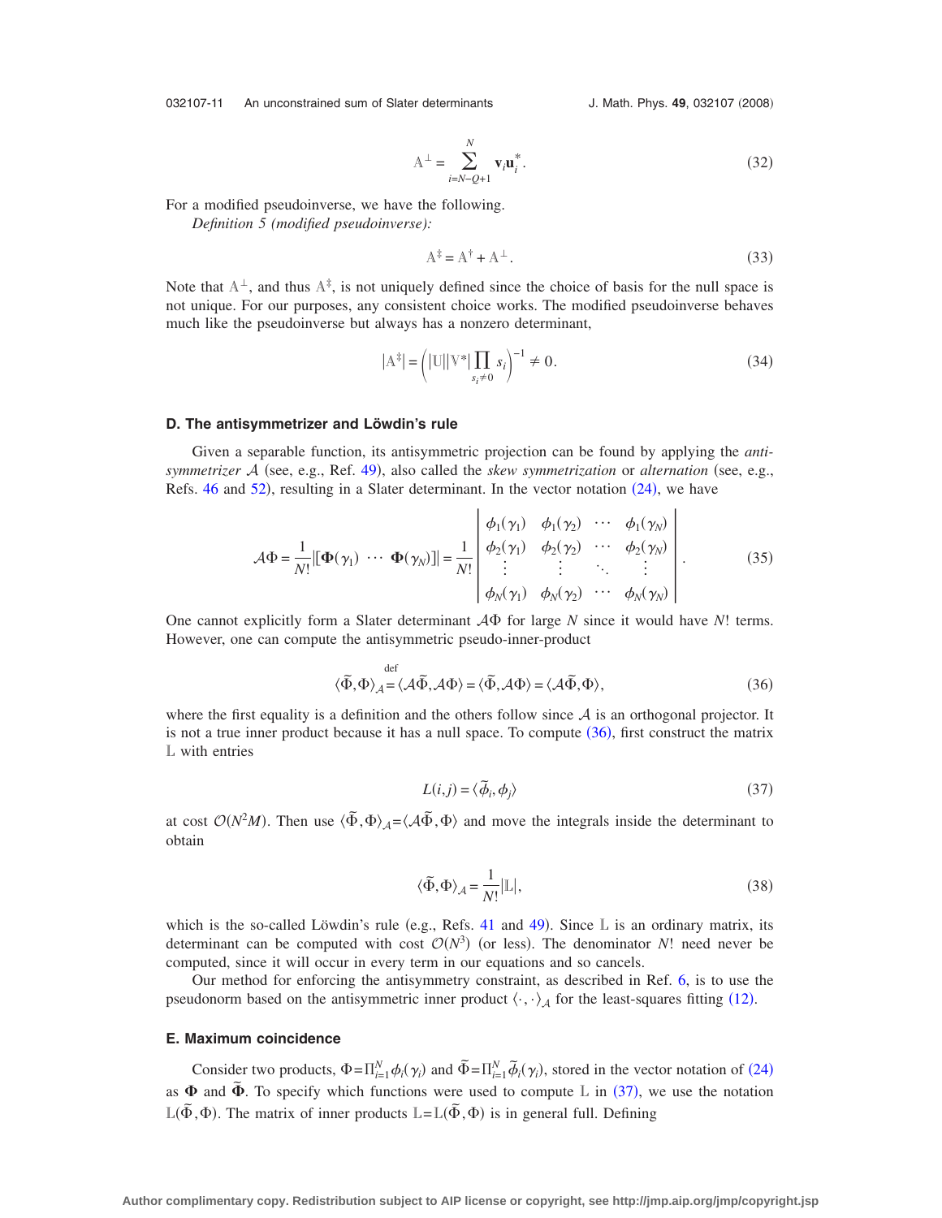$$\mathbb{A}^{\perp} = \sum_{i=N-Q+1}^{N} \mathbf{v}_i \mathbf{u}_i^*. \tag{32}$$

For a modified pseudoinverse, we have the following.

*Definition 5 (modified pseudoinverse):*

$$\mathbb{A}^{\ddagger} = \mathbb{A}^{\dagger} + \mathbb{A}^{\perp}. \tag{33}$$

Note that $\mathbb{A}^{\perp}$, and thus $\mathbb{A}^{\ddagger}$, is not uniquely defined since the choice of basis for the null space is not unique. For our purposes, any consistent choice works. The modified pseudoinverse behaves much like the pseudoinverse but always has a nonzero determinant,

$$|\mathbb{A}^{\ddagger}| = \left( |\mathbb{U}||\mathbb{V}^*| \prod_{s_i \neq 0} s_i \right)^{-1} \neq 0. \tag{34}$$

### D. The antisymmetrizer and Löwdin's rule

Given a separable function, its antisymmetric projection can be found by applying the *antisymmetrizer* $\mathcal{A}$ (see, e.g., Ref. 49), also called the *skew symmetrization* or *alternation* (see, e.g., Refs. 46 and 52), resulting in a Slater determinant. In the vector notation (24), we have

$$\mathcal{A}\Phi = \frac{1}{N!} |[\mathbf{\Phi}(\gamma_1) \ \cdots \ \mathbf{\Phi}(\gamma_N)]| = \frac{1}{N!} \begin{vmatrix} \phi_1(\gamma_1) & \phi_1(\gamma_2) & \cdots & \phi_1(\gamma_N) \\ \phi_2(\gamma_1) & \phi_2(\gamma_2) & \cdots & \phi_2(\gamma_N) \\ \vdots & \vdots & \ddots & \vdots \\ \phi_N(\gamma_1) & \phi_N(\gamma_2) & \cdots & \phi_N(\gamma_N) \end{vmatrix}. \tag{35}$$

One cannot explicitly form a Slater determinant $\mathcal{A}\Phi$ for large $N$ since it would have $N!$ terms. However, one can compute the antisymmetric pseudo-inner-product

$$\langle \tilde{\Phi}, \Phi \rangle_{\mathcal{A}} \overset{\text{def}}{=} \langle \mathcal{A}\tilde{\Phi}, \mathcal{A}\Phi \rangle = \langle \tilde{\Phi}, \mathcal{A}\Phi \rangle = \langle \mathcal{A}\tilde{\Phi}, \Phi \rangle, \tag{36}$$

where the first equality is a definition and the others follow since $\mathcal{A}$ is an orthogonal projector. It is not a true inner product because it has a null space. To compute (36), first construct the matrix $\mathbb{L}$ with entries

$$L(i,j) = \langle \tilde{\phi}_i, \phi_j \rangle \tag{37}$$

at cost $\mathcal{O}(N^2 M)$. Then use $\langle \tilde{\Phi}, \Phi \rangle_{\mathcal{A}} = \langle \mathcal{A}\tilde{\Phi}, \Phi \rangle$ and move the integrals inside the determinant to obtain

$$\langle \tilde{\Phi}, \Phi \rangle_{\mathcal{A}} = \frac{1}{N!} |\mathbb{L}|, \tag{38}$$

which is the so-called Löwdin's rule (e.g., Refs. 41 and 49). Since $\mathbb{L}$ is an ordinary matrix, its determinant can be computed with cost $\mathcal{O}(N^3)$ (or less). The denominator $N!$ need never be computed, since it will occur in every term in our equations and so cancels.

Our method for enforcing the antisymmetry constraint, as described in Ref. 6, is to use the pseudonorm based on the antisymmetric inner product $\langle \cdot, \cdot \rangle_{\mathcal{A}}$ for the least-squares fitting (12).

### E. Maximum coincidence

Consider two products, $\Phi = \prod_{i=1}^{N} \phi_i(\gamma_i)$ and $\tilde{\Phi} = \prod_{i=1}^{N} \tilde{\phi}_i(\gamma_i)$, stored in the vector notation of (24) as $\mathbf{\Phi}$ and $\tilde{\mathbf{\Phi}}$. To specify which functions were used to compute $\mathbb{L}$ in (37), we use the notation $\mathbb{L}(\tilde{\Phi}, \Phi)$. The matrix of inner products $\mathbb{L} = \mathbb{L}(\tilde{\Phi}, \Phi)$ is in general full. Defining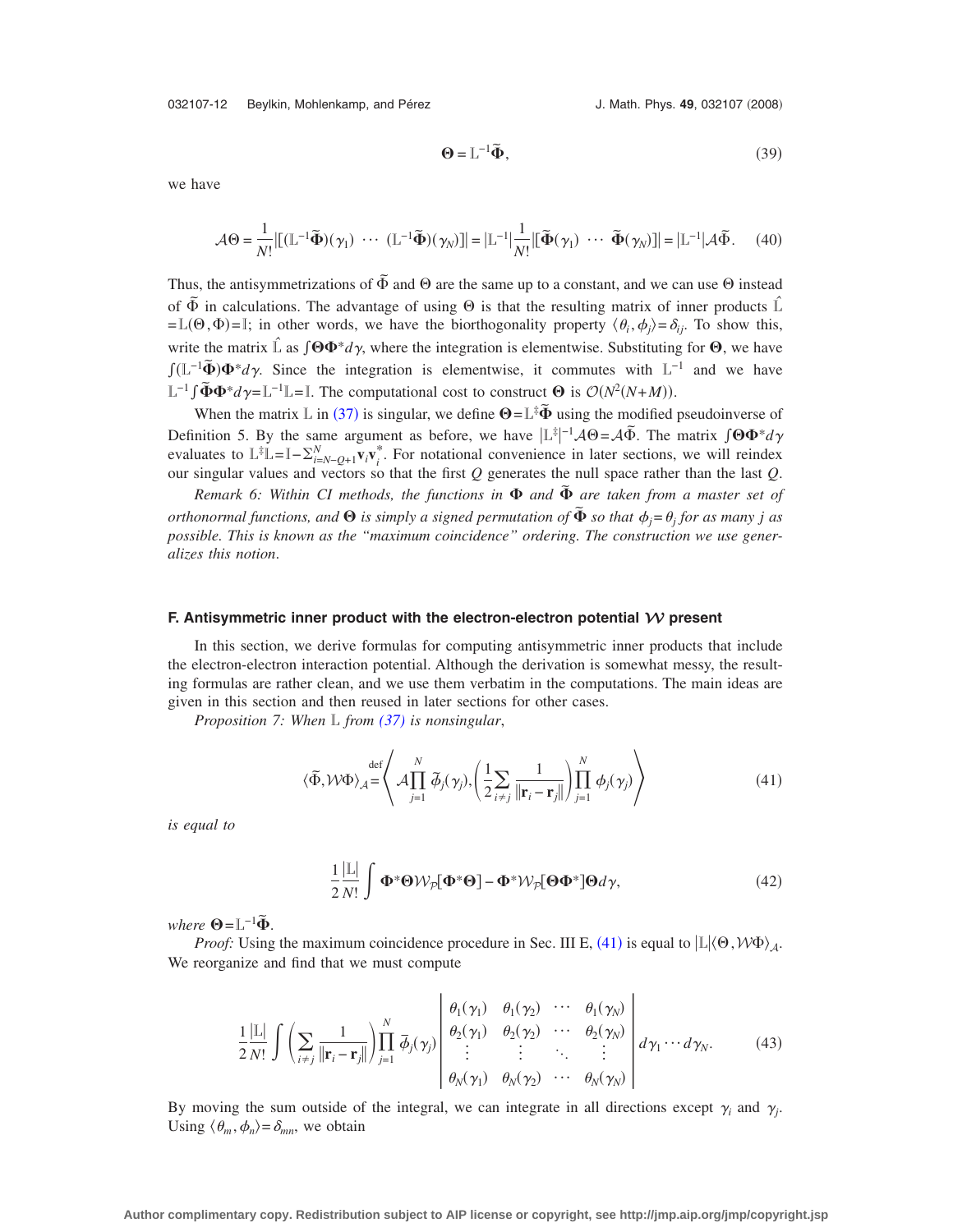$$\boldsymbol{\Theta} = \mathbb{L}^{-1}\tilde{\boldsymbol{\Phi}}, \tag{39}$$

we have

$$\mathcal{A}\Theta = \frac{1}{N!}\left|\left[(\mathbb{L}^{-1}\tilde{\boldsymbol{\Phi}})(\gamma_1)\ \cdots\ (\mathbb{L}^{-1}\tilde{\boldsymbol{\Phi}})(\gamma_N)\right]\right| = |\mathbb{L}^{-1}|\frac{1}{N!}\left|\left[\tilde{\boldsymbol{\Phi}}(\gamma_1)\ \cdots\ \tilde{\boldsymbol{\Phi}}(\gamma_N)\right]\right| = |\mathbb{L}^{-1}|\mathcal{A}\tilde{\Phi}. \tag{40}$$

Thus, the antisymmetrizations of $\tilde{\Phi}$ and $\Theta$ are the same up to a constant, and we can use $\Theta$ instead of $\tilde{\Phi}$ in calculations. The advantage of using $\Theta$ is that the resulting matrix of inner products $\hat{\mathbb{L}} = \mathbb{L}(\Theta,\Phi) = \mathbb{I}$; in other words, we have the biorthogonality property $\langle \theta_i, \phi_j\rangle = \delta_{ij}$. To show this, write the matrix $\hat{\mathbb{L}}$ as $\int \boldsymbol{\Theta}\boldsymbol{\Phi}^* d\gamma$, where the integration is elementwise. Substituting for $\boldsymbol{\Theta}$, we have $\int (\mathbb{L}^{-1}\tilde{\boldsymbol{\Phi}})\boldsymbol{\Phi}^* d\gamma$. Since the integration is elementwise, it commutes with $\mathbb{L}^{-1}$ and we have $\mathbb{L}^{-1}\int \tilde{\boldsymbol{\Phi}}\boldsymbol{\Phi}^* d\gamma = \mathbb{L}^{-1}\mathbb{L} = \mathbb{I}$. The computational cost to construct $\boldsymbol{\Theta}$ is $\mathcal{O}(N^2(N+M))$.

When the matrix $\mathbb{L}$ in (37) is singular, we define $\boldsymbol{\Theta} = \mathbb{L}^{\ddagger}\tilde{\boldsymbol{\Phi}}$ using the modified pseudoinverse of Definition 5. By the same argument as before, we have $|\mathbb{L}^{\ddagger}|^{-1}\mathcal{A}\Theta = \mathcal{A}\tilde{\Phi}$. The matrix $\int \boldsymbol{\Theta}\boldsymbol{\Phi}^* d\gamma$ evaluates to $\mathbb{L}^{\ddagger}\mathbb{L} = \mathbb{I} - \sum_{i=N-Q+1}^{N}\mathbf{v}_i\mathbf{v}_i^*$. For notational convenience in later sections, we will reindex our singular values and vectors so that the first $Q$ generates the null space rather than the last $Q$.

*Remark 6: Within CI methods, the functions in $\boldsymbol{\Phi}$ and $\tilde{\boldsymbol{\Phi}}$ are taken from a master set of orthonormal functions, and $\boldsymbol{\Theta}$ is simply a signed permutation of $\tilde{\boldsymbol{\Phi}}$ so that $\phi_j = \theta_j$ for as many $j$ as possible. This is known as the "maximum coincidence" ordering. The construction we use generalizes this notion.*

### F. Antisymmetric inner product with the electron-electron potential $\mathcal{W}$ present

In this section, we derive formulas for computing antisymmetric inner products that include the electron-electron interaction potential. Although the derivation is somewhat messy, the resulting formulas are rather clean, and we use them verbatim in the computations. The main ideas are given in this section and then reused in later sections for other cases.

*Proposition 7: When $\mathbb{L}$ from (37) is nonsingular,*

$$\langle \tilde{\Phi}, \mathcal{W}\Phi\rangle_{\mathcal{A}} \stackrel{\text{def}}{=} \left\langle \mathcal{A}\prod_{j=1}^{N}\tilde{\phi}_j(\gamma_j), \left(\frac{1}{2}\sum_{i\neq j}\frac{1}{\|\mathbf{r}_i - \mathbf{r}_j\|}\right)\prod_{j=1}^{N}\phi_j(\gamma_j)\right\rangle \tag{41}$$

*is equal to*

$$\frac{1}{2}\frac{|\mathbb{L}|}{N!}\int \boldsymbol{\Phi}^*\boldsymbol{\Theta}\mathcal{W}_{\mathcal{P}}[\boldsymbol{\Phi}^*\boldsymbol{\Theta}] - \boldsymbol{\Phi}^*\mathcal{W}_{\mathcal{P}}[\boldsymbol{\Theta}\boldsymbol{\Phi}^*]\boldsymbol{\Theta}\, d\gamma, \tag{42}$$

*where $\boldsymbol{\Theta} = \mathbb{L}^{-1}\tilde{\boldsymbol{\Phi}}$.*

*Proof:* Using the maximum coincidence procedure in Sec. III E, (41) is equal to $|\mathbb{L}|\langle \Theta, \mathcal{W}\Phi\rangle_{\mathcal{A}}$. We reorganize and find that we must compute

$$\frac{1}{2}\frac{|\mathbb{L}|}{N!}\int\left(\sum_{i\neq j}\frac{1}{\|\mathbf{r}_i - \mathbf{r}_j\|}\right)\prod_{j=1}^{N}\bar{\phi}_j(\gamma_j)\begin{vmatrix}\theta_1(\gamma_1) & \theta_1(\gamma_2) & \cdots & \theta_1(\gamma_N)\\ \theta_2(\gamma_1) & \theta_2(\gamma_2) & \cdots & \theta_2(\gamma_N)\\ \vdots & \vdots & \ddots & \vdots\\ \theta_N(\gamma_1) & \theta_N(\gamma_2) & \cdots & \theta_N(\gamma_N)\end{vmatrix} d\gamma_1\cdots d\gamma_N. \tag{43}$$

By moving the sum outside of the integral, we can integrate in all directions except $\gamma_i$ and $\gamma_j$. Using $\langle \theta_m, \phi_n\rangle = \delta_{mn}$, we obtain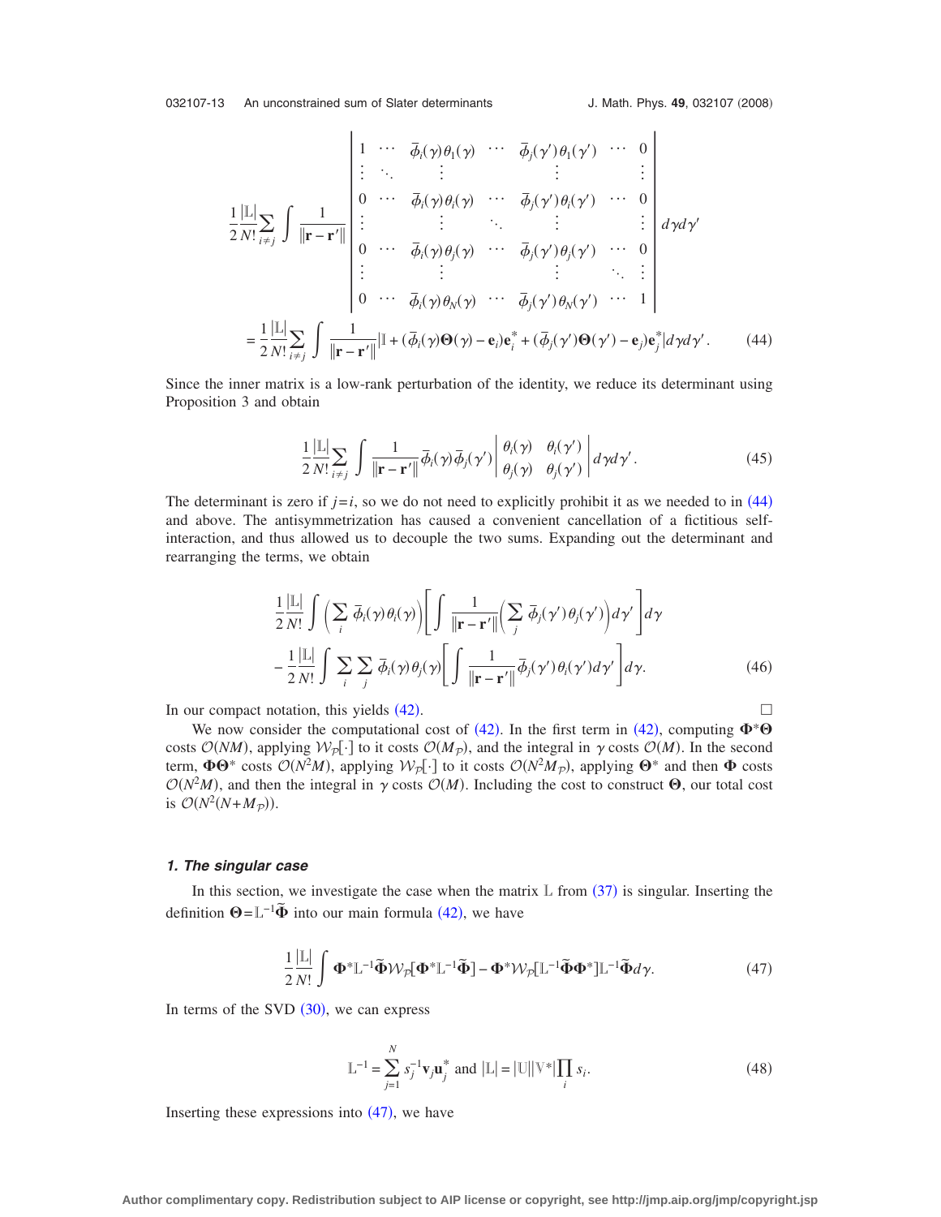$$
\frac{1}{2}\frac{|\mathbb{L}|}{N!}\sum_{i\neq j}\int \frac{1}{\|\mathbf{r}-\mathbf{r}'\|}\begin{vmatrix} 1 & \cdots & \bar{\phi}_i(\gamma)\theta_1(\gamma) & \cdots & \bar{\phi}_j(\gamma')\theta_1(\gamma') & \cdots & 0 \\ \vdots & \ddots & \vdots & & \vdots & & \vdots \\ 0 & \cdots & \bar{\phi}_i(\gamma)\theta_i(\gamma) & \cdots & \bar{\phi}_j(\gamma')\theta_i(\gamma') & \cdots & 0 \\ \vdots & & \vdots & \ddots & \vdots & & \vdots \\ 0 & \cdots & \bar{\phi}_i(\gamma)\theta_j(\gamma) & \cdots & \bar{\phi}_j(\gamma')\theta_j(\gamma') & \cdots & 0 \\ \vdots & & \vdots & & \vdots & \ddots & \vdots \\ 0 & \cdots & \bar{\phi}_i(\gamma)\theta_N(\gamma) & \cdots & \bar{\phi}_j(\gamma')\theta_N(\gamma') & \cdots & 1 \end{vmatrix} d\gamma d\gamma'
$$

$$
= \frac{1}{2}\frac{|\mathbb{L}|}{N!}\sum_{i\neq j}\int \frac{1}{\|\mathbf{r}-\mathbf{r}'\|}|\mathbb{I}+(\bar{\phi}_i(\gamma)\mathbf{\Theta}(\gamma)-\mathbf{e}_i)\mathbf{e}_i^* + (\bar{\phi}_j(\gamma')\mathbf{\Theta}(\gamma')-\mathbf{e}_j)\mathbf{e}_j^*|d\gamma d\gamma'. \tag{44}
$$

Since the inner matrix is a low-rank perturbation of the identity, we reduce its determinant using Proposition 3 and obtain

$$
\frac{1}{2}\frac{|\mathbb{L}|}{N!}\sum_{i\neq j}\int \frac{1}{\|\mathbf{r}-\mathbf{r}'\|}\bar{\phi}_i(\gamma)\bar{\phi}_j(\gamma')\begin{vmatrix} \theta_i(\gamma) & \theta_i(\gamma') \\ \theta_j(\gamma) & \theta_j(\gamma') \end{vmatrix} d\gamma d\gamma'. \tag{45}
$$

The determinant is zero if $j=i$, so we do not need to explicitly prohibit it as we needed to in (44) and above. The antisymmetrization has caused a convenient cancellation of a fictitious self-interaction, and thus allowed us to decouple the two sums. Expanding out the determinant and rearranging the terms, we obtain

$$
\frac{1}{2}\frac{|\mathbb{L}|}{N!}\int\left(\sum_i \bar{\phi}_i(\gamma)\theta_i(\gamma)\right)\left[\int \frac{1}{\|\mathbf{r}-\mathbf{r}'\|}\left(\sum_j \bar{\phi}_j(\gamma')\theta_j(\gamma')\right)d\gamma'\right]d\gamma
$$
$$
-\frac{1}{2}\frac{|\mathbb{L}|}{N!}\int \sum_i\sum_j \bar{\phi}_i(\gamma)\theta_j(\gamma)\left[\int \frac{1}{\|\mathbf{r}-\mathbf{r}'\|}\bar{\phi}_j(\gamma')\theta_i(\gamma')d\gamma'\right]d\gamma. \tag{46}
$$

In our compact notation, this yields (42). □

We now consider the computational cost of (42). In the first term in (42), computing $\mathbf{\Phi}^*\mathbf{\Theta}$ costs $\mathcal{O}(NM)$, applying $\mathcal{W}_{\mathcal{P}}[\cdot]$ to it costs $\mathcal{O}(M_{\mathcal{P}})$, and the integral in $\gamma$ costs $\mathcal{O}(M)$. In the second term, $\mathbf{\Phi}\mathbf{\Theta}^*$ costs $\mathcal{O}(N^2M)$, applying $\mathcal{W}_{\mathcal{P}}[\cdot]$ to it costs $\mathcal{O}(N^2M_{\mathcal{P}})$, applying $\mathbf{\Theta}^*$ and then $\mathbf{\Phi}$ costs $\mathcal{O}(N^2M)$, and then the integral in $\gamma$ costs $\mathcal{O}(M)$. Including the cost to construct $\mathbf{\Theta}$, our total cost is $\mathcal{O}(N^2(N+M_{\mathcal{P}}))$.

### 1. The singular case

In this section, we investigate the case when the matrix $\mathbb{L}$ from (37) is singular. Inserting the definition $\mathbf{\Theta}=\mathbb{L}^{-1}\tilde{\mathbf{\Phi}}$ into our main formula (42), we have

$$
\frac{1}{2}\frac{|\mathbb{L}|}{N!}\int \mathbf{\Phi}^*\mathbb{L}^{-1}\tilde{\mathbf{\Phi}}\mathcal{W}_{\mathcal{P}}[\mathbf{\Phi}^*\mathbb{L}^{-1}\tilde{\mathbf{\Phi}}] - \mathbf{\Phi}^*\mathcal{W}_{\mathcal{P}}[\mathbb{L}^{-1}\tilde{\mathbf{\Phi}}\mathbf{\Phi}^*]\mathbb{L}^{-1}\tilde{\mathbf{\Phi}}d\gamma. \tag{47}
$$

In terms of the SVD (30), we can express

$$
\mathbb{L}^{-1} = \sum_{j=1}^{N} s_j^{-1}\mathbf{v}_j\mathbf{u}_j^* \text{ and } |\mathbb{L}| = |\mathbb{U}||\mathbb{V}^*|\prod_i s_i. \tag{48}
$$

Inserting these expressions into (47), we have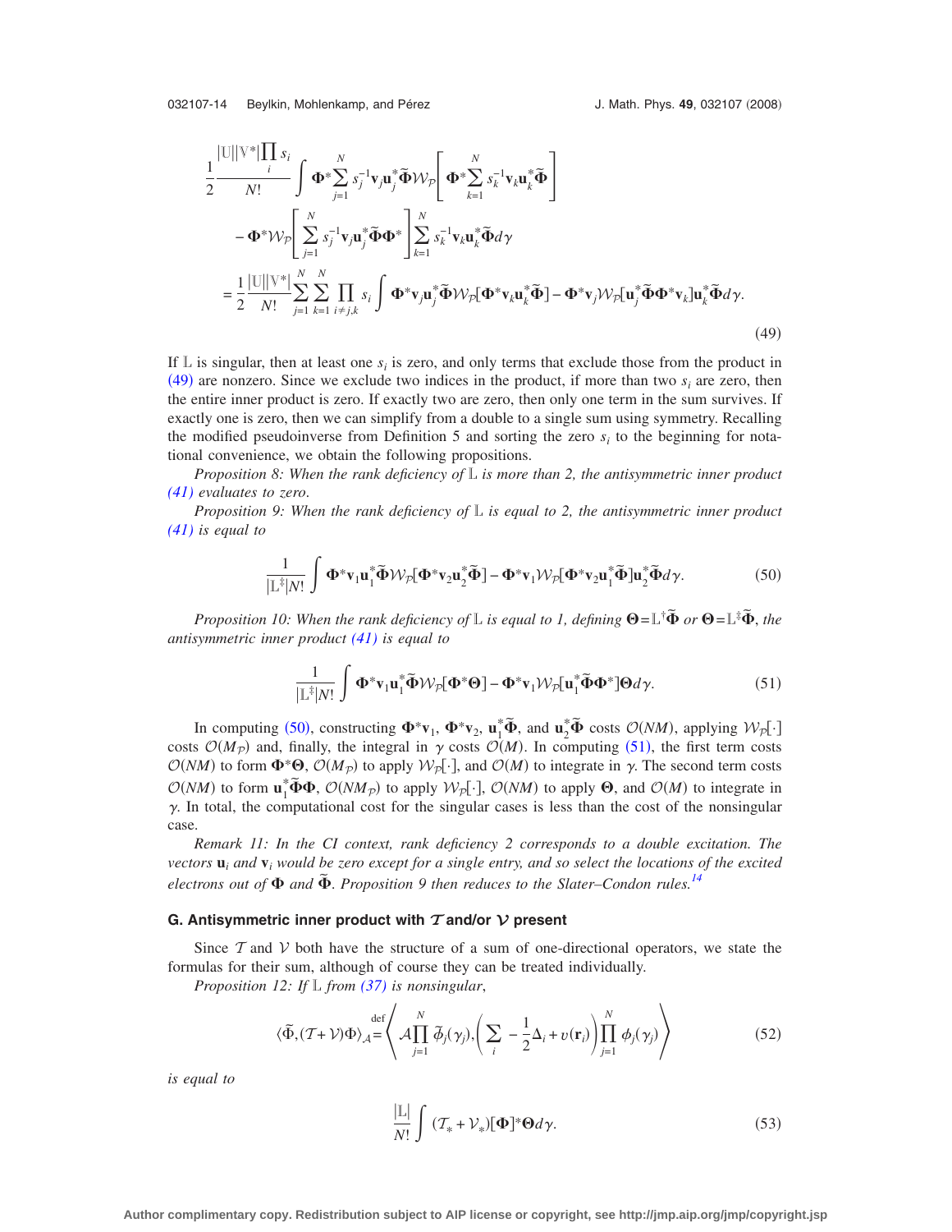$$
\frac{1}{2}\frac{|\mathbb{U}||\mathbb{V}^*|\prod_i s_i}{N!}\int \mathbf{\Phi}^*\sum_{j=1}^{N} s_j^{-1}\mathbf{v}_j\mathbf{u}_j^*\tilde{\mathbf{\Phi}}\mathcal{W}_{\mathcal{P}}\left[\mathbf{\Phi}^*\sum_{k=1}^{N} s_k^{-1}\mathbf{v}_k\mathbf{u}_k^*\tilde{\mathbf{\Phi}}\right]
$$

$$
-\mathbf{\Phi}^*\mathcal{W}_{\mathcal{P}}\left[\sum_{j=1}^{N} s_j^{-1}\mathbf{v}_j\mathbf{u}_j^*\tilde{\mathbf{\Phi}}\mathbf{\Phi}^*\right]\sum_{k=1}^{N} s_k^{-1}\mathbf{v}_k\mathbf{u}_k^*\tilde{\mathbf{\Phi}}d\gamma
$$

$$
=\frac{1}{2}\frac{|\mathbb{U}||\mathbb{V}^*|}{N!}\sum_{j=1}^{N}\sum_{k=1}^{N}\prod_{i\neq j,k} s_i\int \mathbf{\Phi}^*\mathbf{v}_j\mathbf{u}_j^*\tilde{\mathbf{\Phi}}\mathcal{W}_{\mathcal{P}}[\mathbf{\Phi}^*\mathbf{v}_k\mathbf{u}_k^*\tilde{\mathbf{\Phi}}]-\mathbf{\Phi}^*\mathbf{v}_j\mathcal{W}_{\mathcal{P}}[\mathbf{u}_j^*\tilde{\mathbf{\Phi}}\mathbf{\Phi}^*\mathbf{v}_k]\mathbf{u}_k^*\tilde{\mathbf{\Phi}}d\gamma. \tag{49}
$$

If $\mathbb{L}$ is singular, then at least one $s_i$ is zero, and only terms that exclude those from the product in (49) are nonzero. Since we exclude two indices in the product, if more than two $s_i$ are zero, then the entire inner product is zero. If exactly two are zero, then only one term in the sum survives. If exactly one is zero, then we can simplify from a double to a single sum using symmetry. Recalling the modified pseudoinverse from Definition 5 and sorting the zero $s_i$ to the beginning for notational convenience, we obtain the following propositions.

*Proposition 8: When the rank deficiency of $\mathbb{L}$ is more than 2, the antisymmetric inner product (41) evaluates to zero.*

*Proposition 9: When the rank deficiency of $\mathbb{L}$ is equal to 2, the antisymmetric inner product (41) is equal to*

$$
\frac{1}{|\mathbb{L}^{\ddagger}|N!}\int \mathbf{\Phi}^*\mathbf{v}_1\mathbf{u}_1^*\tilde{\mathbf{\Phi}}\mathcal{W}_{\mathcal{P}}[\mathbf{\Phi}^*\mathbf{v}_2\mathbf{u}_2^*\tilde{\mathbf{\Phi}}]-\mathbf{\Phi}^*\mathbf{v}_1\mathcal{W}_{\mathcal{P}}[\mathbf{\Phi}^*\mathbf{v}_2\mathbf{u}_1^*\tilde{\mathbf{\Phi}}]\mathbf{u}_2^*\tilde{\mathbf{\Phi}}d\gamma. \tag{50}
$$

*Proposition 10: When the rank deficiency of $\mathbb{L}$ is equal to 1, defining $\mathbf{\Theta}=\mathbb{L}^{\dagger}\tilde{\mathbf{\Phi}}$ or $\mathbf{\Theta}=\mathbb{L}^{\ddagger}\tilde{\mathbf{\Phi}}$, the antisymmetric inner product (41) is equal to*

$$
\frac{1}{|\mathbb{L}^{\ddagger}|N!}\int \mathbf{\Phi}^*\mathbf{v}_1\mathbf{u}_1^*\tilde{\mathbf{\Phi}}\mathcal{W}_{\mathcal{P}}[\mathbf{\Phi}^*\mathbf{\Theta}]-\mathbf{\Phi}^*\mathbf{v}_1\mathcal{W}_{\mathcal{P}}[\mathbf{u}_1^*\tilde{\mathbf{\Phi}}\mathbf{\Phi}^*]\mathbf{\Theta}d\gamma. \tag{51}
$$

In computing (50), constructing $\mathbf{\Phi}^*\mathbf{v}_1$, $\mathbf{\Phi}^*\mathbf{v}_2$, $\mathbf{u}_1^*\tilde{\mathbf{\Phi}}$, and $\mathbf{u}_2^*\tilde{\mathbf{\Phi}}$ costs $\mathcal{O}(NM)$, applying $\mathcal{W}_{\mathcal{P}}[\cdot]$ costs $\mathcal{O}(M_{\mathcal{P}})$ and, finally, the integral in $\gamma$ costs $\mathcal{O}(M)$. In computing (51), the first term costs $\mathcal{O}(NM)$ to form $\mathbf{\Phi}^*\mathbf{\Theta}$, $\mathcal{O}(M_{\mathcal{P}})$ to apply $\mathcal{W}_{\mathcal{P}}[\cdot]$, and $\mathcal{O}(M)$ to integrate in $\gamma$. The second term costs $\mathcal{O}(NM)$ to form $\mathbf{u}_1^*\tilde{\mathbf{\Phi}}\mathbf{\Phi}$, $\mathcal{O}(NM_{\mathcal{P}})$ to apply $\mathcal{W}_{\mathcal{P}}[\cdot]$, $\mathcal{O}(NM)$ to apply $\mathbf{\Theta}$, and $\mathcal{O}(M)$ to integrate in $\gamma$. In total, the computational cost for the singular cases is less than the cost of the nonsingular case.

*Remark 11: In the CI context, rank deficiency 2 corresponds to a double excitation. The vectors $\mathbf{u}_i$ and $\mathbf{v}_i$ would be zero except for a single entry, and so select the locations of the excited electrons out of $\mathbf{\Phi}$ and $\tilde{\mathbf{\Phi}}$. Proposition 9 then reduces to the Slater–Condon rules.*[14]

### G. Antisymmetric inner product with $\mathcal{T}$ and/or $\mathcal{V}$ present

Since $\mathcal{T}$ and $\mathcal{V}$ both have the structure of a sum of one-directional operators, we state the formulas for their sum, although of course they can be treated individually.

*Proposition 12: If $\mathbb{L}$ from (37) is nonsingular,*

$$
\langle\tilde{\Phi},(\mathcal{T}+\mathcal{V})\Phi\rangle_{\mathcal{A}}\overset{\text{def}}{=}\left\langle \mathcal{A}\prod_{j=1}^{N}\tilde{\phi}_j(\gamma_j),\left(\sum_i -\frac{1}{2}\Delta_i+v(\mathbf{r}_i)\right)\prod_{j=1}^{N}\phi_j(\gamma_j)\right\rangle \tag{52}
$$

*is equal to*

$$
\frac{|\mathbb{L}|}{N!}\int (\mathcal{T}_*+\mathcal{V}_*)[\mathbf{\Phi}]^*\mathbf{\Theta}d\gamma. \tag{53}
$$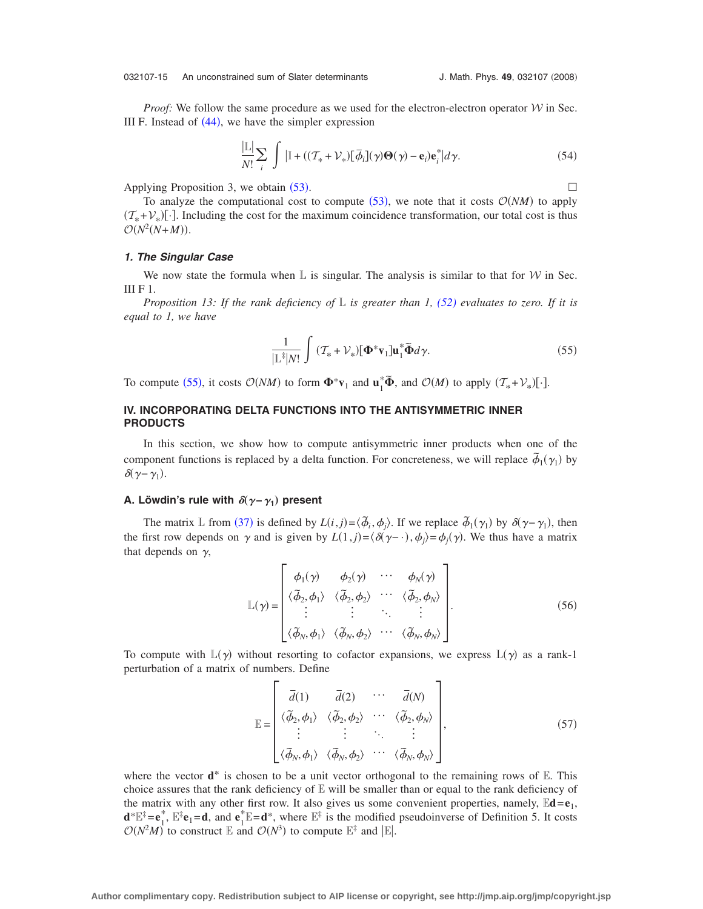*Proof:* We follow the same procedure as we used for the electron-electron operator $\mathcal{W}$ in Sec. III F. Instead of (44), we have the simpler expression

$$\frac{|\mathbb{L}|}{N!}\sum_i \int |\mathbb{I} + ((\mathcal{T}_* + \mathcal{V}_*)[\bar{\phi}_i](\gamma)\mathbf{\Theta}(\gamma) - \mathbf{e}_i)\mathbf{e}_i^*| d\gamma. \tag{54}$$

Applying Proposition 3, we obtain (53). $\square$

To analyze the computational cost to compute (53), we note that it costs $\mathcal{O}(NM)$ to apply $(\mathcal{T}_* + \mathcal{V}_*)[\cdot]$. Including the cost for the maximum coincidence transformation, our total cost is thus $\mathcal{O}(N^2(N+M))$.

#### *1. The Singular Case*

We now state the formula when $\mathbb{L}$ is singular. The analysis is similar to that for $\mathcal{W}$ in Sec. III F 1.

*Proposition 13: If the rank deficiency of $\mathbb{L}$ is greater than 1, (52) evaluates to zero. If it is equal to 1, we have*

$$\frac{1}{|\mathbb{L}^{\ddagger}|N!}\int (\mathcal{T}_* + \mathcal{V}_*)[\mathbf{\Phi}^* \mathbf{v}_1]\mathbf{u}_1^* \tilde{\mathbf{\Phi}} d\gamma. \tag{55}$$

To compute (55), it costs $\mathcal{O}(NM)$ to form $\mathbf{\Phi}^*\mathbf{v}_1$ and $\mathbf{u}_1^*\tilde{\mathbf{\Phi}}$, and $\mathcal{O}(M)$ to apply $(\mathcal{T}_* + \mathcal{V}_*)[\cdot]$.

## IV. INCORPORATING DELTA FUNCTIONS INTO THE ANTISYMMETRIC INNER PRODUCTS

In this section, we show how to compute antisymmetric inner products when one of the component functions is replaced by a delta function. For concreteness, we will replace $\tilde{\phi}_1(\gamma_1)$ by $\delta(\gamma - \gamma_1)$.

### A. Löwdin's rule with $\delta(\gamma - \gamma_1)$ present

The matrix $\mathbb{L}$ from (37) is defined by $L(i,j) = \langle \tilde{\phi}_i, \phi_j \rangle$. If we replace $\tilde{\phi}_1(\gamma_1)$ by $\delta(\gamma - \gamma_1)$, then the first row depends on $\gamma$ and is given by $L(1,j) = \langle \delta(\gamma - \cdot), \phi_j \rangle = \phi_j(\gamma)$. We thus have a matrix that depends on $\gamma$,

$$\mathbb{L}(\gamma) = \begin{bmatrix} \phi_1(\gamma) & \phi_2(\gamma) & \cdots & \phi_N(\gamma) \\ \langle \tilde{\phi}_2, \phi_1 \rangle & \langle \tilde{\phi}_2, \phi_2 \rangle & \cdots & \langle \tilde{\phi}_2, \phi_N \rangle \\ \vdots & \vdots & \ddots & \vdots \\ \langle \tilde{\phi}_N, \phi_1 \rangle & \langle \tilde{\phi}_N, \phi_2 \rangle & \cdots & \langle \tilde{\phi}_N, \phi_N \rangle \end{bmatrix}. \tag{56}$$

To compute with $\mathbb{L}(\gamma)$ without resorting to cofactor expansions, we express $\mathbb{L}(\gamma)$ as a rank-1 perturbation of a matrix of numbers. Define

$$\mathbb{E} = \begin{bmatrix} \bar{d}(1) & \bar{d}(2) & \cdots & \bar{d}(N) \\ \langle \tilde{\phi}_2, \phi_1 \rangle & \langle \tilde{\phi}_2, \phi_2 \rangle & \cdots & \langle \tilde{\phi}_2, \phi_N \rangle \\ \vdots & \vdots & \ddots & \vdots \\ \langle \tilde{\phi}_N, \phi_1 \rangle & \langle \tilde{\phi}_N, \phi_2 \rangle & \cdots & \langle \tilde{\phi}_N, \phi_N \rangle \end{bmatrix}, \tag{57}$$

where the vector $\mathbf{d}^*$ is chosen to be a unit vector orthogonal to the remaining rows of $\mathbb{E}$. This choice assures that the rank deficiency of $\mathbb{E}$ will be smaller than or equal to the rank deficiency of the matrix with any other first row. It also gives us some convenient properties, namely, $\mathbb{E}\mathbf{d} = \mathbf{e}_1$, $\mathbf{d}^*\mathbb{E}^{\ddagger} = \mathbf{e}_1^*$, $\mathbb{E}^{\ddagger}\mathbf{e}_1 = \mathbf{d}$, and $\mathbf{e}_1^*\mathbb{E} = \mathbf{d}^*$, where $\mathbb{E}^{\ddagger}$ is the modified pseudoinverse of Definition 5. It costs $\mathcal{O}(N^2M)$ to construct $\mathbb{E}$ and $\mathcal{O}(N^3)$ to compute $\mathbb{E}^{\ddagger}$ and $|\mathbb{E}|$.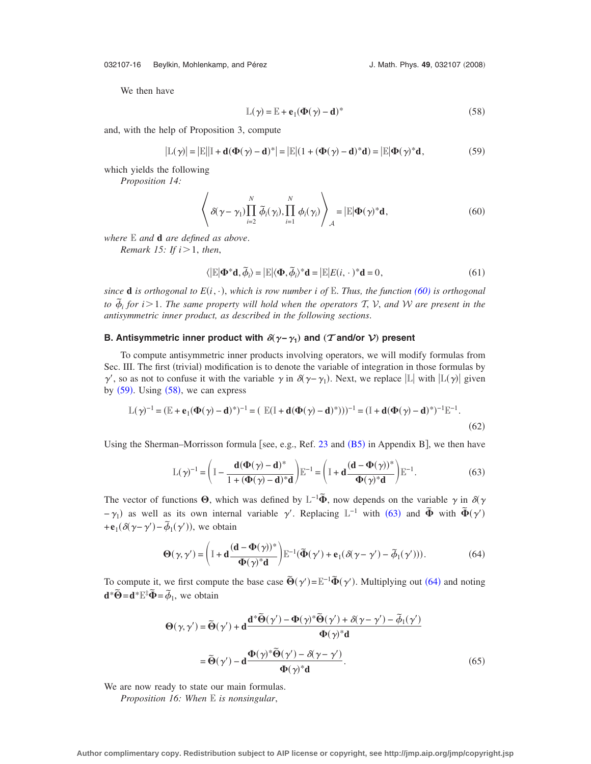We then have

$$\mathbb{L}(\gamma) = \mathbb{E} + \mathbf{e}_1(\mathbf{\Phi}(\gamma) - \mathbf{d})^* \tag{58}$$

and, with the help of Proposition 3, compute

$$|\mathbb{L}(\gamma)| = |\mathbb{E}||\mathbb{I} + \mathbf{d}(\mathbf{\Phi}(\gamma) - \mathbf{d})^*| = |\mathbb{E}|(1 + (\mathbf{\Phi}(\gamma) - \mathbf{d})^*\mathbf{d}) = |\mathbb{E}|\mathbf{\Phi}(\gamma)^*\mathbf{d}, \tag{59}$$

which yields the following

*Proposition 14:*

$$\left\langle \delta(\gamma - \gamma_1)\prod_{i=2}^{N} \tilde{\phi}_i(\gamma_i), \prod_{i=1}^{N} \phi_i(\gamma_i) \right\rangle_{\mathcal{A}} = |\mathbb{E}|\mathbf{\Phi}(\gamma)^*\mathbf{d}, \tag{60}$$

*where* $\mathbb{E}$ *and* $\mathbf{d}$ *are defined as above.*

*Remark 15: If* $i>1$, *then,*

$$\langle |\mathbb{E}|\mathbf{\Phi}^*\mathbf{d}, \tilde{\phi}_i\rangle = |\mathbb{E}|\langle \mathbf{\Phi}, \tilde{\phi}_i\rangle^*\mathbf{d} = |\mathbb{E}|E(i,\cdot)^*\mathbf{d} = 0, \tag{61}$$

*since* $\mathbf{d}$ *is orthogonal to* $E(i,\cdot)$, *which is row number* $i$ *of* $\mathbb{E}$. *Thus, the function (60) is orthogonal to* $\tilde{\phi}_i$ *for* $i>1$. *The same property will hold when the operators* $\mathcal{T}$, $\mathcal{V}$, *and* $\mathcal{W}$ *are present in the antisymmetric inner product, as described in the following sections.*

### B. Antisymmetric inner product with $\delta(\gamma-\gamma_1)$ and ($\mathcal{T}$ and/or $\mathcal{V}$) present

To compute antisymmetric inner products involving operators, we will modify formulas from Sec. III. The first (trivial) modification is to denote the variable of integration in those formulas by $\gamma'$, so as not to confuse it with the variable $\gamma$ in $\delta(\gamma-\gamma_1)$. Next, we replace $|\mathbb{L}|$ with $|\mathbb{L}(\gamma)|$ given by (59). Using (58), we can express

$$\mathbb{L}(\gamma)^{-1} = (\mathbb{E} + \mathbf{e}_1(\mathbf{\Phi}(\gamma) - \mathbf{d})^*)^{-1} = (\ \mathbb{E}(\mathbb{I} + \mathbf{d}(\mathbf{\Phi}(\gamma) - \mathbf{d})^*))^{-1} = (\mathbb{I} + \mathbf{d}(\mathbf{\Phi}(\gamma) - \mathbf{d})^*)^{-1}\mathbb{E}^{-1}. \tag{62}$$

Using the Sherman–Morrisson formula [see, e.g., Ref. 23 and (B5) in Appendix B], we then have

$$\mathbb{L}(\gamma)^{-1} = \left(\mathbb{I} - \frac{\mathbf{d}(\mathbf{\Phi}(\gamma) - \mathbf{d})^*}{1 + (\mathbf{\Phi}(\gamma) - \mathbf{d})^*\mathbf{d}}\right)\mathbb{E}^{-1} = \left(\mathbb{I} + \mathbf{d}\frac{(\mathbf{d} - \mathbf{\Phi}(\gamma))^*}{\mathbf{\Phi}(\gamma)^*\mathbf{d}}\right)\mathbb{E}^{-1}. \tag{63}$$

The vector of functions $\mathbf{\Theta}$, which was defined by $\mathbb{L}^{-1}\tilde{\mathbf{\Phi}}$, now depends on the variable $\gamma$ in $\delta(\gamma-\gamma_1)$ as well as its own internal variable $\gamma'$. Replacing $\mathbb{L}^{-1}$ with (63) and $\tilde{\mathbf{\Phi}}$ with $\tilde{\mathbf{\Phi}}(\gamma') + \mathbf{e}_1(\delta(\gamma-\gamma') - \tilde{\phi}_1(\gamma'))$, we obtain

$$\mathbf{\Theta}(\gamma,\gamma') = \left(\mathbb{I} + \mathbf{d}\frac{(\mathbf{d} - \mathbf{\Phi}(\gamma))^*}{\mathbf{\Phi}(\gamma)^*\mathbf{d}}\right)\mathbb{E}^{-1}(\tilde{\mathbf{\Phi}}(\gamma') + \mathbf{e}_1(\delta(\gamma-\gamma') - \tilde{\phi}_1(\gamma'))). \tag{64}$$

To compute it, we first compute the base case $\tilde{\mathbf{\Theta}}(\gamma') = \mathbb{E}^{-1}\tilde{\mathbf{\Phi}}(\gamma')$. Multiplying out (64) and noting $\mathbf{d}^*\tilde{\mathbf{\Theta}} = \mathbf{d}^*\mathbb{E}^{\ddagger}\tilde{\mathbf{\Phi}} = \tilde{\phi}_1$, we obtain

$$\begin{aligned}
\mathbf{\Theta}(\gamma,\gamma') &= \tilde{\mathbf{\Theta}}(\gamma') + \mathbf{d}\frac{\mathbf{d}^*\tilde{\mathbf{\Theta}}(\gamma') - \mathbf{\Phi}(\gamma)^*\tilde{\mathbf{\Theta}}(\gamma') + \delta(\gamma-\gamma') - \tilde{\phi}_1(\gamma')}{\mathbf{\Phi}(\gamma)^*\mathbf{d}} \\
&= \tilde{\mathbf{\Theta}}(\gamma') - \mathbf{d}\frac{\mathbf{\Phi}(\gamma)^*\tilde{\mathbf{\Theta}}(\gamma') - \delta(\gamma-\gamma')}{\mathbf{\Phi}(\gamma)^*\mathbf{d}}.
\end{aligned} \tag{65}$$

We are now ready to state our main formulas.

*Proposition 16: When* $\mathbb{E}$ *is nonsingular*,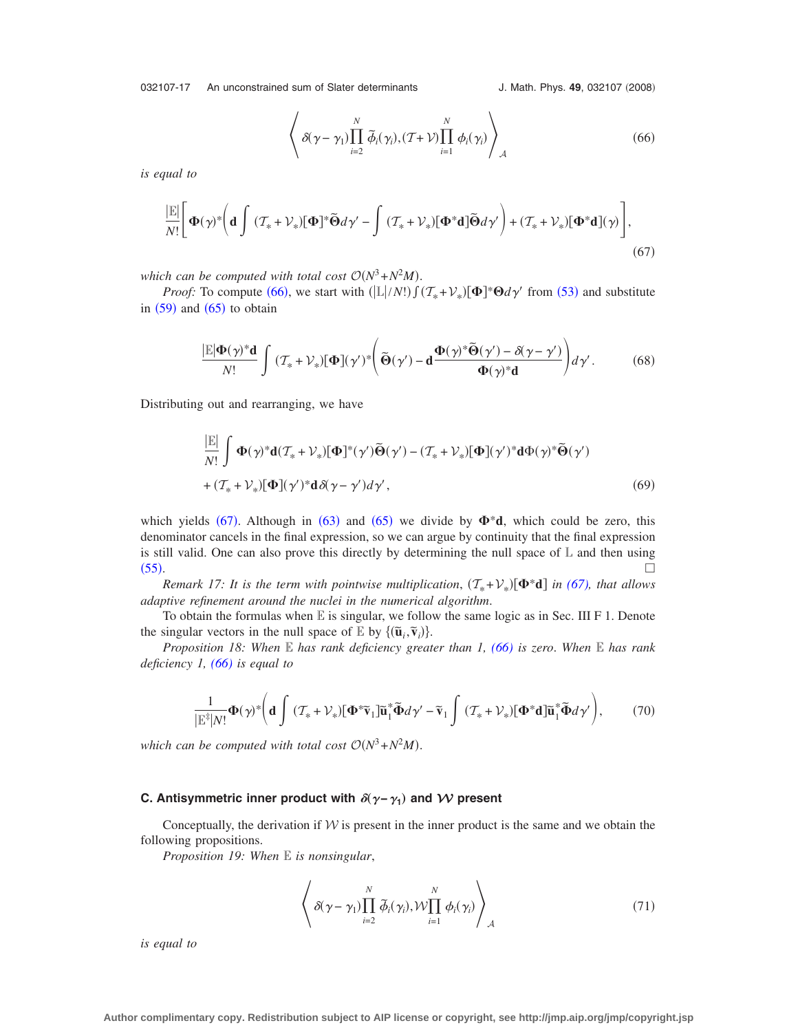$$
\left\langle \delta(\gamma-\gamma_1)\prod_{i=2}^{N}\tilde{\phi}_i(\gamma_i),(\mathcal{T}+\mathcal{V})\prod_{i=1}^{N}\phi_i(\gamma_i)\right\rangle_{\mathcal{A}} \tag{66}
$$

*is equal to*

$$
\frac{|\mathbb{E}|}{N!}\left[\mathbf{\Phi}(\gamma)^*\left(\mathbf{d}\int(\mathcal{T}_*+\mathcal{V}_*)[\mathbf{\Phi}]^*\tilde{\mathbf{\Theta}}d\gamma' - \int(\mathcal{T}_*+\mathcal{V}_*)[\mathbf{\Phi}^*\mathbf{d}]\tilde{\mathbf{\Theta}}d\gamma'\right)+(\mathcal{T}_*+\mathcal{V}_*)[\mathbf{\Phi}^*\mathbf{d}](\gamma)\right], \tag{67}
$$

*which can be computed with total cost $\mathcal{O}(N^3+N^2M)$.*

*Proof:* To compute (66), we start with $(|\mathbb{L}|/N!)\int(\mathcal{T}_*+\mathcal{V}_*)[\mathbf{\Phi}]^*\mathbf{\Theta}d\gamma'$ from (53) and substitute in (59) and (65) to obtain

$$
\frac{|\mathbb{E}|\mathbf{\Phi}(\gamma)^*\mathbf{d}}{N!}\int(\mathcal{T}_*+\mathcal{V}_*)[\mathbf{\Phi}](\gamma')^*\left(\tilde{\mathbf{\Theta}}(\gamma')-\mathbf{d}\frac{\mathbf{\Phi}(\gamma)^*\tilde{\mathbf{\Theta}}(\gamma')-\delta(\gamma-\gamma')}{\mathbf{\Phi}(\gamma)^*\mathbf{d}}\right)d\gamma'. \tag{68}
$$

Distributing out and rearranging, we have

$$
\begin{aligned}
&\frac{|\mathbb{E}|}{N!}\int \mathbf{\Phi}(\gamma)^*\mathbf{d}(\mathcal{T}_*+\mathcal{V}_*)[\mathbf{\Phi}]^*(\gamma')\tilde{\mathbf{\Theta}}(\gamma')-(\mathcal{T}_*+\mathcal{V}_*)[\mathbf{\Phi}](\gamma')^*\mathbf{d}\Phi(\gamma)^*\tilde{\mathbf{\Theta}}(\gamma')\\
&+(\mathcal{T}_*+\mathcal{V}_*)[\mathbf{\Phi}](\gamma')^*\mathbf{d}\,\delta(\gamma-\gamma')d\gamma',
\end{aligned} \tag{69}
$$

which yields (67). Although in (63) and (65) we divide by $\mathbf{\Phi}^*\mathbf{d}$, which could be zero, this denominator cancels in the final expression, so we can argue by continuity that the final expression is still valid. One can also prove this directly by determining the null space of $\mathbb{L}$ and then using (55). □

*Remark 17: It is the term with pointwise multiplication, $(\mathcal{T}_*+\mathcal{V}_*)[\mathbf{\Phi}^*\mathbf{d}]$ in (67), that allows adaptive refinement around the nuclei in the numerical algorithm.*

To obtain the formulas when $\mathbb{E}$ is singular, we follow the same logic as in Sec. III F 1. Denote the singular vectors in the null space of $\mathbb{E}$ by $\{(\tilde{\mathbf{u}}_i,\tilde{\mathbf{v}}_i)\}$.

*Proposition 18: When $\mathbb{E}$ has rank deficiency greater than 1, (66) is zero. When $\mathbb{E}$ has rank deficiency 1, (66) is equal to*

$$
\frac{1}{|\mathbb{E}^{\ddagger}|N!}\mathbf{\Phi}(\gamma)^*\left(\mathbf{d}\int(\mathcal{T}_*+\mathcal{V}_*)[\mathbf{\Phi}^*\tilde{\mathbf{v}}_1]\tilde{\mathbf{u}}_1^*\tilde{\mathbf{\Phi}}d\gamma' - \tilde{\mathbf{v}}_1\int(\mathcal{T}_*+\mathcal{V}_*)[\mathbf{\Phi}^*\mathbf{d}]\tilde{\mathbf{u}}_1^*\tilde{\mathbf{\Phi}}d\gamma'\right), \tag{70}
$$

*which can be computed with total cost $\mathcal{O}(N^3+N^2M)$.*

### C. Antisymmetric inner product with $\delta(\gamma-\gamma_1)$ and $\mathcal{W}$ present

Conceptually, the derivation if $\mathcal{W}$ is present in the inner product is the same and we obtain the following propositions.

*Proposition 19: When $\mathbb{E}$ is nonsingular,*

$$
\left\langle \delta(\gamma-\gamma_1)\prod_{i=2}^{N}\tilde{\phi}_i(\gamma_i),\mathcal{W}\prod_{i=1}^{N}\phi_i(\gamma_i)\right\rangle_{\mathcal{A}} \tag{71}
$$

*is equal to*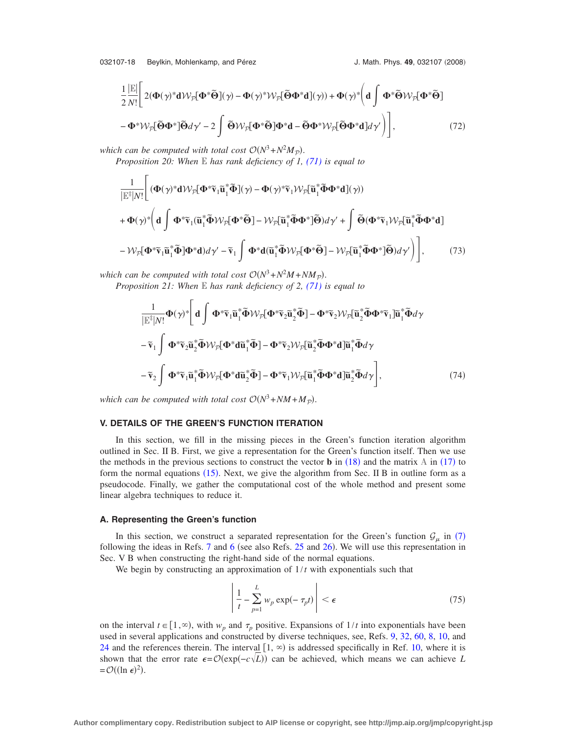$$\frac{1}{2}\frac{|\mathbb{E}|}{N!}\Bigg[2(\mathbf{\Phi}(\gamma)^*\mathbf{d}\mathcal{W}_{\mathcal{P}}[\mathbf{\Phi}^*\tilde{\mathbf{\Theta}}](\gamma)-\mathbf{\Phi}(\gamma)^*\mathcal{W}_{\mathcal{P}}[\tilde{\mathbf{\Theta}}\mathbf{\Phi}^*\mathbf{d}](\gamma))+\mathbf{\Phi}(\gamma)^*\Bigg(\mathbf{d}\int\mathbf{\Phi}^*\tilde{\mathbf{\Theta}}\mathcal{W}_{\mathcal{P}}[\mathbf{\Phi}^*\tilde{\mathbf{\Theta}}]$$
$$-\mathbf{\Phi}^*\mathcal{W}_{\mathcal{P}}[\tilde{\mathbf{\Theta}}\mathbf{\Phi}^*]\tilde{\mathbf{\Theta}}d\gamma'-2\int\tilde{\mathbf{\Theta}}\mathcal{W}_{\mathcal{P}}[\mathbf{\Phi}^*\tilde{\mathbf{\Theta}}]\mathbf{\Phi}^*\mathbf{d}-\tilde{\mathbf{\Theta}}\mathbf{\Phi}^*\mathcal{W}_{\mathcal{P}}[\tilde{\mathbf{\Theta}}\mathbf{\Phi}^*\mathbf{d}]d\gamma'\Bigg)\Bigg], \tag{72}$$

*which can be computed with total cost* $\mathcal{O}(N^3+N^2M_{\mathcal{P}})$.

*Proposition 20: When* $\mathbb{E}$ *has rank deficiency of 1, (71) is equal to*

$$\frac{1}{|\mathbb{E}^{\ddagger}|N!}\Bigg[(\mathbf{\Phi}(\gamma)^*\mathbf{d}\mathcal{W}_{\mathcal{P}}[\mathbf{\Phi}^*\tilde{\mathbf{v}}_1\tilde{\mathbf{u}}_1^*\tilde{\mathbf{\Phi}}](\gamma)-\mathbf{\Phi}(\gamma)^*\tilde{\mathbf{v}}_1\mathcal{W}_{\mathcal{P}}[\tilde{\mathbf{u}}_1^*\tilde{\mathbf{\Phi}}\mathbf{\Phi}^*\mathbf{d}](\gamma))$$
$$+\mathbf{\Phi}(\gamma)^*\Bigg(\mathbf{d}\int\mathbf{\Phi}^*\tilde{\mathbf{v}}_1(\tilde{\mathbf{u}}_1^*\tilde{\mathbf{\Phi}}\mathcal{W}_{\mathcal{P}}[\mathbf{\Phi}^*\tilde{\mathbf{\Theta}}]-\mathcal{W}_{\mathcal{P}}[\tilde{\mathbf{u}}_1^*\tilde{\mathbf{\Phi}}\mathbf{\Phi}^*]\tilde{\mathbf{\Theta}})d\gamma'+\int\tilde{\mathbf{\Theta}}(\mathbf{\Phi}^*\tilde{\mathbf{v}}_1\mathcal{W}_{\mathcal{P}}[\tilde{\mathbf{u}}_1^*\tilde{\mathbf{\Phi}}\mathbf{\Phi}^*\mathbf{d}]$$
$$-\mathcal{W}_{\mathcal{P}}[\mathbf{\Phi}^*\tilde{\mathbf{v}}_1\tilde{\mathbf{u}}_1^*\tilde{\mathbf{\Phi}}]\mathbf{\Phi}^*\mathbf{d})d\gamma'-\tilde{\mathbf{v}}_1\int\mathbf{\Phi}^*\mathbf{d}(\tilde{\mathbf{u}}_1^*\tilde{\mathbf{\Phi}}\mathcal{W}_{\mathcal{P}}[\mathbf{\Phi}^*\tilde{\mathbf{\Theta}}]-\mathcal{W}_{\mathcal{P}}[\tilde{\mathbf{u}}_1^*\tilde{\mathbf{\Phi}}\mathbf{\Phi}^*]\tilde{\mathbf{\Theta}})d\gamma'\Bigg)\Bigg], \tag{73}$$

*which can be computed with total cost* $\mathcal{O}(N^3+N^2M+NM_{\mathcal{P}})$.

*Proposition 21: When* $\mathbb{E}$ *has rank deficiency of 2, (71) is equal to*

$$\frac{1}{|\mathbb{E}^{\ddagger}|N!}\mathbf{\Phi}(\gamma)^*\Bigg[\mathbf{d}\int\mathbf{\Phi}^*\tilde{\mathbf{v}}_1\tilde{\mathbf{u}}_1^*\tilde{\mathbf{\Phi}}\mathcal{W}_{\mathcal{P}}[\mathbf{\Phi}^*\tilde{\mathbf{v}}_2\tilde{\mathbf{u}}_2^*\tilde{\mathbf{\Phi}}]-\mathbf{\Phi}^*\tilde{\mathbf{v}}_2\mathcal{W}_{\mathcal{P}}[\tilde{\mathbf{u}}_2^*\tilde{\mathbf{\Phi}}\mathbf{\Phi}^*\tilde{\mathbf{v}}_1]\tilde{\mathbf{u}}_1^*\tilde{\mathbf{\Phi}}d\gamma$$
$$-\tilde{\mathbf{v}}_1\int\mathbf{\Phi}^*\tilde{\mathbf{v}}_2\tilde{\mathbf{u}}_2^*\tilde{\mathbf{\Phi}}\mathcal{W}_{\mathcal{P}}[\mathbf{\Phi}^*\mathbf{d}\tilde{\mathbf{u}}_1^*\tilde{\mathbf{\Phi}}]-\mathbf{\Phi}^*\tilde{\mathbf{v}}_2\mathcal{W}_{\mathcal{P}}[\tilde{\mathbf{u}}_2^*\tilde{\mathbf{\Phi}}\mathbf{\Phi}^*\mathbf{d}]\tilde{\mathbf{u}}_1^*\tilde{\mathbf{\Phi}}d\gamma$$
$$-\tilde{\mathbf{v}}_2\int\mathbf{\Phi}^*\tilde{\mathbf{v}}_1\tilde{\mathbf{u}}_1^*\tilde{\mathbf{\Phi}}\mathcal{W}_{\mathcal{P}}[\mathbf{\Phi}^*\mathbf{d}\tilde{\mathbf{u}}_2^*\tilde{\mathbf{\Phi}}]-\mathbf{\Phi}^*\tilde{\mathbf{v}}_1\mathcal{W}_{\mathcal{P}}[\tilde{\mathbf{u}}_1^*\tilde{\mathbf{\Phi}}\mathbf{\Phi}^*\mathbf{d}]\tilde{\mathbf{u}}_2^*\tilde{\mathbf{\Phi}}d\gamma\Bigg], \tag{74}$$

*which can be computed with total cost* $\mathcal{O}(N^3+NM+M_{\mathcal{P}})$.

## V. DETAILS OF THE GREEN'S FUNCTION ITERATION

In this section, we fill in the missing pieces in the Green's function iteration algorithm outlined in Sec. II B. First, we give a representation for the Green's function itself. Then we use the methods in the previous sections to construct the vector $\mathbf{b}$ in (18) and the matrix $\mathbb{A}$ in (17) to form the normal equations (15). Next, we give the algorithm from Sec. II B in outline form as a pseudocode. Finally, we gather the computational cost of the whole method and present some linear algebra techniques to reduce it.

### A. Representing the Green's function

In this section, we construct a separated representation for the Green's function $\mathcal{G}_{\mu}$ in (7) following the ideas in Refs. 7 and 6 (see also Refs. 25 and 26). We will use this representation in Sec. V B when constructing the right-hand side of the normal equations.

We begin by constructing an approximation of $1/t$ with exponentials such that

$$\left|\frac{1}{t}-\sum_{p=1}^{L}w_p\exp(-\tau_p t)\right|<\epsilon \tag{75}$$

on the interval $t\in[1,\infty)$, with $w_p$ and $\tau_p$ positive. Expansions of $1/t$ into exponentials have been used in several applications and constructed by diverse techniques, see, Refs. 9, 32, 60, 8, 10, and 24 and the references therein. The interval $[1,\infty)$ is addressed specifically in Ref. 10, where it is shown that the error rate $\epsilon=\mathcal{O}(\exp(-c\sqrt{L}))$ can be achieved, which means we can achieve $L=\mathcal{O}((\ln\epsilon)^2)$.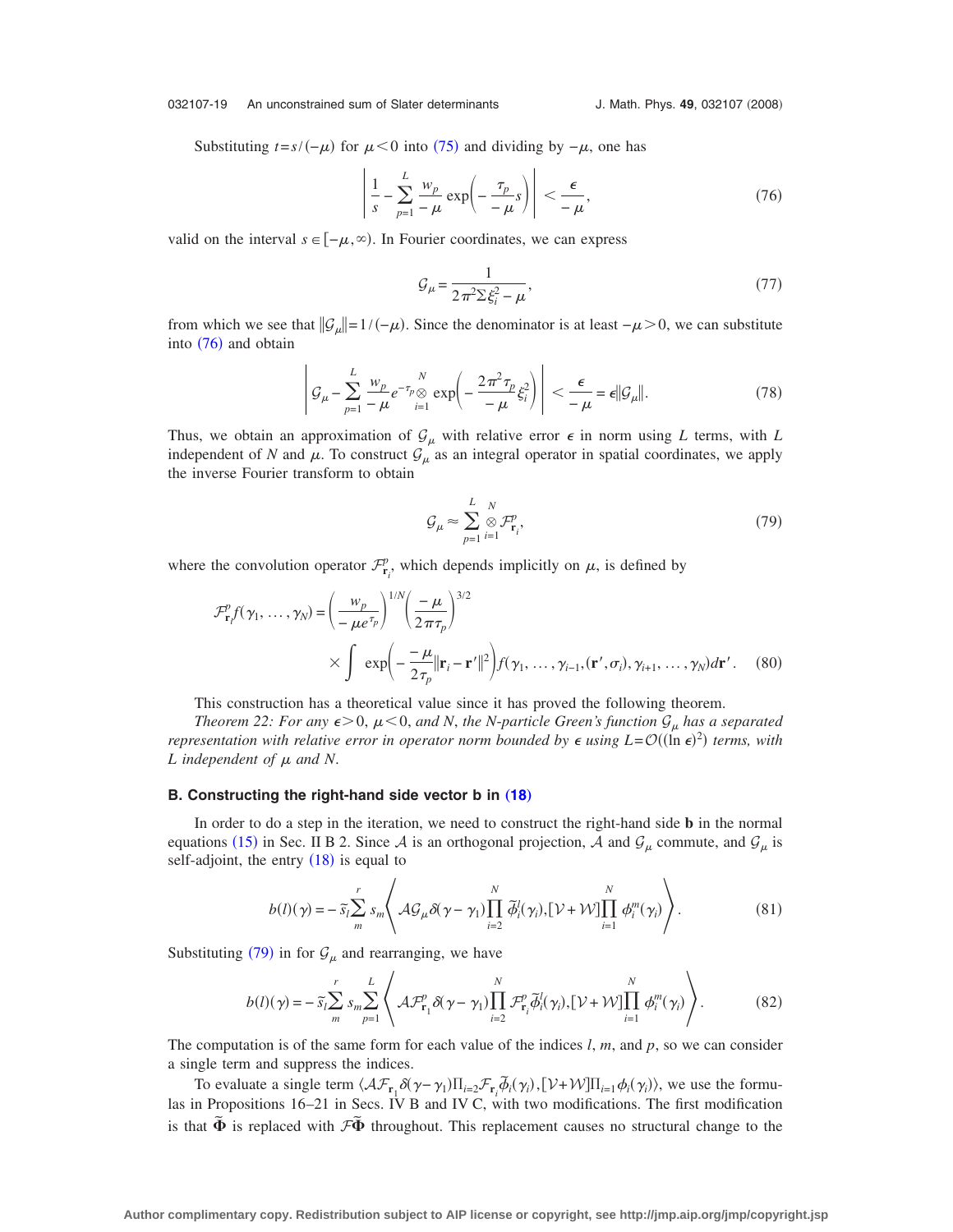Substituting $t=s/(-\mu)$ for $\mu<0$ into (75) and dividing by $-\mu$, one has

$$\left| \frac{1}{s} - \sum_{p=1}^{L} \frac{w_p}{-\mu} \exp\left(-\frac{\tau_p}{-\mu}s\right) \right| < \frac{\epsilon}{-\mu}, \tag{76}$$

valid on the interval $s \in [-\mu, \infty)$. In Fourier coordinates, we can express

$$\mathcal{G}_\mu = \frac{1}{2\pi^2 \Sigma \xi_i^2 - \mu}, \tag{77}$$

from which we see that $\|\mathcal{G}_\mu\| = 1/(-\mu)$. Since the denominator is at least $-\mu>0$, we can substitute into (76) and obtain

$$\left| \mathcal{G}_\mu - \sum_{p=1}^{L} \frac{w_p}{-\mu} e^{-\tau_p} \bigotimes_{i=1}^{N} \exp\left(-\frac{2\pi^2 \tau_p}{-\mu}\xi_i^2\right) \right| < \frac{\epsilon}{-\mu} = \epsilon \|\mathcal{G}_\mu\|. \tag{78}$$

Thus, we obtain an approximation of $\mathcal{G}_\mu$ with relative error $\epsilon$ in norm using $L$ terms, with $L$ independent of $N$ and $\mu$. To construct $\mathcal{G}_\mu$ as an integral operator in spatial coordinates, we apply the inverse Fourier transform to obtain

$$\mathcal{G}_\mu \approx \sum_{p=1}^{L} \bigotimes_{i=1}^{N} \mathcal{F}_{\mathbf{r}_i}^{p}, \tag{79}$$

where the convolution operator $\mathcal{F}_{\mathbf{r}_i}^{p}$, which depends implicitly on $\mu$, is defined by

$$\mathcal{F}_{\mathbf{r}_i}^{p} f(\gamma_1,\ldots,\gamma_N) = \left(\frac{w_p}{-\mu e^{\tau_p}}\right)^{1/N} \left(\frac{-\mu}{2\pi\tau_p}\right)^{3/2} \times \int \exp\left(-\frac{-\mu}{2\tau_p}\|\mathbf{r}_i - \mathbf{r}'\|^2\right) f(\gamma_1,\ldots,\gamma_{i-1},(\mathbf{r}',\sigma_i),\gamma_{i+1},\ldots,\gamma_N)\,d\mathbf{r}'. \tag{80}$$

This construction has a theoretical value since it has proved the following theorem.

*Theorem 22: For any $\epsilon>0$, $\mu<0$, and $N$, the $N$-particle Green's function $\mathcal{G}_\mu$ has a separated representation with relative error in operator norm bounded by $\epsilon$ using $L=\mathcal{O}((\ln \epsilon)^2)$ terms, with $L$ independent of $\mu$ and $N$.*

### B. Constructing the right-hand side vector b in (18)

In order to do a step in the iteration, we need to construct the right-hand side $\mathbf{b}$ in the normal equations (15) in Sec. II B 2. Since $\mathcal{A}$ is an orthogonal projection, $\mathcal{A}$ and $\mathcal{G}_\mu$ commute, and $\mathcal{G}_\mu$ is self-adjoint, the entry (18) is equal to

$$b(l)(\gamma) = -\tilde{s}_l \sum_{m}^{r} s_m \left\langle \mathcal{A}\mathcal{G}_\mu \delta(\gamma-\gamma_1) \prod_{i=2}^{N} \tilde{\phi}_i^l(\gamma_i), [\mathcal{V}+\mathcal{W}] \prod_{i=1}^{N} \phi_i^m(\gamma_i) \right\rangle. \tag{81}$$

Substituting (79) in for $\mathcal{G}_\mu$ and rearranging, we have

$$b(l)(\gamma) = -\tilde{s}_l \sum_{m}^{r} s_m \sum_{p=1}^{L} \left\langle \mathcal{A}\mathcal{F}_{\mathbf{r}_1}^{p} \delta(\gamma-\gamma_1) \prod_{i=2}^{N} \mathcal{F}_{\mathbf{r}_i}^{p} \tilde{\phi}_i^l(\gamma_i), [\mathcal{V}+\mathcal{W}] \prod_{i=1}^{N} \phi_i^m(\gamma_i) \right\rangle. \tag{82}$$

The computation is of the same form for each value of the indices $l$, $m$, and $p$, so we can consider a single term and suppress the indices.

To evaluate a single term $\langle \mathcal{A}\mathcal{F}_{\mathbf{r}_1}\delta(\gamma-\gamma_1)\Pi_{i=2}\mathcal{F}_{\mathbf{r}_i}\tilde{\phi}_i(\gamma_i), [\mathcal{V}+\mathcal{W}]\Pi_{i=1}\phi_i(\gamma_i)\rangle$, we use the formulas in Propositions 16–21 in Secs. IV B and IV C, with two modifications. The first modification is that $\tilde{\mathbf{\Phi}}$ is replaced with $\mathcal{F}\tilde{\mathbf{\Phi}}$ throughout. This replacement causes no structural change to the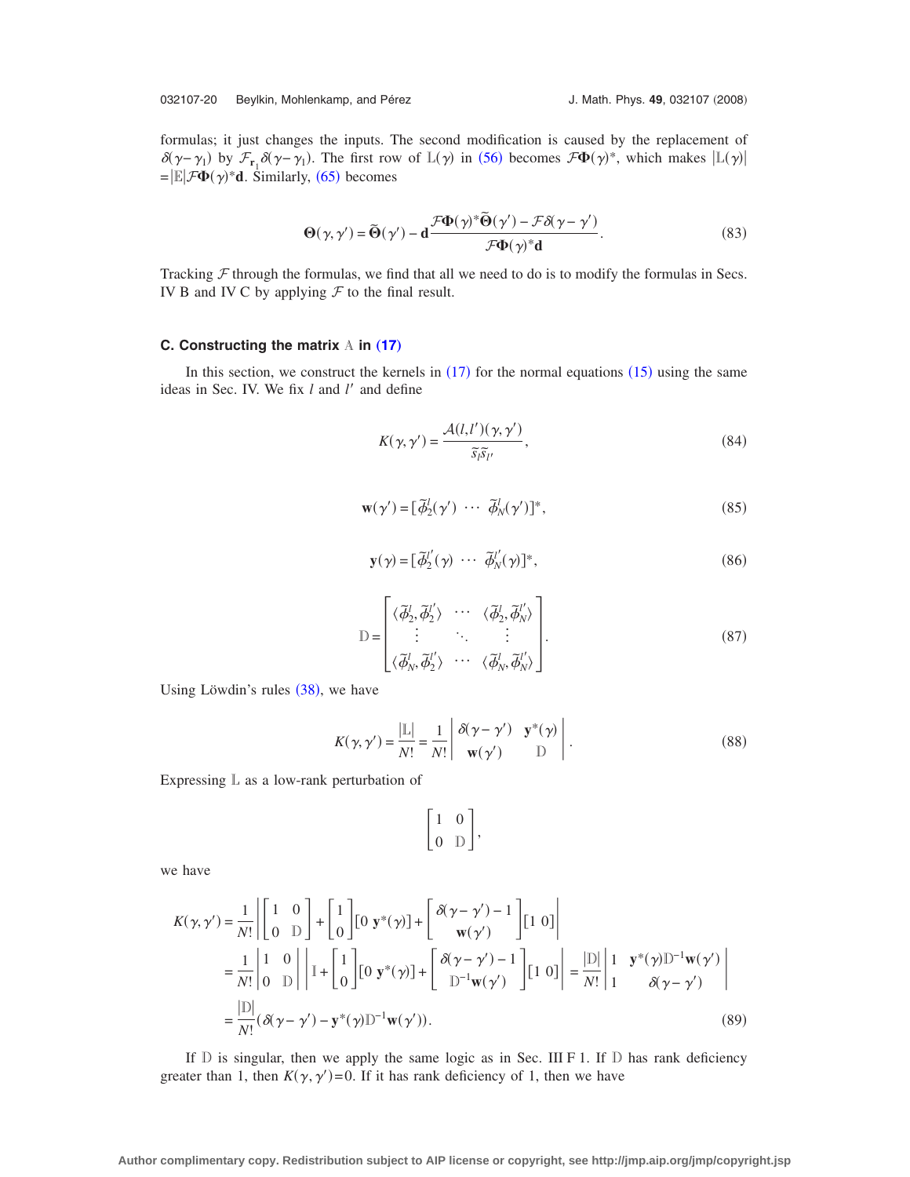formulas; it just changes the inputs. The second modification is caused by the replacement of $\delta(\gamma-\gamma_1)$ by $\mathcal{F}_{\mathbf{r}_1}\delta(\gamma-\gamma_1)$. The first row of $\mathbb{L}(\gamma)$ in (56) becomes $\mathcal{F}\mathbf{\Phi}(\gamma)^*$, which makes $|\mathbb{L}(\gamma)| = |\mathbb{E}|\mathcal{F}\mathbf{\Phi}(\gamma)^*\mathbf{d}$. Similarly, (65) becomes

$$\mathbf{\Theta}(\gamma,\gamma') = \widetilde{\mathbf{\Theta}}(\gamma') - \mathbf{d}\frac{\mathcal{F}\mathbf{\Phi}(\gamma)^*\widetilde{\mathbf{\Theta}}(\gamma') - \mathcal{F}\delta(\gamma-\gamma')}{\mathcal{F}\mathbf{\Phi}(\gamma)^*\mathbf{d}}. \tag{83}$$

Tracking $\mathcal{F}$ through the formulas, we find that all we need to do is to modify the formulas in Secs. IV B and IV C by applying $\mathcal{F}$ to the final result.

### C. Constructing the matrix $\mathbb{A}$ in (17)

In this section, we construct the kernels in (17) for the normal equations (15) using the same ideas in Sec. IV. We fix $l$ and $l'$ and define

$$K(\gamma,\gamma') = \frac{\mathcal{A}(l,l')(\gamma,\gamma')}{\tilde{s}_l\tilde{s}_{l'}}, \tag{84}$$

$$\mathbf{w}(\gamma') = [\tilde{\phi}_2^l(\gamma') \ \cdots \ \tilde{\phi}_N^l(\gamma')]^*, \tag{85}$$

$$\mathbf{y}(\gamma) = [\tilde{\phi}_2^{l'}(\gamma) \ \cdots \ \tilde{\phi}_N^{l'}(\gamma)]^*, \tag{86}$$

$$\mathbb{D} = \begin{bmatrix} \langle\tilde{\phi}_2^l,\tilde{\phi}_2^{l'}\rangle & \cdots & \langle\tilde{\phi}_2^l,\tilde{\phi}_N^{l'}\rangle \\ \vdots & \ddots & \vdots \\ \langle\tilde{\phi}_N^l,\tilde{\phi}_2^{l'}\rangle & \cdots & \langle\tilde{\phi}_N^l,\tilde{\phi}_N^{l'}\rangle \end{bmatrix}. \tag{87}$$

Using Löwdin's rules (38), we have

$$K(\gamma,\gamma') = \frac{|\mathbb{L}|}{N!} = \frac{1}{N!}\begin{vmatrix} \delta(\gamma-\gamma') & \mathbf{y}^*(\gamma) \\ \mathbf{w}(\gamma') & \mathbb{D} \end{vmatrix}. \tag{88}$$

Expressing $\mathbb{L}$ as a low-rank perturbation of

$$\begin{bmatrix} 1 & 0 \\ 0 & \mathbb{D} \end{bmatrix},$$

we have

$$\begin{aligned} K(\gamma,\gamma') &= \frac{1}{N!}\left|\begin{bmatrix} 1 & 0 \\ 0 & \mathbb{D} \end{bmatrix} + \begin{bmatrix} 1 \\ 0 \end{bmatrix}[0 \ \mathbf{y}^*(\gamma)] + \begin{bmatrix} \delta(\gamma-\gamma')-1 \\ \mathbf{w}(\gamma') \end{bmatrix}[1 \ 0]\right| \\ &= \frac{1}{N!}\begin{vmatrix} 1 & 0 \\ 0 & \mathbb{D} \end{vmatrix}\left|\mathbb{I} + \begin{bmatrix} 1 \\ 0 \end{bmatrix}[0 \ \mathbf{y}^*(\gamma)] + \begin{bmatrix} \delta(\gamma-\gamma')-1 \\ \mathbb{D}^{-1}\mathbf{w}(\gamma') \end{bmatrix}[1 \ 0]\right| = \frac{|\mathbb{D}|}{N!}\begin{vmatrix} 1 & \mathbf{y}^*(\gamma)\mathbb{D}^{-1}\mathbf{w}(\gamma') \\ 1 & \delta(\gamma-\gamma') \end{vmatrix} \\ &= \frac{|\mathbb{D}|}{N!}(\delta(\gamma-\gamma') - \mathbf{y}^*(\gamma)\mathbb{D}^{-1}\mathbf{w}(\gamma')). \end{aligned} \tag{89}$$

If $\mathbb{D}$ is singular, then we apply the same logic as in Sec. III F 1. If $\mathbb{D}$ has rank deficiency greater than 1, then $K(\gamma,\gamma')=0$. If it has rank deficiency of 1, then we have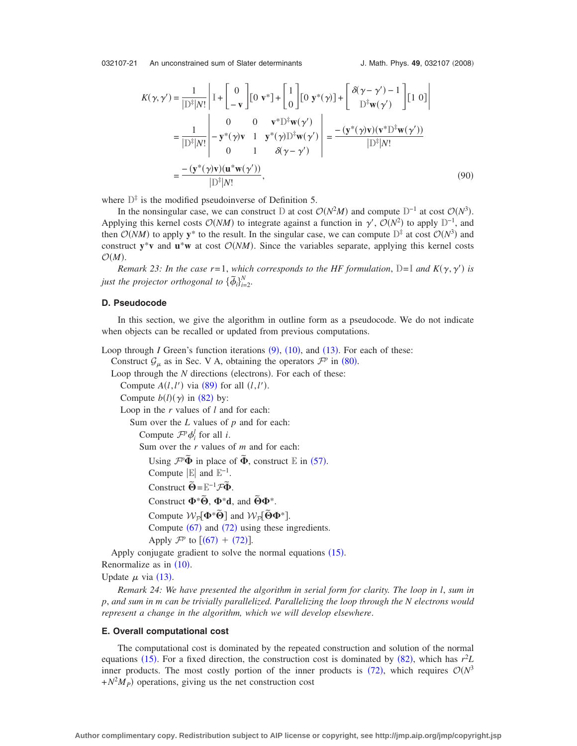$$
\begin{aligned}
K(\gamma,\gamma') &= \frac{1}{|\mathbb{D}^{\ddagger}|N!}\left|\mathbb{I} + \begin{bmatrix} 0 \\ -\mathbf{v} \end{bmatrix}[0\ \mathbf{v}^*] + \begin{bmatrix} 1 \\ 0 \end{bmatrix}[0\ \mathbf{y}^*(\gamma)] + \begin{bmatrix} \delta(\gamma-\gamma')-1 \\ \mathbb{D}^{\ddagger}\mathbf{w}(\gamma') \end{bmatrix}[1\ 0]\right| \\
&= \frac{1}{|\mathbb{D}^{\ddagger}|N!}\begin{vmatrix} 0 & 0 & \mathbf{v}^*\mathbb{D}^{\ddagger}\mathbf{w}(\gamma') \\ -\mathbf{y}^*(\gamma)\mathbf{v} & 1 & \mathbf{y}^*(\gamma)\mathbb{D}^{\ddagger}\mathbf{w}(\gamma') \\ 0 & 1 & \delta(\gamma-\gamma') \end{vmatrix} = \frac{-(\mathbf{y}^*(\gamma)\mathbf{v})(\mathbf{v}^*\mathbb{D}^{\ddagger}\mathbf{w}(\gamma'))}{|\mathbb{D}^{\ddagger}|N!} \\
&= \frac{-(\mathbf{y}^*(\gamma)\mathbf{v})(\mathbf{u}^*\mathbf{w}(\gamma'))}{|\mathbb{D}^{\ddagger}|N!},
\end{aligned}
\tag{90}
$$

where $\mathbb{D}^{\ddagger}$ is the modified pseudoinverse of Definition 5.

In the nonsingular case, we can construct $\mathbb{D}$ at cost $\mathcal{O}(N^2M)$ and compute $\mathbb{D}^{-1}$ at cost $\mathcal{O}(N^3)$. Applying this kernel costs $\mathcal{O}(NM)$ to integrate against a function in $\gamma'$, $\mathcal{O}(N^2)$ to apply $\mathbb{D}^{-1}$, and then $\mathcal{O}(NM)$ to apply $\mathbf{y}^*$ to the result. In the singular case, we can compute $\mathbb{D}^{\ddagger}$ at cost $\mathcal{O}(N^3)$ and construct $\mathbf{y}^*\mathbf{v}$ and $\mathbf{u}^*\mathbf{w}$ at cost $\mathcal{O}(NM)$. Since the variables separate, applying this kernel costs $\mathcal{O}(M)$.

*Remark 23: In the case* $r=1$, *which corresponds to the HF formulation*, $\mathbb{D}=\mathbb{I}$ *and* $K(\gamma,\gamma')$ *is just the projector orthogonal to* $\{\tilde{\phi}_i\}_{i=2}^N$.

### D. Pseudocode

In this section, we give the algorithm in outline form as a pseudocode. We do not indicate when objects can be recalled or updated from previous computations.

Loop through $I$ Green's function iterations (9), (10), and (13). For each of these:
- Construct $\mathcal{G}_\mu$ as in Sec. V A, obtaining the operators $\mathcal{F}^p$ in (80).
- Loop through the $N$ directions (electrons). For each of these:
  - Compute $A(l,l')$ via (89) for all $(l,l')$.
  - Compute $b(l)(\gamma)$ in (82) by:
  - Loop in the $r$ values of $l$ and for each:
    - Sum over the $L$ values of $p$ and for each:
      - Compute $\mathcal{F}^p\phi_i^l$ for all $i$.
      - Sum over the $r$ values of $m$ and for each:
        - Using $\mathcal{F}^p\tilde{\mathbf{\Phi}}$ in place of $\tilde{\mathbf{\Phi}}$, construct $\mathbb{E}$ in (57).
        - Compute $|\mathbb{E}|$ and $\mathbb{E}^{-1}$.
        - Construct $\tilde{\mathbf{\Theta}}=\mathbb{E}^{-1}\mathcal{F}\tilde{\mathbf{\Phi}}$.
        - Construct $\mathbf{\Phi}^*\tilde{\mathbf{\Theta}}$, $\mathbf{\Phi}^*\mathbf{d}$, and $\tilde{\mathbf{\Theta}}\mathbf{\Phi}^*$.
        - Compute $\mathcal{W}_{\mathcal{P}}[\mathbf{\Phi}^*\tilde{\mathbf{\Theta}}]$ and $\mathcal{W}_{\mathcal{P}}[\tilde{\mathbf{\Theta}}\mathbf{\Phi}^*]$.
        - Compute (67) and (72) using these ingredients.
        - Apply $\mathcal{F}^p$ to [(67) + (72)].
- Apply conjugate gradient to solve the normal equations (15).

Renormalize as in (10).

Update $\mu$ via (13).

*Remark 24: We have presented the algorithm in serial form for clarity. The loop in* $l$, *sum in* $p$, *and sum in* $m$ *can be trivially parallelized. Parallelizing the loop through the* $N$ *electrons would represent a change in the algorithm, which we will develop elsewhere.*

### E. Overall computational cost

The computational cost is dominated by the repeated construction and solution of the normal equations (15). For a fixed direction, the construction cost is dominated by (82), which has $r^2L$ inner products. The most costly portion of the inner products is (72), which requires $\mathcal{O}(N^3 + N^2M_P)$ operations, giving us the net construction cost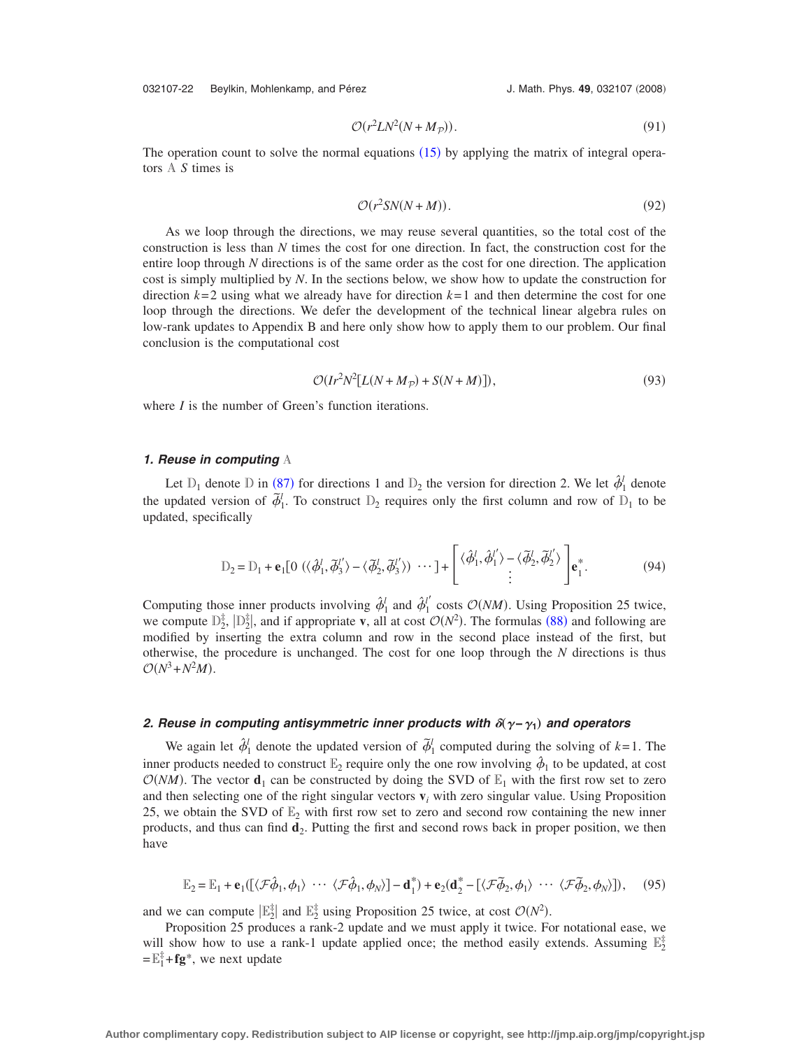$$\mathcal{O}(r^2 L N^2 (N + M_{\mathcal{P}})). \tag{91}$$

The operation count to solve the normal equations (15) by applying the matrix of integral operators $\mathbb{A}$ $S$ times is

$$\mathcal{O}(r^2 S N (N + M)). \tag{92}$$

As we loop through the directions, we may reuse several quantities, so the total cost of the construction is less than $N$ times the cost for one direction. In fact, the construction cost for the entire loop through $N$ directions is of the same order as the cost for one direction. The application cost is simply multiplied by $N$. In the sections below, we show how to update the construction for direction $k=2$ using what we already have for direction $k=1$ and then determine the cost for one loop through the directions. We defer the development of the technical linear algebra rules on low-rank updates to Appendix B and here only show how to apply them to our problem. Our final conclusion is the computational cost

$$\mathcal{O}(I r^2 N^2 [L(N + M_{\mathcal{P}}) + S(N + M)]), \tag{93}$$

where $I$ is the number of Green's function iterations.

#### *1. Reuse in computing $\mathbb{A}$*

Let $\mathbb{D}_1$ denote $\mathbb{D}$ in (87) for directions 1 and $\mathbb{D}_2$ the version for direction 2. We let $\hat{\phi}_1^l$ denote the updated version of $\tilde{\phi}_1^l$. To construct $\mathbb{D}_2$ requires only the first column and row of $\mathbb{D}_1$ to be updated, specifically

$$\mathbb{D}_2 = \mathbb{D}_1 + \mathbf{e}_1[0 \ (\langle \hat{\phi}_1^l, \tilde{\phi}_3^{l'} \rangle - \langle \tilde{\phi}_2^l, \tilde{\phi}_3^{l'} \rangle) \ \cdots ] + \begin{bmatrix} \langle \hat{\phi}_1^l, \hat{\phi}_1^{l'} \rangle - \langle \tilde{\phi}_2^l, \tilde{\phi}_2^{l'} \rangle \\ \vdots \end{bmatrix} \mathbf{e}_1^*. \tag{94}$$

Computing those inner products involving $\hat{\phi}_1^l$ and $\hat{\phi}_1^{l'}$ costs $\mathcal{O}(NM)$. Using Proposition 25 twice, we compute $\mathbb{D}_2^{\ddagger}$, $|\mathbb{D}_2^{\ddagger}|$, and if appropriate $\mathbf{v}$, all at cost $\mathcal{O}(N^2)$. The formulas (88) and following are modified by inserting the extra column and row in the second place instead of the first, but otherwise, the procedure is unchanged. The cost for one loop through the $N$ directions is thus $\mathcal{O}(N^3 + N^2 M)$.

#### *2. Reuse in computing antisymmetric inner products with $\delta(\gamma - \gamma_1)$ and operators*

We again let $\hat{\phi}_1^l$ denote the updated version of $\tilde{\phi}_1^l$ computed during the solving of $k=1$. The inner products needed to construct $\mathbb{E}_2$ require only the one row involving $\hat{\phi}_1$ to be updated, at cost $\mathcal{O}(NM)$. The vector $\mathbf{d}_1$ can be constructed by doing the SVD of $\mathbb{E}_1$ with the first row set to zero and then selecting one of the right singular vectors $\mathbf{v}_i$ with zero singular value. Using Proposition 25, we obtain the SVD of $\mathbb{E}_2$ with first row set to zero and second row containing the new inner products, and thus can find $\mathbf{d}_2$. Putting the first and second rows back in proper position, we then have

$$\mathbb{E}_2 = \mathbb{E}_1 + \mathbf{e}_1([\langle \mathcal{F}\hat{\phi}_1, \phi_1 \rangle \ \cdots \ \langle \mathcal{F}\hat{\phi}_1, \phi_N \rangle] - \mathbf{d}_1^*) + \mathbf{e}_2(\mathbf{d}_2^* - [\langle \mathcal{F}\tilde{\phi}_2, \phi_1 \rangle \ \cdots \ \langle \mathcal{F}\tilde{\phi}_2, \phi_N \rangle]), \tag{95}$$

and we can compute $|\mathbb{E}_2^{\ddagger}|$ and $\mathbb{E}_2^{\ddagger}$ using Proposition 25 twice, at cost $\mathcal{O}(N^2)$.

Proposition 25 produces a rank-2 update and we must apply it twice. For notational ease, we will show how to use a rank-1 update applied once; the method easily extends. Assuming $\mathbb{E}_2^{\ddagger} = \mathbb{E}_1^{\ddagger} + \mathbf{f}\mathbf{g}^*$, we next update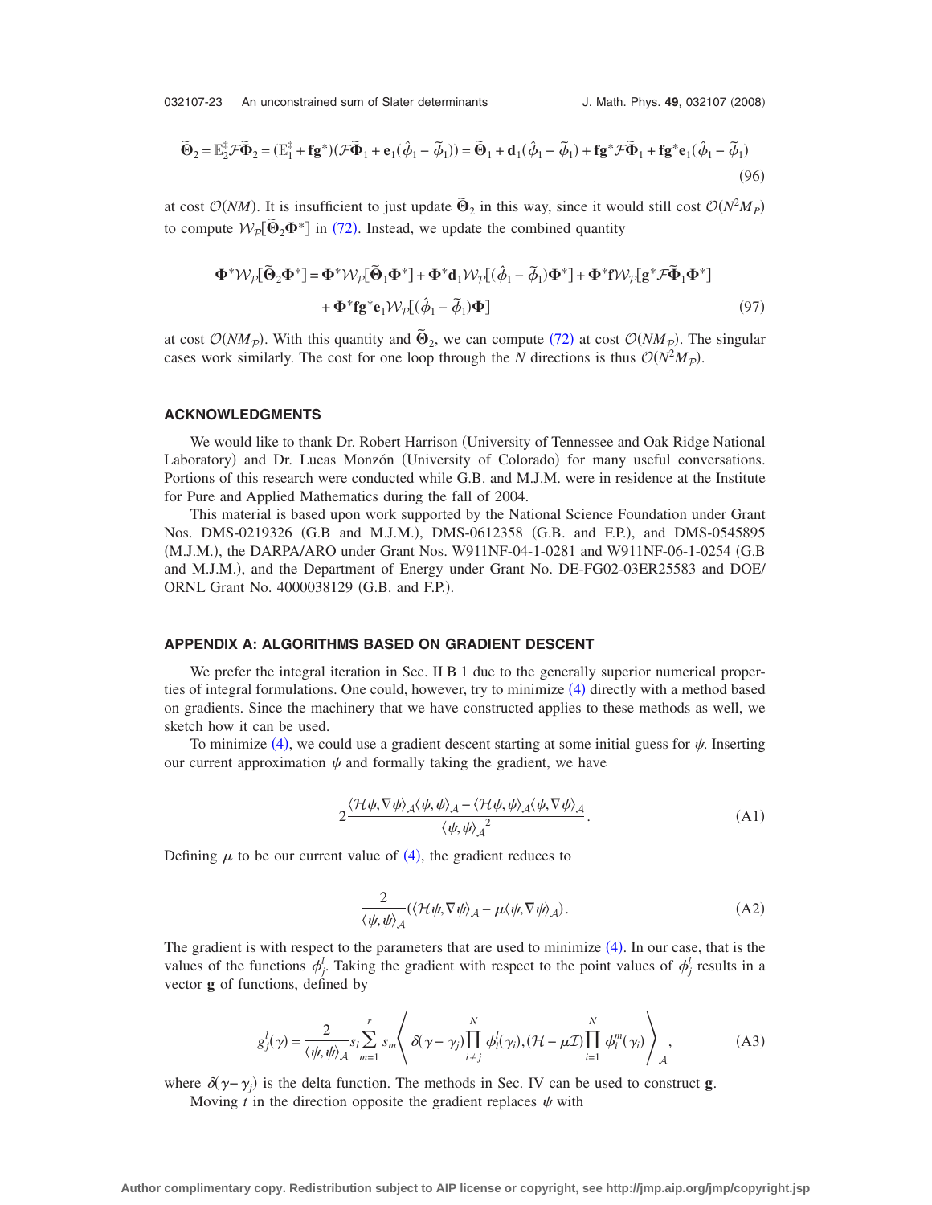$$\tilde{\mathbf{\Theta}}_2 = \mathbb{E}_2^{\ddagger}\mathcal{F}\tilde{\mathbf{\Phi}}_2 = (\mathbb{E}_1^{\ddagger} + \mathbf{f}\mathbf{g}^*)(\mathcal{F}\tilde{\mathbf{\Phi}}_1 + \mathbf{e}_1(\hat{\phi}_1 - \tilde{\phi}_1)) = \tilde{\mathbf{\Theta}}_1 + \mathbf{d}_1(\hat{\phi}_1 - \tilde{\phi}_1) + \mathbf{f}\mathbf{g}^*\mathcal{F}\tilde{\mathbf{\Phi}}_1 + \mathbf{f}\mathbf{g}^*\mathbf{e}_1(\hat{\phi}_1 - \tilde{\phi}_1) \tag{96}$$

at cost $\mathcal{O}(NM)$. It is insufficient to just update $\tilde{\mathbf{\Theta}}_2$ in this way, since it would still cost $\mathcal{O}(N^2 M_P)$ to compute $\mathcal{W}_{\mathcal{P}}[\tilde{\mathbf{\Theta}}_2\mathbf{\Phi}^*]$ in (72). Instead, we update the combined quantity

$$\begin{aligned}\mathbf{\Phi}^*\mathcal{W}_{\mathcal{P}}[\tilde{\mathbf{\Theta}}_2\mathbf{\Phi}^*] &= \mathbf{\Phi}^*\mathcal{W}_{\mathcal{P}}[\tilde{\mathbf{\Theta}}_1\mathbf{\Phi}^*] + \mathbf{\Phi}^*\mathbf{d}_1\mathcal{W}_{\mathcal{P}}[(\hat{\phi}_1 - \tilde{\phi}_1)\mathbf{\Phi}^*] + \mathbf{\Phi}^*\mathbf{f}\mathcal{W}_{\mathcal{P}}[\mathbf{g}^*\mathcal{F}\tilde{\mathbf{\Phi}}_1\mathbf{\Phi}^*] \\ &\quad + \mathbf{\Phi}^*\mathbf{f}\mathbf{g}^*\mathbf{e}_1\mathcal{W}_{\mathcal{P}}[(\hat{\phi}_1 - \tilde{\phi}_1)\mathbf{\Phi}]\end{aligned} \tag{97}$$

at cost $\mathcal{O}(NM_{\mathcal{P}})$. With this quantity and $\tilde{\mathbf{\Theta}}_2$, we can compute (72) at cost $\mathcal{O}(NM_{\mathcal{P}})$. The singular cases work similarly. The cost for one loop through the $N$ directions is thus $\mathcal{O}(N^2 M_{\mathcal{P}})$.

## ACKNOWLEDGMENTS

We would like to thank Dr. Robert Harrison (University of Tennessee and Oak Ridge National Laboratory) and Dr. Lucas Monzón (University of Colorado) for many useful conversations. Portions of this research were conducted while G.B. and M.J.M. were in residence at the Institute for Pure and Applied Mathematics during the fall of 2004.

This material is based upon work supported by the National Science Foundation under Grant Nos. DMS-0219326 (G.B and M.J.M.), DMS-0612358 (G.B. and F.P.), and DMS-0545895 (M.J.M.), the DARPA/ARO under Grant Nos. W911NF-04-1-0281 and W911NF-06-1-0254 (G.B and M.J.M.), and the Department of Energy under Grant No. DE-FG02-03ER25583 and DOE/ORNL Grant No. 4000038129 (G.B. and F.P.).

## APPENDIX A: ALGORITHMS BASED ON GRADIENT DESCENT

We prefer the integral iteration in Sec. II B 1 due to the generally superior numerical properties of integral formulations. One could, however, try to minimize (4) directly with a method based on gradients. Since the machinery that we have constructed applies to these methods as well, we sketch how it can be used.

To minimize (4), we could use a gradient descent starting at some initial guess for $\psi$. Inserting our current approximation $\psi$ and formally taking the gradient, we have

$$2\frac{\langle \mathcal{H}\psi, \nabla\psi\rangle_{\mathcal{A}}\langle\psi,\psi\rangle_{\mathcal{A}} - \langle\mathcal{H}\psi,\psi\rangle_{\mathcal{A}}\langle\psi,\nabla\psi\rangle_{\mathcal{A}}}{\langle\psi,\psi\rangle_{\mathcal{A}}^2}. \tag{A1}$$

Defining $\mu$ to be our current value of (4), the gradient reduces to

$$\frac{2}{\langle\psi,\psi\rangle_{\mathcal{A}}}(\langle\mathcal{H}\psi,\nabla\psi\rangle_{\mathcal{A}} - \mu\langle\psi,\nabla\psi\rangle_{\mathcal{A}}). \tag{A2}$$

The gradient is with respect to the parameters that are used to minimize (4). In our case, that is the values of the functions $\phi_j^l$. Taking the gradient with respect to the point values of $\phi_j^l$ results in a vector $\mathbf{g}$ of functions, defined by

$$g_j^l(\gamma) = \frac{2}{\langle\psi,\psi\rangle_{\mathcal{A}}} s_l \sum_{m=1}^{r} s_m \left\langle \delta(\gamma - \gamma_j)\prod_{i\neq j}^{N}\phi_i^l(\gamma_i), (\mathcal{H} - \mu\mathcal{I})\prod_{i=1}^{N}\phi_i^m(\gamma_i)\right\rangle_{\mathcal{A}}, \tag{A3}$$

where $\delta(\gamma - \gamma_j)$ is the delta function. The methods in Sec. IV can be used to construct $\mathbf{g}$.

Moving $t$ in the direction opposite the gradient replaces $\psi$ with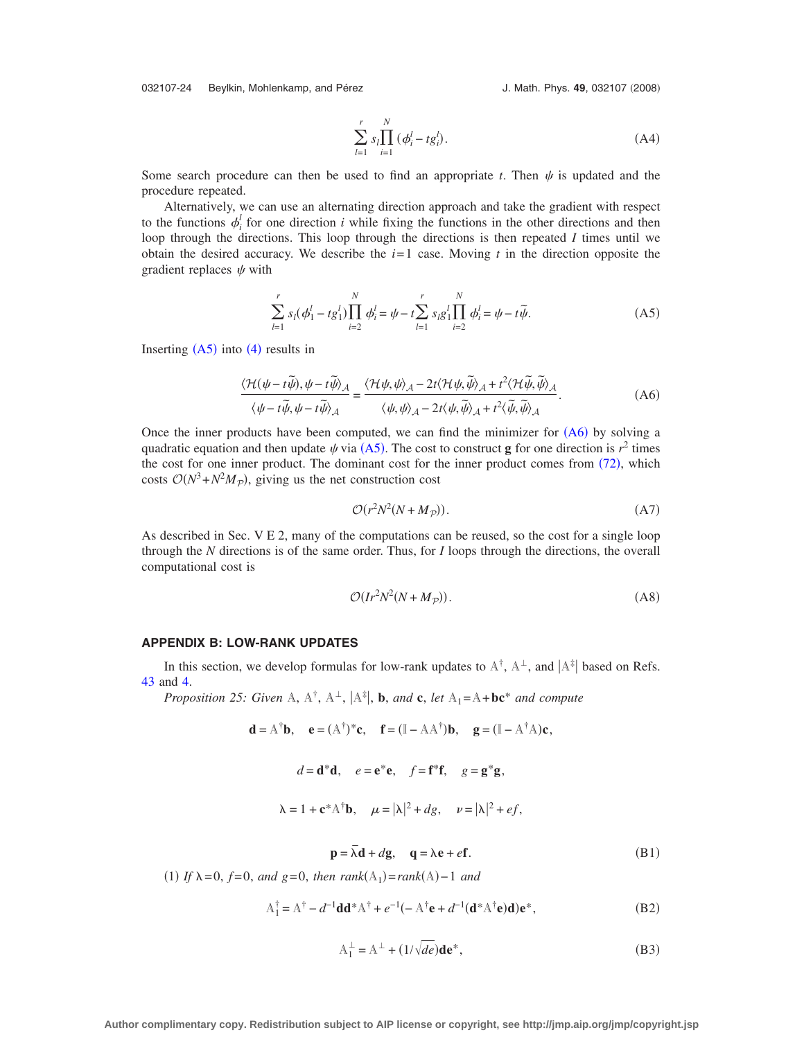$$\sum_{l=1}^{r} s_l \prod_{i=1}^{N} (\phi_i^l - t g_i^l). \tag{A4}$$

Some search procedure can then be used to find an appropriate $t$. Then $\psi$ is updated and the procedure repeated.

Alternatively, we can use an alternating direction approach and take the gradient with respect to the functions $\phi_i^l$ for one direction $i$ while fixing the functions in the other directions and then loop through the directions. This loop through the directions is then repeated $I$ times until we obtain the desired accuracy. We describe the $i=1$ case. Moving $t$ in the direction opposite the gradient replaces $\psi$ with

$$\sum_{l=1}^{r} s_l (\phi_1^l - t g_1^l) \prod_{i=2}^{N} \phi_i^l = \psi - t \sum_{l=1}^{r} s_l g_1^l \prod_{i=2}^{N} \phi_i^l = \psi - t\tilde{\psi}. \tag{A5}$$

Inserting (A5) into (4) results in

$$\frac{\langle \mathcal{H}(\psi - t\tilde{\psi}), \psi - t\tilde{\psi}\rangle_{\mathcal{A}}}{\langle \psi - t\tilde{\psi}, \psi - t\tilde{\psi}\rangle_{\mathcal{A}}} = \frac{\langle \mathcal{H}\psi, \psi\rangle_{\mathcal{A}} - 2t\langle \mathcal{H}\psi, \tilde{\psi}\rangle_{\mathcal{A}} + t^2\langle \mathcal{H}\tilde{\psi}, \tilde{\psi}\rangle_{\mathcal{A}}}{\langle \psi, \psi\rangle_{\mathcal{A}} - 2t\langle \psi, \tilde{\psi}\rangle_{\mathcal{A}} + t^2\langle \tilde{\psi}, \tilde{\psi}\rangle_{\mathcal{A}}}. \tag{A6}$$

Once the inner products have been computed, we can find the minimizer for (A6) by solving a quadratic equation and then update $\psi$ via (A5). The cost to construct $\mathbf{g}$ for one direction is $r^2$ times the cost for one inner product. The dominant cost for the inner product comes from (72), which costs $\mathcal{O}(N^3 + N^2 M_{\mathcal{P}})$, giving us the net construction cost

$$\mathcal{O}(r^2 N^2 (N + M_{\mathcal{P}})). \tag{A7}$$

As described in Sec. V E 2, many of the computations can be reused, so the cost for a single loop through the $N$ directions is of the same order. Thus, for $I$ loops through the directions, the overall computational cost is

$$\mathcal{O}(I r^2 N^2 (N + M_{\mathcal{P}})). \tag{A8}$$

## APPENDIX B: LOW-RANK UPDATES

In this section, we develop formulas for low-rank updates to $\mathbb{A}^{\dagger}$, $\mathbb{A}^{\perp}$, and $|\mathbb{A}^{\ddagger}|$ based on Refs. 43 and 4.

*Proposition 25: Given* $\mathbb{A}$, $\mathbb{A}^{\dagger}$, $\mathbb{A}^{\perp}$, $|\mathbb{A}^{\ddagger}|$, $\mathbf{b}$, *and* $\mathbf{c}$, *let* $\mathbb{A}_1 = \mathbb{A} + \mathbf{b}\mathbf{c}^*$ *and compute*

$$\mathbf{d} = \mathbb{A}^{\dagger}\mathbf{b}, \quad \mathbf{e} = (\mathbb{A}^{\dagger})^*\mathbf{c}, \quad \mathbf{f} = (\mathbb{I} - \mathbb{A}\mathbb{A}^{\dagger})\mathbf{b}, \quad \mathbf{g} = (\mathbb{I} - \mathbb{A}^{\dagger}\mathbb{A})\mathbf{c},$$

$$d = \mathbf{d}^*\mathbf{d}, \quad e = \mathbf{e}^*\mathbf{e}, \quad f = \mathbf{f}^*\mathbf{f}, \quad g = \mathbf{g}^*\mathbf{g},$$

$$\lambda = 1 + \mathbf{c}^*\mathbb{A}^{\dagger}\mathbf{b}, \quad \mu = |\lambda|^2 + dg, \quad \nu = |\lambda|^2 + ef,$$

$$\mathbf{p} = \bar{\lambda}\mathbf{d} + d\mathbf{g}, \quad \mathbf{q} = \lambda\mathbf{e} + e\mathbf{f}. \tag{B1}$$

(1) *If* $\lambda = 0$, $f = 0$, *and* $g = 0$, *then* $\mathrm{rank}(\mathbb{A}_1) = \mathrm{rank}(\mathbb{A}) - 1$ *and*

$$\mathbb{A}_1^{\dagger} = \mathbb{A}^{\dagger} - d^{-1}\mathbf{d}\mathbf{d}^*\mathbb{A}^{\dagger} + e^{-1}(-\mathbb{A}^{\dagger}\mathbf{e} + d^{-1}(\mathbf{d}^*\mathbb{A}^{\dagger}\mathbf{e})\mathbf{d})\mathbf{e}^*, \tag{B2}$$

$$\mathbb{A}_1^{\perp} = \mathbb{A}^{\perp} + (1/\sqrt{de})\mathbf{d}\mathbf{e}^*, \tag{B3}$$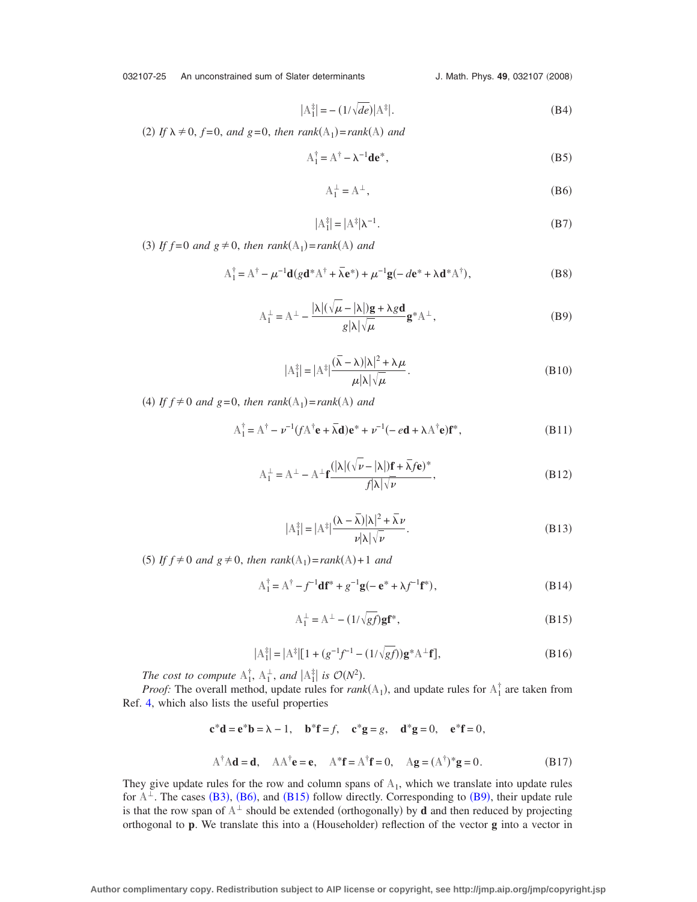$$|\mathbb{A}_1^{\ddagger}| = -(1/\sqrt{de})|\mathbb{A}^{\ddagger}|. \tag{B4}$$

(2) *If* $\lambda \neq 0$, $f=0$, *and* $g=0$, *then* $rank(\mathbb{A}_1) = rank(\mathbb{A})$ *and*

$$\mathbb{A}_1^{\dagger} = \mathbb{A}^{\dagger} - \lambda^{-1}\mathbf{d}\mathbf{e}^*, \tag{B5}$$

$$\mathbb{A}_1^{\perp} = \mathbb{A}^{\perp}, \tag{B6}$$

$$|\mathbb{A}_1^{\ddagger}| = |\mathbb{A}^{\ddagger}|\lambda^{-1}. \tag{B7}$$

(3) *If* $f=0$ *and* $g \neq 0$, *then* $rank(\mathbb{A}_1) = rank(\mathbb{A})$ *and*

$$\mathbb{A}_1^{\dagger} = \mathbb{A}^{\dagger} - \mu^{-1}\mathbf{d}(g\mathbf{d}^*\mathbb{A}^{\dagger} + \bar{\lambda}\mathbf{e}^*) + \mu^{-1}\mathbf{g}(-d\mathbf{e}^* + \lambda\mathbf{d}^*\mathbb{A}^{\dagger}), \tag{B8}$$

$$\mathbb{A}_1^{\perp} = \mathbb{A}^{\perp} - \frac{|\lambda|(\sqrt{\mu} - |\lambda|)\mathbf{g} + \lambda g\mathbf{d}}{g|\lambda|\sqrt{\mu}}\mathbf{g}^*\mathbb{A}^{\perp}, \tag{B9}$$

$$|\mathbb{A}_1^{\ddagger}| = |\mathbb{A}^{\ddagger}|\frac{(\bar{\lambda} - \lambda)|\lambda|^2 + \lambda\mu}{\mu|\lambda|\sqrt{\mu}}. \tag{B10}$$

(4) *If* $f \neq 0$ *and* $g=0$, *then* $rank(\mathbb{A}_1) = rank(\mathbb{A})$ *and*

$$\mathbb{A}_1^{\dagger} = \mathbb{A}^{\dagger} - \nu^{-1}(f\mathbb{A}^{\dagger}\mathbf{e} + \bar{\lambda}\mathbf{d})\mathbf{e}^* + \nu^{-1}(-e\mathbf{d} + \lambda\mathbb{A}^{\dagger}\mathbf{e})\mathbf{f}^*, \tag{B11}$$

$$\mathbb{A}_1^{\perp} = \mathbb{A}^{\perp} - \mathbb{A}^{\perp}\mathbf{f}\frac{(|\lambda|(\sqrt{\nu} - |\lambda|)\mathbf{f} + \bar{\lambda}f\mathbf{e})^*}{f|\lambda|\sqrt{\nu}}, \tag{B12}$$

$$|\mathbb{A}_1^{\ddagger}| = |\mathbb{A}^{\ddagger}|\frac{(\lambda - \bar{\lambda})|\lambda|^2 + \bar{\lambda}\nu}{\nu|\lambda|\sqrt{\nu}}. \tag{B13}$$

(5) *If* $f \neq 0$ *and* $g \neq 0$, *then* $rank(\mathbb{A}_1) = rank(\mathbb{A}) + 1$ *and*

$$\mathbb{A}_1^{\dagger} = \mathbb{A}^{\dagger} - f^{-1}\mathbf{d}\mathbf{f}^* + g^{-1}\mathbf{g}(-\mathbf{e}^* + \lambda f^{-1}\mathbf{f}^*), \tag{B14}$$

$$\mathbb{A}_1^{\perp} = \mathbb{A}^{\perp} - (1/\sqrt{gf})\mathbf{g}\mathbf{f}^*, \tag{B15}$$

$$|\mathbb{A}_1^{\ddagger}| = |\mathbb{A}^{\ddagger}|[1 + (g^{-1}f^{-1} - (1/\sqrt{gf}))\mathbf{g}^*\mathbb{A}^{\perp}\mathbf{f}], \tag{B16}$$

*The cost to compute* $\mathbb{A}_1^{\dagger}$, $\mathbb{A}_1^{\perp}$, *and* $|\mathbb{A}_1^{\ddagger}|$ *is* $\mathcal{O}(N^2)$.

*Proof:* The overall method, update rules for $rank(\mathbb{A}_1)$, and update rules for $\mathbb{A}_1^{\dagger}$ are taken from Ref. 4, which also lists the useful properties

$$\mathbf{c}^*\mathbf{d} = \mathbf{e}^*\mathbf{b} = \lambda - 1, \quad \mathbf{b}^*\mathbf{f} = f, \quad \mathbf{c}^*\mathbf{g} = g, \quad \mathbf{d}^*\mathbf{g} = 0, \quad \mathbf{e}^*\mathbf{f} = 0,$$

$$\mathbb{A}^{\dagger}\mathbb{A}\mathbf{d} = \mathbf{d}, \quad \mathbb{A}\mathbb{A}^{\dagger}\mathbf{e} = \mathbf{e}, \quad \mathbb{A}^*\mathbf{f} = \mathbb{A}^{\dagger}\mathbf{f} = 0, \quad \mathbb{A}\mathbf{g} = (\mathbb{A}^{\dagger})^*\mathbf{g} = 0. \tag{B17}$$

They give update rules for the row and column spans of $\mathbb{A}_1$, which we translate into update rules for $\mathbb{A}^{\perp}$. The cases (B3), (B6), and (B15) follow directly. Corresponding to (B9), their update rule is that the row span of $\mathbb{A}^{\perp}$ should be extended (orthogonally) by $\mathbf{d}$ and then reduced by projecting orthogonal to $\mathbf{p}$. We translate this into a (Householder) reflection of the vector $\mathbf{g}$ into a vector in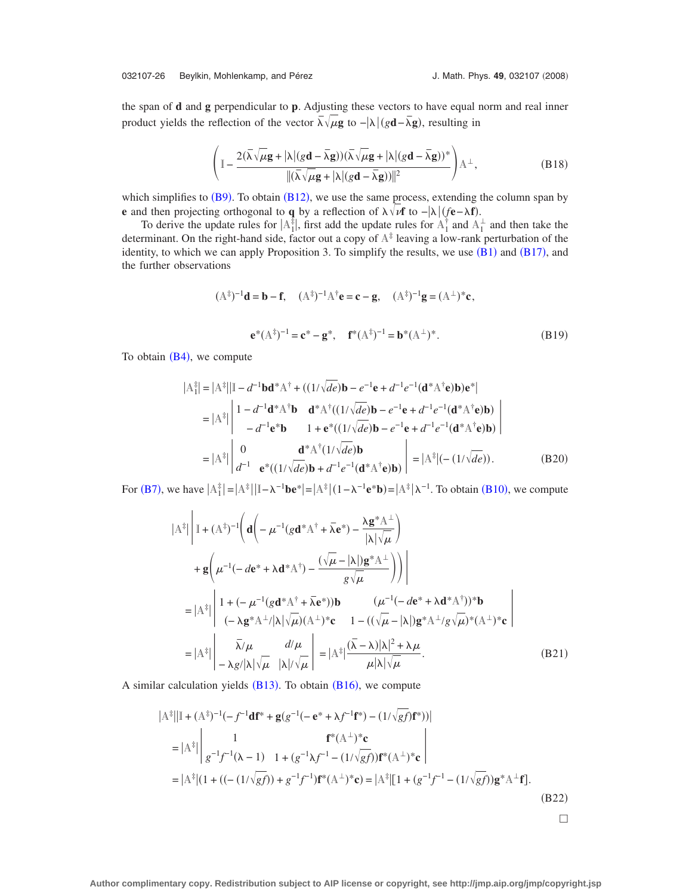the span of $\mathbf{d}$ and $\mathbf{g}$ perpendicular to $\mathbf{p}$. Adjusting these vectors to have equal norm and real inner product yields the reflection of the vector $\bar{\lambda}\sqrt{\mu}\mathbf{g}$ to $-|\lambda|(g\mathbf{d}-\bar{\lambda}\mathbf{g})$, resulting in

$$\left(\mathbb{I}-\frac{2(\bar{\lambda}\sqrt{\mu}\mathbf{g}+|\lambda|(g\mathbf{d}-\bar{\lambda}\mathbf{g}))(\bar{\lambda}\sqrt{\mu}\mathbf{g}+|\lambda|(g\mathbf{d}-\bar{\lambda}\mathbf{g}))^*}{\|(\bar{\lambda}\sqrt{\mu}\mathbf{g}+|\lambda|(g\mathbf{d}-\bar{\lambda}\mathbf{g}))\|^2}\right)\mathbb{A}^{\perp}, \tag{B18}$$

which simplifies to (B9). To obtain (B12), we use the same process, extending the column span by $\mathbf{e}$ and then projecting orthogonal to $\mathbf{q}$ by a reflection of $\lambda\sqrt{\nu}\mathbf{f}$ to $-|\lambda|(f\mathbf{e}-\lambda\mathbf{f})$.

To derive the update rules for $|\mathbb{A}_1^{\ddagger}|$, first add the update rules for $\mathbb{A}_1^{\dagger}$ and $\mathbb{A}_1^{\perp}$ and then take the determinant. On the right-hand side, factor out a copy of $\mathbb{A}^{\ddagger}$ leaving a low-rank perturbation of the identity, to which we can apply Proposition 3. To simplify the results, we use (B1) and (B17), and the further observations

$$(\mathbb{A}^{\ddagger})^{-1}\mathbf{d}=\mathbf{b}-\mathbf{f},\quad (\mathbb{A}^{\ddagger})^{-1}\mathbb{A}^{\dagger}\mathbf{e}=\mathbf{c}-\mathbf{g},\quad (\mathbb{A}^{\ddagger})^{-1}\mathbf{g}=(\mathbb{A}^{\perp})^*\mathbf{c},$$

$$\mathbf{e}^*(\mathbb{A}^{\ddagger})^{-1}=\mathbf{c}^*-\mathbf{g}^*,\quad \mathbf{f}^*(\mathbb{A}^{\ddagger})^{-1}=\mathbf{b}^*(\mathbb{A}^{\perp})^*. \tag{B19}$$

To obtain (B4), we compute

$$\begin{aligned}
|\mathbb{A}_1^{\ddagger}| &= |\mathbb{A}^{\ddagger}|\,|\mathbb{I}-d^{-1}\mathbf{b}\mathbf{d}^*\mathbb{A}^{\dagger}+((1/\sqrt{de})\mathbf{b}-e^{-1}\mathbf{e}+d^{-1}e^{-1}(\mathbf{d}^*\mathbb{A}^{\dagger}\mathbf{e})\mathbf{b})\mathbf{e}^*| \\
&= |\mathbb{A}^{\ddagger}|\begin{vmatrix} 1-d^{-1}\mathbf{d}^*\mathbb{A}^{\dagger}\mathbf{b} & \mathbf{d}^*\mathbb{A}^{\dagger}((1/\sqrt{de})\mathbf{b}-e^{-1}\mathbf{e}+d^{-1}e^{-1}(\mathbf{d}^*\mathbb{A}^{\dagger}\mathbf{e})\mathbf{b}) \\ -d^{-1}\mathbf{e}^*\mathbf{b} & 1+\mathbf{e}^*((1/\sqrt{de})\mathbf{b}-e^{-1}\mathbf{e}+d^{-1}e^{-1}(\mathbf{d}^*\mathbb{A}^{\dagger}\mathbf{e})\mathbf{b}) \end{vmatrix} \\
&= |\mathbb{A}^{\ddagger}|\begin{vmatrix} 0 & \mathbf{d}^*\mathbb{A}^{\dagger}(1/\sqrt{de})\mathbf{b} \\ d^{-1} & \mathbf{e}^*((1/\sqrt{de})\mathbf{b}+d^{-1}e^{-1}(\mathbf{d}^*\mathbb{A}^{\dagger}\mathbf{e})\mathbf{b}) \end{vmatrix} = |\mathbb{A}^{\ddagger}|(-(1/\sqrt{de})).
\end{aligned} \tag{B20}$$

For (B7), we have $|\mathbb{A}_1^{\ddagger}|=|\mathbb{A}^{\ddagger}|\,|\mathbb{I}-\lambda^{-1}\mathbf{b}\mathbf{e}^*|=|\mathbb{A}^{\ddagger}|(1-\lambda^{-1}\mathbf{e}^*\mathbf{b})=|\mathbb{A}^{\ddagger}|\lambda^{-1}$. To obtain (B10), we compute

$$\begin{aligned}
&|\mathbb{A}^{\ddagger}|\left|\mathbb{I}+(\mathbb{A}^{\ddagger})^{-1}\left(\mathbf{d}\left(-\mu^{-1}(g\mathbf{d}^*\mathbb{A}^{\dagger}+\bar{\lambda}\mathbf{e}^*)-\frac{\lambda\mathbf{g}^*\mathbb{A}^{\perp}}{|\lambda|\sqrt{\mu}}\right)\right.\right. \\
&\qquad\left.\left.+\mathbf{g}\left(\mu^{-1}(-d\mathbf{e}^*+\lambda\mathbf{d}^*\mathbb{A}^{\dagger})-\frac{(\sqrt{\mu}-|\lambda|)\mathbf{g}^*\mathbb{A}^{\perp}}{g\sqrt{\mu}}\right)\right)\right| \\
&= |\mathbb{A}^{\ddagger}|\begin{vmatrix} 1+(-\mu^{-1}(g\mathbf{d}^*\mathbb{A}^{\dagger}+\bar{\lambda}\mathbf{e}^*))\mathbf{b} & (\mu^{-1}(-d\mathbf{e}^*+\lambda\mathbf{d}^*\mathbb{A}^{\dagger}))^*\mathbf{b} \\ (-\lambda\mathbf{g}^*\mathbb{A}^{\perp}/|\lambda|\sqrt{\mu})(\mathbb{A}^{\perp})^*\mathbf{c} & 1-((\sqrt{\mu}-|\lambda|)\mathbf{g}^*\mathbb{A}^{\perp}/g\sqrt{\mu})^*(\mathbb{A}^{\perp})^*\mathbf{c} \end{vmatrix} \\
&= |\mathbb{A}^{\ddagger}|\begin{vmatrix} \bar{\lambda}/\mu & d/\mu \\ -\lambda g/|\lambda|\sqrt{\mu} & |\lambda|/\sqrt{\mu} \end{vmatrix} = |\mathbb{A}^{\ddagger}|\frac{(\bar{\lambda}-\lambda)|\lambda|^2+\lambda\mu}{\mu|\lambda|\sqrt{\mu}}.
\end{aligned} \tag{B21}$$

A similar calculation yields (B13). To obtain (B16), we compute

$$\begin{aligned}
&|\mathbb{A}^{\ddagger}|\,|\mathbb{I}+(\mathbb{A}^{\ddagger})^{-1}(-f^{-1}\mathbf{d}\mathbf{f}^*+\mathbf{g}(g^{-1}(-\mathbf{e}^*+\lambda f^{-1}\mathbf{f}^*)-(1/\sqrt{gf})\mathbf{f}^*))| \\
&= |\mathbb{A}^{\ddagger}|\begin{vmatrix} 1 & \mathbf{f}^*(\mathbb{A}^{\perp})^*\mathbf{c} \\ g^{-1}f^{-1}(\lambda-1) & 1+(g^{-1}\lambda f^{-1}-(1/\sqrt{gf}))\mathbf{f}^*(\mathbb{A}^{\perp})^*\mathbf{c} \end{vmatrix} \\
&= |\mathbb{A}^{\ddagger}|(1+((-(1/\sqrt{gf}))+g^{-1}f^{-1})\mathbf{f}^*(\mathbb{A}^{\perp})^*\mathbf{c}) = |\mathbb{A}^{\ddagger}|[1+(g^{-1}f^{-1}-(1/\sqrt{gf}))\mathbf{g}^*\mathbb{A}^{\perp}\mathbf{f}].
\end{aligned} \tag{B22}$$

□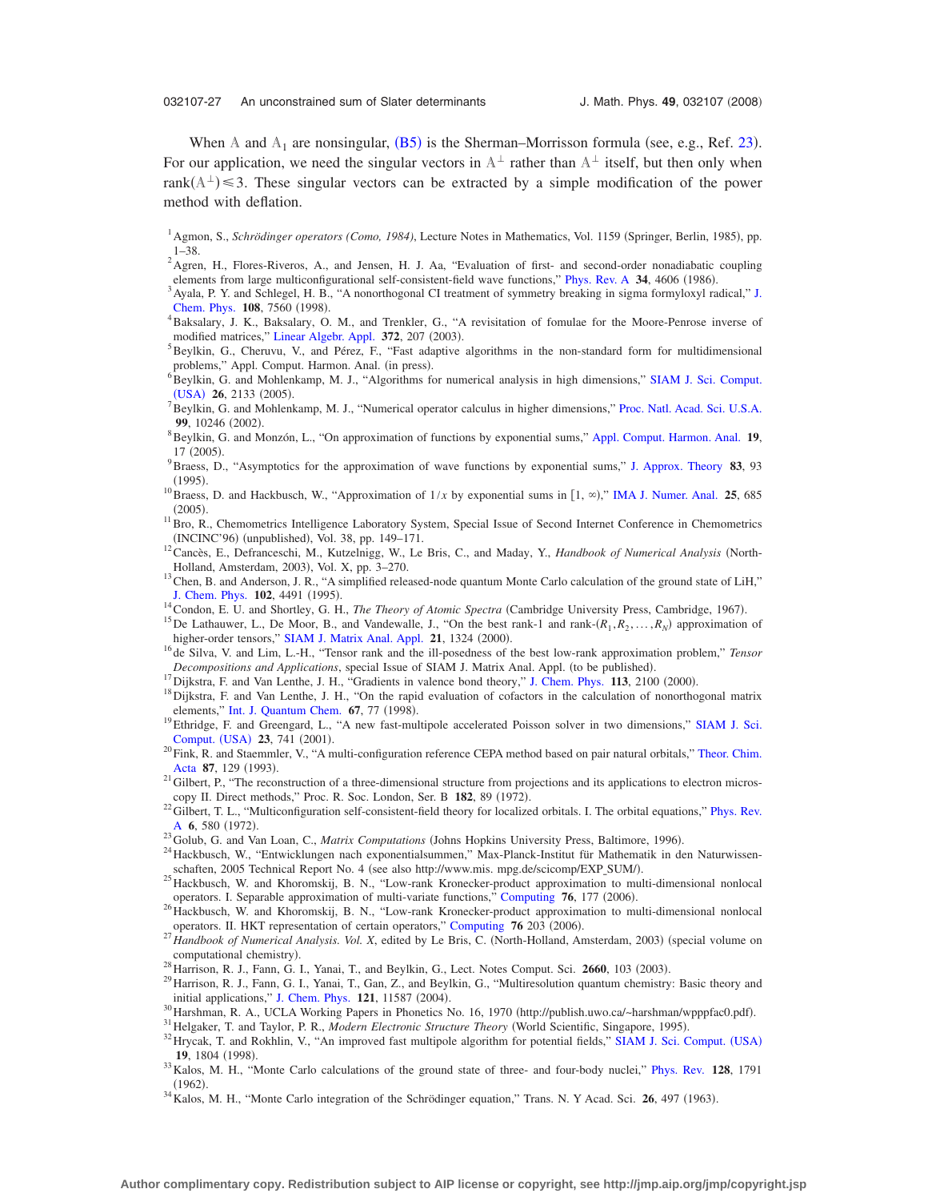When $\mathbb{A}$ and $\mathbb{A}_1$ are nonsingular, (B5) is the Sherman–Morrisson formula (see, e.g., Ref. 23). For our application, we need the singular vectors in $\mathbb{A}^{\perp}$ rather than $\mathbb{A}^{\perp}$ itself, but then only when $\text{rank}(\mathbb{A}^{\perp}) \leq 3$. These singular vectors can be extracted by a simple modification of the power method with deflation.

[1] Agmon, S., *Schrödinger operators (Como, 1984)*, Lecture Notes in Mathematics, Vol. 1159 (Springer, Berlin, 1985), pp. 1–38.

[2] Agren, H., Flores-Riveros, A., and Jensen, H. J. Aa, "Evaluation of first- and second-order nonadiabatic coupling elements from large multiconfigurational self-consistent-field wave functions," Phys. Rev. A **34**, 4606 (1986).

[3] Ayala, P. Y. and Schlegel, H. B., "A nonorthogonal CI treatment of symmetry breaking in sigma formyloxyl radical," J. Chem. Phys. **108**, 7560 (1998).

[4] Baksalary, J. K., Baksalary, O. M., and Trenkler, G., "A revisitation of fomulae for the Moore-Penrose inverse of modified matrices," Linear Algebr. Appl. **372**, 207 (2003).

[5] Beylkin, G., Cheruvu, V., and Pérez, F., "Fast adaptive algorithms in the non-standard form for multidimensional problems," Appl. Comput. Harmon. Anal. (in press).

[6] Beylkin, G. and Mohlenkamp, M. J., "Algorithms for numerical analysis in high dimensions," SIAM J. Sci. Comput. (USA) **26**, 2133 (2005).

[7] Beylkin, G. and Mohlenkamp, M. J., "Numerical operator calculus in higher dimensions," Proc. Natl. Acad. Sci. U.S.A. **99**, 10246 (2002).

[8] Beylkin, G. and Monzón, L., "On approximation of functions by exponential sums," Appl. Comput. Harmon. Anal. **19**, 17 (2005).

[9] Braess, D., "Asymptotics for the approximation of wave functions by exponential sums," J. Approx. Theory **83**, 93 (1995).

[10] Braess, D. and Hackbusch, W., "Approximation of $1/x$ by exponential sums in $[1,\infty)$," IMA J. Numer. Anal. **25**, 685 (2005).

[11] Bro, R., Chemometrics Intelligence Laboratory System, Special Issue of Second Internet Conference in Chemometrics (INCINC'96) (unpublished), Vol. 38, pp. 149–171.

[12] Cancès, E., Defranceschi, M., Kutzelnigg, W., Le Bris, C., and Maday, Y., *Handbook of Numerical Analysis* (North-Holland, Amsterdam, 2003), Vol. X, pp. 3–270.

[13] Chen, B. and Anderson, J. R., "A simplified released-node quantum Monte Carlo calculation of the ground state of LiH," J. Chem. Phys. **102**, 4491 (1995).

[14] Condon, E. U. and Shortley, G. H., *The Theory of Atomic Spectra* (Cambridge University Press, Cambridge, 1967).

[15] De Lathauwer, L., De Moor, B., and Vandewalle, J., "On the best rank-1 and rank-$(R_1, R_2, \ldots, R_N)$ approximation of higher-order tensors," SIAM J. Matrix Anal. Appl. **21**, 1324 (2000).

[16] de Silva, V. and Lim, L.-H., "Tensor rank and the ill-posedness of the best low-rank approximation problem," *Tensor Decompositions and Applications*, special Issue of SIAM J. Matrix Anal. Appl. (to be published).

[17] Dijkstra, F. and Van Lenthe, J. H., "Gradients in valence bond theory," J. Chem. Phys. **113**, 2100 (2000).

[18] Dijkstra, F. and Van Lenthe, J. H., "On the rapid evaluation of cofactors in the calculation of nonorthogonal matrix elements," Int. J. Quantum Chem. **67**, 77 (1998).

[19] Ethridge, F. and Greengard, L., "A new fast-multipole accelerated Poisson solver in two dimensions," SIAM J. Sci. Comput. (USA) **23**, 741 (2001).

[20] Fink, R. and Staemmler, V., "A multi-configuration reference CEPA method based on pair natural orbitals," Theor. Chim. Acta **87**, 129 (1993).

[21] Gilbert, P., "The reconstruction of a three-dimensional structure from projections and its applications to electron microscopy II. Direct methods," Proc. R. Soc. London, Ser. B **182**, 89 (1972).

[22] Gilbert, T. L., "Multiconfiguration self-consistent-field theory for localized orbitals. I. The orbital equations," Phys. Rev. A **6**, 580 (1972).

[23] Golub, G. and Van Loan, C., *Matrix Computations* (Johns Hopkins University Press, Baltimore, 1996).

[24] Hackbusch, W., "Entwicklungen nach exponentialsummen," Max-Planck-Institut für Mathematik in den Naturwissenschaften, 2005 Technical Report No. 4 (see also http://www.mis. mpg.de/scicomp/EXP_SUM/).

[25] Hackbusch, W. and Khoromskij, B. N., "Low-rank Kronecker-product approximation to multi-dimensional nonlocal operators. I. Separable approximation of multi-variate functions," Computing **76**, 177 (2006).

[26] Hackbusch, W. and Khoromskij, B. N., "Low-rank Kronecker-product approximation to multi-dimensional nonlocal operators. II. HKT representation of certain operators," Computing **76** 203 (2006).

[27] *Handbook of Numerical Analysis. Vol. X*, edited by Le Bris, C. (North-Holland, Amsterdam, 2003) (special volume on computational chemistry).

[28] Harrison, R. J., Fann, G. I., Yanai, T., and Beylkin, G., Lect. Notes Comput. Sci. **2660**, 103 (2003).

[29] Harrison, R. J., Fann, G. I., Yanai, T., Gan, Z., and Beylkin, G., "Multiresolution quantum chemistry: Basic theory and initial applications," J. Chem. Phys. **121**, 11587 (2004).

[30] Harshman, R. A., UCLA Working Papers in Phonetics No. 16, 1970 (http://publish.uwo.ca/~harshman/wpppfac0.pdf).

[31] Helgaker, T. and Taylor, P. R., *Modern Electronic Structure Theory* (World Scientific, Singapore, 1995).

[32] Hrycak, T. and Rokhlin, V., "An improved fast multipole algorithm for potential fields," SIAM J. Sci. Comput. (USA) **19**, 1804 (1998).

[33] Kalos, M. H., "Monte Carlo calculations of the ground state of three- and four-body nuclei," Phys. Rev. **128**, 1791 (1962).

[34] Kalos, M. H., "Monte Carlo integration of the Schrödinger equation," Trans. N. Y Acad. Sci. **26**, 497 (1963).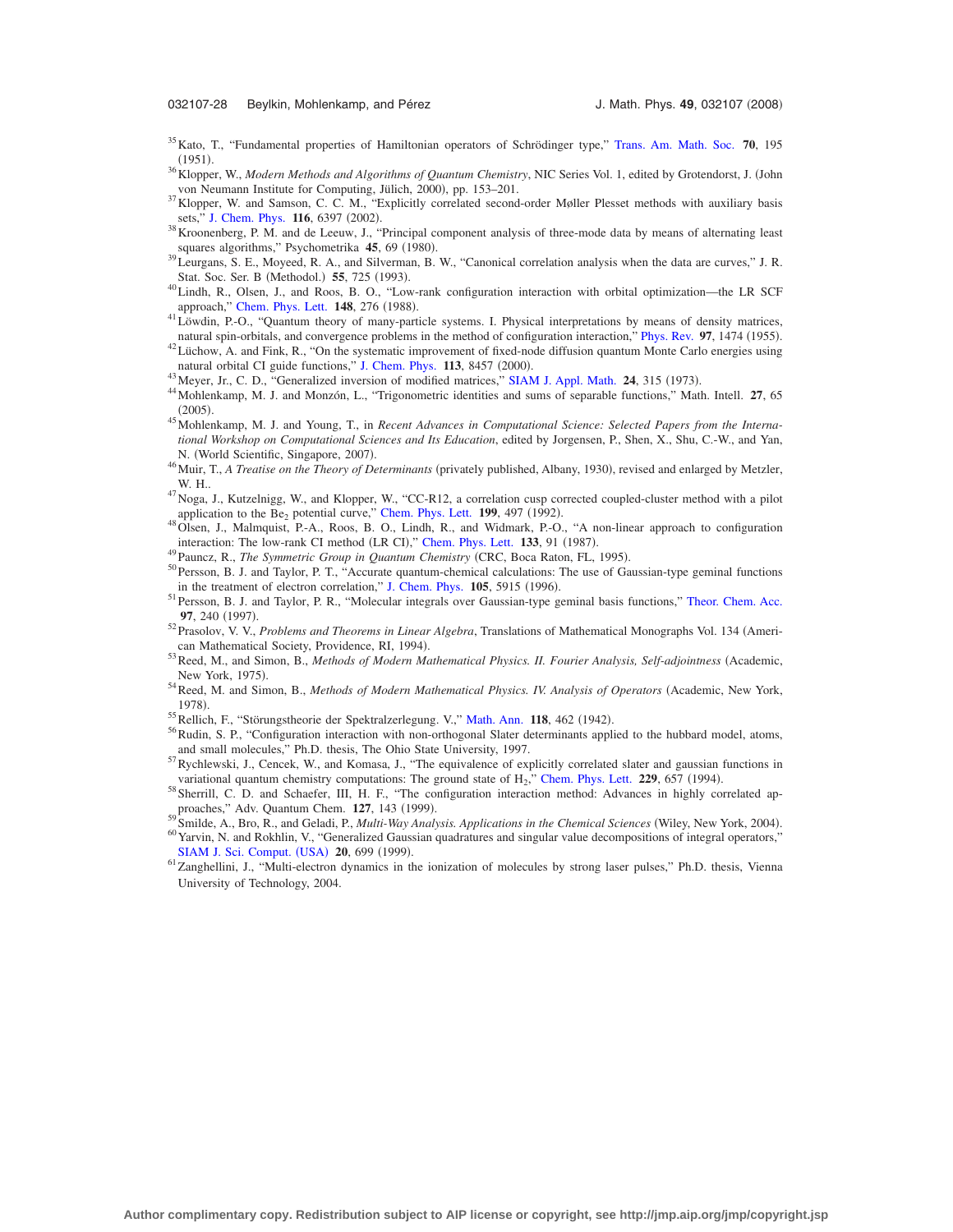[35] Kato, T., "Fundamental properties of Hamiltonian operators of Schrödinger type," Trans. Am. Math. Soc. **70**, 195 (1951).

[36] Klopper, W., *Modern Methods and Algorithms of Quantum Chemistry*, NIC Series Vol. 1, edited by Grotendorst, J. (John von Neumann Institute for Computing, Jülich, 2000), pp. 153–201.

[37] Klopper, W. and Samson, C. C. M., "Explicitly correlated second-order Møller Plesset methods with auxiliary basis sets," J. Chem. Phys. **116**, 6397 (2002).

[38] Kroonenberg, P. M. and de Leeuw, J., "Principal component analysis of three-mode data by means of alternating least squares algorithms," Psychometrika **45**, 69 (1980).

[39] Leurgans, S. E., Moyeed, R. A., and Silverman, B. W., "Canonical correlation analysis when the data are curves," J. R. Stat. Soc. Ser. B (Methodol.) **55**, 725 (1993).

[40] Lindh, R., Olsen, J., and Roos, B. O., "Low-rank configuration interaction with orbital optimization—the LR SCF approach," Chem. Phys. Lett. **148**, 276 (1988).

[41] Löwdin, P.-O., "Quantum theory of many-particle systems. I. Physical interpretations by means of density matrices, natural spin-orbitals, and convergence problems in the method of configuration interaction," Phys. Rev. **97**, 1474 (1955).

[42] Lüchow, A. and Fink, R., "On the systematic improvement of fixed-node diffusion quantum Monte Carlo energies using natural orbital CI guide functions," J. Chem. Phys. **113**, 8457 (2000).

[43] Meyer, Jr., C. D., "Generalized inversion of modified matrices," SIAM J. Appl. Math. **24**, 315 (1973).

[44] Mohlenkamp, M. J. and Monzón, L., "Trigonometric identities and sums of separable functions," Math. Intell. **27**, 65 (2005).

[45] Mohlenkamp, M. J. and Young, T., in *Recent Advances in Computational Science: Selected Papers from the International Workshop on Computational Sciences and Its Education*, edited by Jorgensen, P., Shen, X., Shu, C.-W., and Yan, N. (World Scientific, Singapore, 2007).

[46] Muir, T., *A Treatise on the Theory of Determinants* (privately published, Albany, 1930), revised and enlarged by Metzler, W. H..

[47] Noga, J., Kutzelnigg, W., and Klopper, W., "CC-R12, a correlation cusp corrected coupled-cluster method with a pilot application to the $Be_2$ potential curve," Chem. Phys. Lett. **199**, 497 (1992).

[48] Olsen, J., Malmquist, P.-A., Roos, B. O., Lindh, R., and Widmark, P.-O., "A non-linear approach to configuration interaction: The low-rank CI method (LR CI)," Chem. Phys. Lett. **133**, 91 (1987).

[49] Pauncz, R., *The Symmetric Group in Quantum Chemistry* (CRC, Boca Raton, FL, 1995).

[50] Persson, B. J. and Taylor, P. T., "Accurate quantum-chemical calculations: The use of Gaussian-type geminal functions in the treatment of electron correlation," J. Chem. Phys. **105**, 5915 (1996).

[51] Persson, B. J. and Taylor, P. R., "Molecular integrals over Gaussian-type geminal basis functions," Theor. Chem. Acc. **97**, 240 (1997).

[52] Prasolov, V. V., *Problems and Theorems in Linear Algebra*, Translations of Mathematical Monographs Vol. 134 (American Mathematical Society, Providence, RI, 1994).

[53] Reed, M., and Simon, B., *Methods of Modern Mathematical Physics. II. Fourier Analysis, Self-adjointness* (Academic, New York, 1975).

[54] Reed, M. and Simon, B., *Methods of Modern Mathematical Physics. IV. Analysis of Operators* (Academic, New York, 1978).

[55] Rellich, F., "Störungstheorie der Spektralzerlegung. V.," Math. Ann. **118**, 462 (1942).

[56] Rudin, S. P., "Configuration interaction with non-orthogonal Slater determinants applied to the hubbard model, atoms, and small molecules," Ph.D. thesis, The Ohio State University, 1997.

[57] Rychlewski, J., Cencek, W., and Komasa, J., "The equivalence of explicitly correlated slater and gaussian functions in variational quantum chemistry computations: The ground state of $H_2$," Chem. Phys. Lett. **229**, 657 (1994).

[58] Sherrill, C. D. and Schaefer, III, H. F., "The configuration interaction method: Advances in highly correlated approaches," Adv. Quantum Chem. **127**, 143 (1999).

[59] Smilde, A., Bro, R., and Geladi, P., *Multi-Way Analysis. Applications in the Chemical Sciences* (Wiley, New York, 2004).

[60] Yarvin, N. and Rokhlin, V., "Generalized Gaussian quadratures and singular value decompositions of integral operators," SIAM J. Sci. Comput. (USA) **20**, 699 (1999).

[61] Zanghellini, J., "Multi-electron dynamics in the ionization of molecules by strong laser pulses," Ph.D. thesis, Vienna University of Technology, 2004.